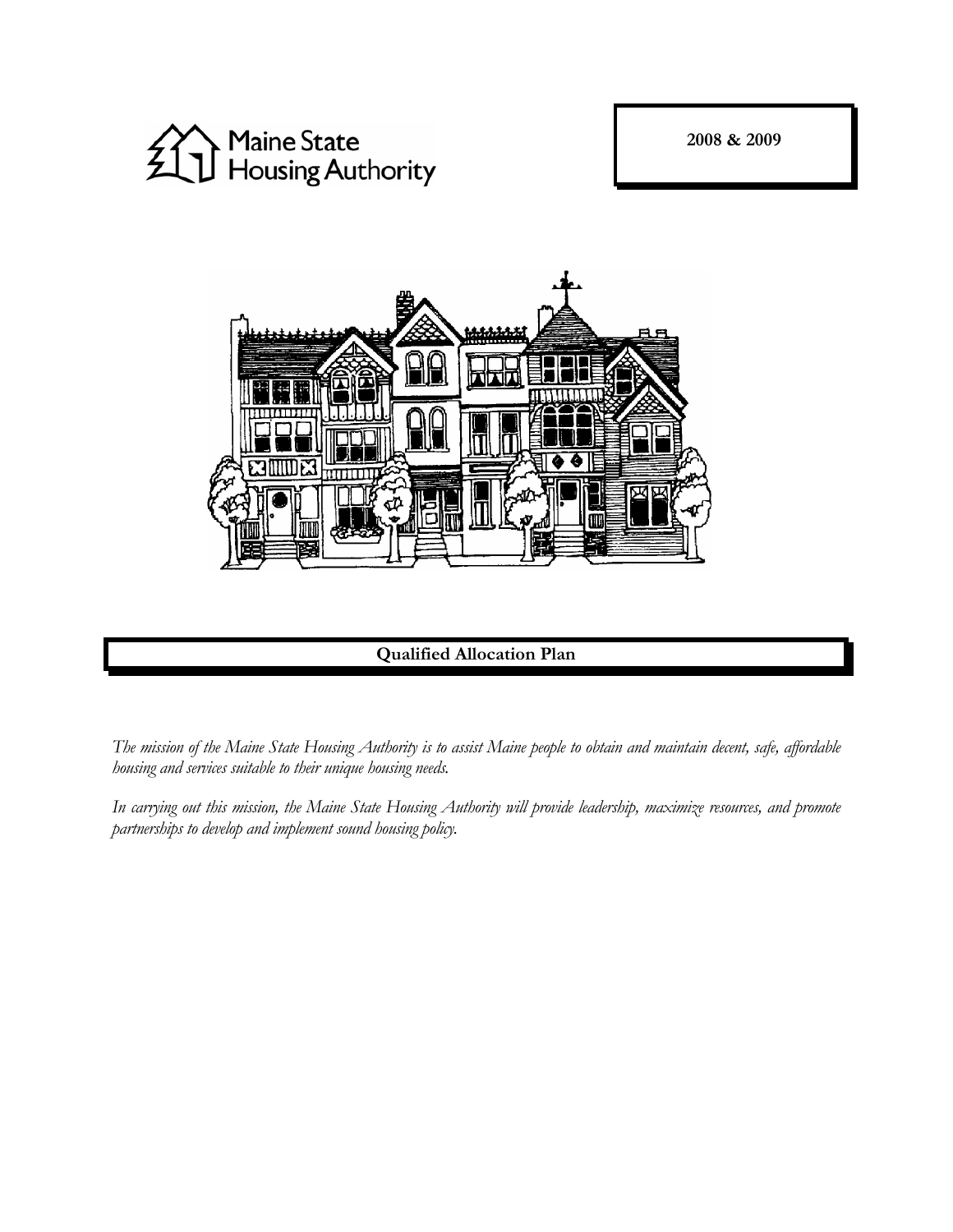Maine State Housing Authority

**2008 & 2009**

# Qualified Allocation Plan

*The mission of the Maine State Housing Authority is to assist Maine people to obtain and maintain decent, safe, affordable housing and services suitable to their unique housing needs.*

*In carrying out this mission, the Maine State Housing Authority will provide leadership, maximize resources, and promote partnerships to develop and implement sound housing policy.*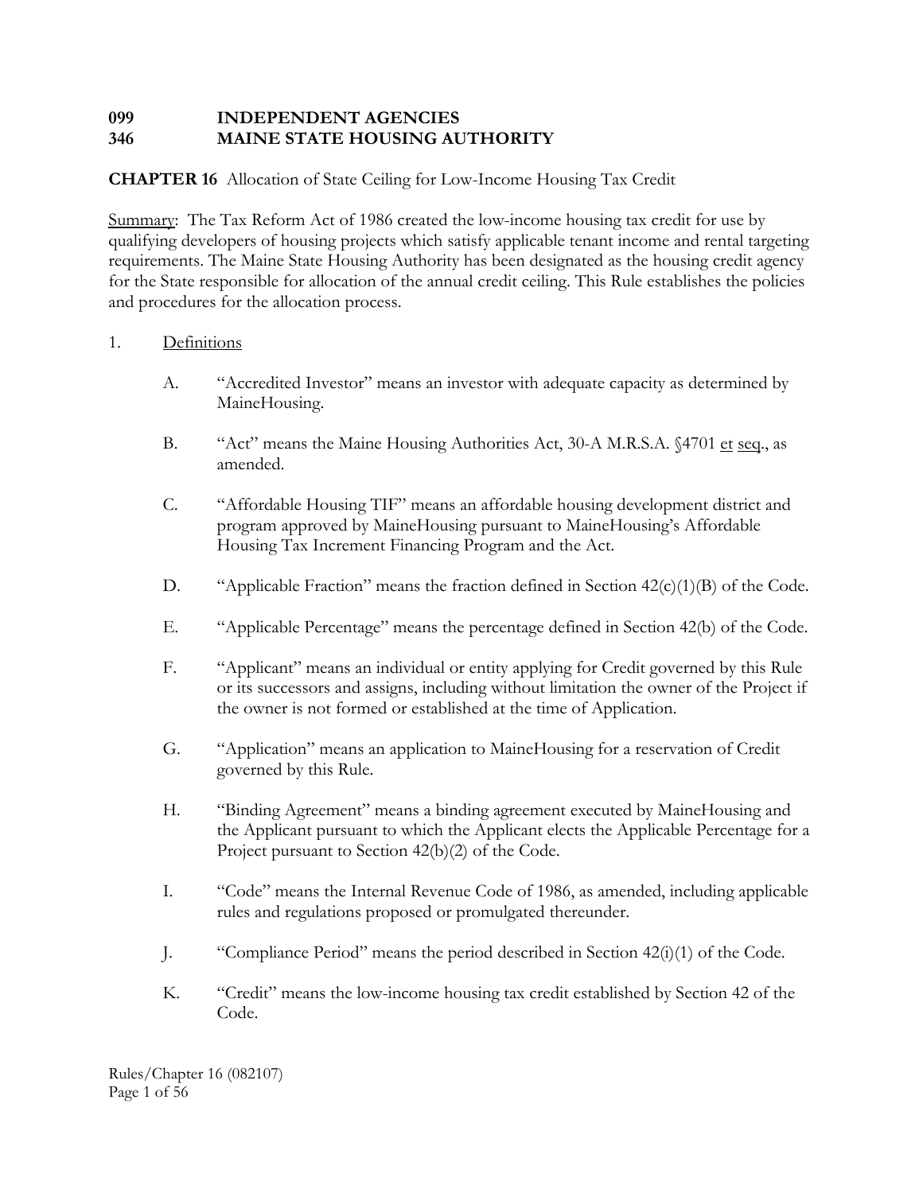**099 INDEPENDENT AGENCIES**
**346 MAINE STATE HOUSING AUTHORITY**

**CHAPTER 16** Allocation of State Ceiling for Low-Income Housing Tax Credit

Summary: The Tax Reform Act of 1986 created the low-income housing tax credit for use by qualifying developers of housing projects which satisfy applicable tenant income and rental targeting requirements. The Maine State Housing Authority has been designated as the housing credit agency for the State responsible for allocation of the annual credit ceiling. This Rule establishes the policies and procedures for the allocation process.

1. Definitions

   A. "Accredited Investor" means an investor with adequate capacity as determined by MaineHousing.

   B. "Act" means the Maine Housing Authorities Act, 30-A M.R.S.A. §4701 et seq., as amended.

   C. "Affordable Housing TIF" means an affordable housing development district and program approved by MaineHousing pursuant to MaineHousing's Affordable Housing Tax Increment Financing Program and the Act.

   D. "Applicable Fraction" means the fraction defined in Section 42(c)(1)(B) of the Code.

   E. "Applicable Percentage" means the percentage defined in Section 42(b) of the Code.

   F. "Applicant" means an individual or entity applying for Credit governed by this Rule or its successors and assigns, including without limitation the owner of the Project if the owner is not formed or established at the time of Application.

   G. "Application" means an application to MaineHousing for a reservation of Credit governed by this Rule.

   H. "Binding Agreement" means a binding agreement executed by MaineHousing and the Applicant pursuant to which the Applicant elects the Applicable Percentage for a Project pursuant to Section 42(b)(2) of the Code.

   I. "Code" means the Internal Revenue Code of 1986, as amended, including applicable rules and regulations proposed or promulgated thereunder.

   J. "Compliance Period" means the period described in Section 42(i)(1) of the Code.

   K. "Credit" means the low-income housing tax credit established by Section 42 of the Code.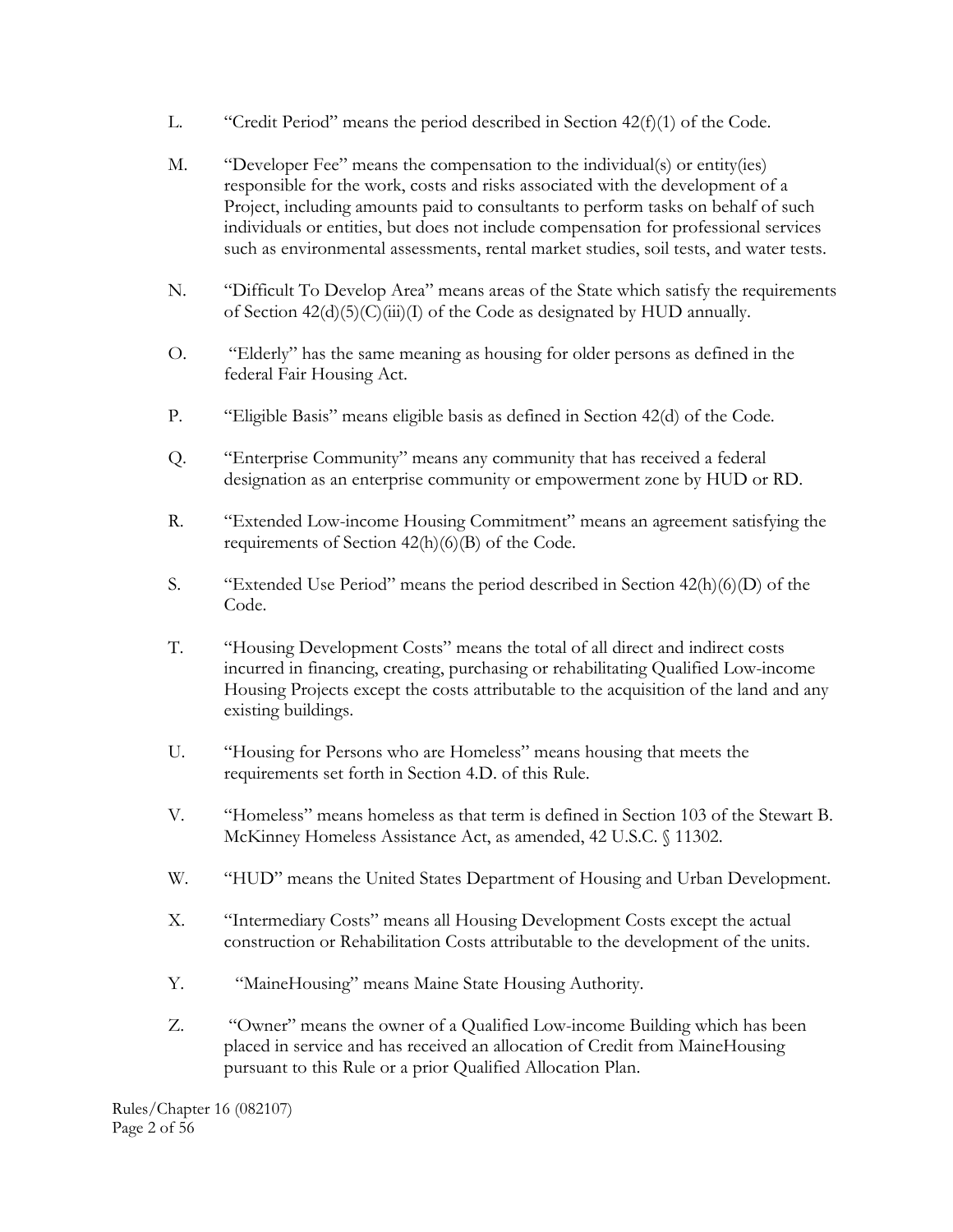L. "Credit Period" means the period described in Section 42(f)(1) of the Code.

M. "Developer Fee" means the compensation to the individual(s) or entity(ies) responsible for the work, costs and risks associated with the development of a Project, including amounts paid to consultants to perform tasks on behalf of such individuals or entities, but does not include compensation for professional services such as environmental assessments, rental market studies, soil tests, and water tests.

N. "Difficult To Develop Area" means areas of the State which satisfy the requirements of Section 42(d)(5)(C)(iii)(I) of the Code as designated by HUD annually.

O. "Elderly" has the same meaning as housing for older persons as defined in the federal Fair Housing Act.

P. "Eligible Basis" means eligible basis as defined in Section 42(d) of the Code.

Q. "Enterprise Community" means any community that has received a federal designation as an enterprise community or empowerment zone by HUD or RD.

R. "Extended Low-income Housing Commitment" means an agreement satisfying the requirements of Section 42(h)(6)(B) of the Code.

S. "Extended Use Period" means the period described in Section 42(h)(6)(D) of the Code.

T. "Housing Development Costs" means the total of all direct and indirect costs incurred in financing, creating, purchasing or rehabilitating Qualified Low-income Housing Projects except the costs attributable to the acquisition of the land and any existing buildings.

U. "Housing for Persons who are Homeless" means housing that meets the requirements set forth in Section 4.D. of this Rule.

V. "Homeless" means homeless as that term is defined in Section 103 of the Stewart B. McKinney Homeless Assistance Act, as amended, 42 U.S.C. § 11302.

W. "HUD" means the United States Department of Housing and Urban Development.

X. "Intermediary Costs" means all Housing Development Costs except the actual construction or Rehabilitation Costs attributable to the development of the units.

Y. "MaineHousing" means Maine State Housing Authority.

Z. "Owner" means the owner of a Qualified Low-income Building which has been placed in service and has received an allocation of Credit from MaineHousing pursuant to this Rule or a prior Qualified Allocation Plan.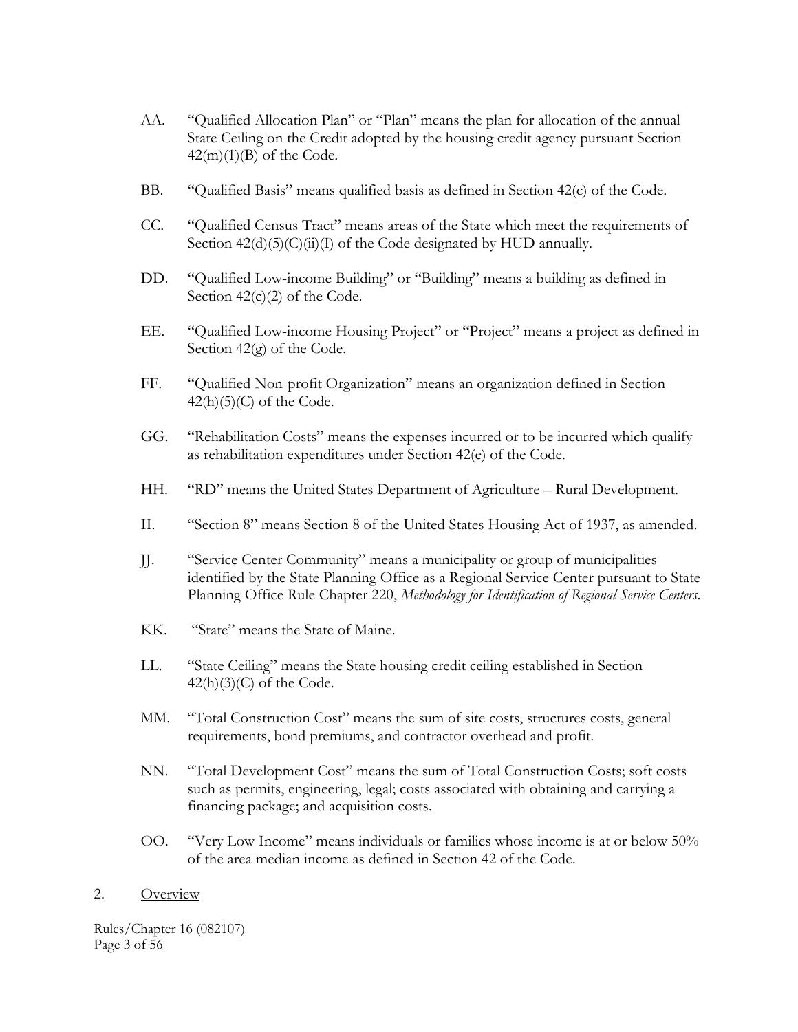AA. "Qualified Allocation Plan" or "Plan" means the plan for allocation of the annual State Ceiling on the Credit adopted by the housing credit agency pursuant Section 42(m)(1)(B) of the Code.

BB. "Qualified Basis" means qualified basis as defined in Section 42(c) of the Code.

CC. "Qualified Census Tract" means areas of the State which meet the requirements of Section 42(d)(5)(C)(ii)(I) of the Code designated by HUD annually.

DD. "Qualified Low-income Building" or "Building" means a building as defined in Section 42(c)(2) of the Code.

EE. "Qualified Low-income Housing Project" or "Project" means a project as defined in Section 42(g) of the Code.

FF. "Qualified Non-profit Organization" means an organization defined in Section 42(h)(5)(C) of the Code.

GG. "Rehabilitation Costs" means the expenses incurred or to be incurred which qualify as rehabilitation expenditures under Section 42(e) of the Code.

HH. "RD" means the United States Department of Agriculture – Rural Development.

II. "Section 8" means Section 8 of the United States Housing Act of 1937, as amended.

JJ. "Service Center Community" means a municipality or group of municipalities identified by the State Planning Office as a Regional Service Center pursuant to State Planning Office Rule Chapter 220, *Methodology for Identification of Regional Service Centers*.

KK. "State" means the State of Maine.

LL. "State Ceiling" means the State housing credit ceiling established in Section 42(h)(3)(C) of the Code.

MM. "Total Construction Cost" means the sum of site costs, structures costs, general requirements, bond premiums, and contractor overhead and profit.

NN. "Total Development Cost" means the sum of Total Construction Costs; soft costs such as permits, engineering, legal; costs associated with obtaining and carrying a financing package; and acquisition costs.

OO. "Very Low Income" means individuals or families whose income is at or below 50% of the area median income as defined in Section 42 of the Code.

2. Overview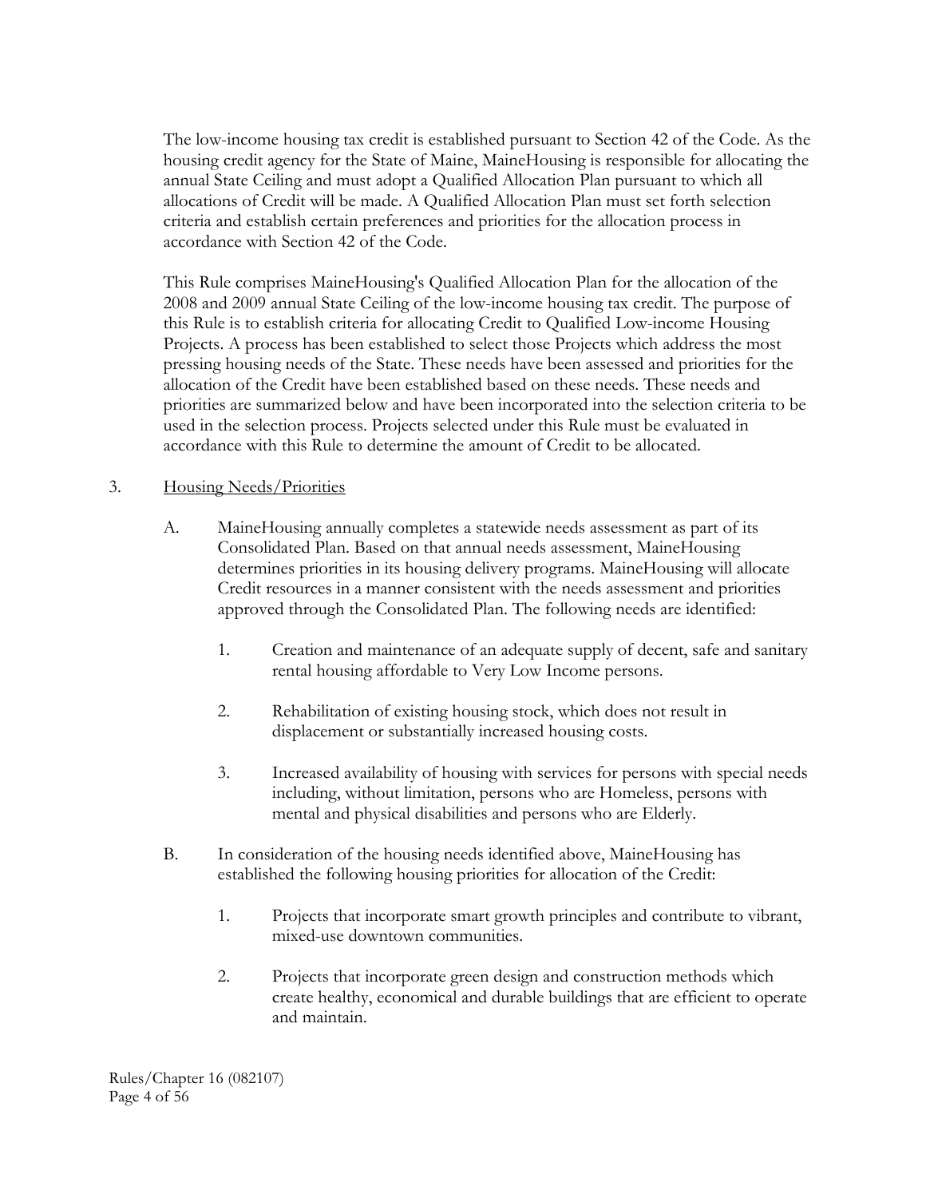The low-income housing tax credit is established pursuant to Section 42 of the Code. As the housing credit agency for the State of Maine, MaineHousing is responsible for allocating the annual State Ceiling and must adopt a Qualified Allocation Plan pursuant to which all allocations of Credit will be made. A Qualified Allocation Plan must set forth selection criteria and establish certain preferences and priorities for the allocation process in accordance with Section 42 of the Code.

This Rule comprises MaineHousing's Qualified Allocation Plan for the allocation of the 2008 and 2009 annual State Ceiling of the low-income housing tax credit. The purpose of this Rule is to establish criteria for allocating Credit to Qualified Low-income Housing Projects. A process has been established to select those Projects which address the most pressing housing needs of the State. These needs have been assessed and priorities for the allocation of the Credit have been established based on these needs. These needs and priorities are summarized below and have been incorporated into the selection criteria to be used in the selection process. Projects selected under this Rule must be evaluated in accordance with this Rule to determine the amount of Credit to be allocated.

3. <u>Housing Needs/Priorities</u>

   A. MaineHousing annually completes a statewide needs assessment as part of its Consolidated Plan. Based on that annual needs assessment, MaineHousing determines priorities in its housing delivery programs. MaineHousing will allocate Credit resources in a manner consistent with the needs assessment and priorities approved through the Consolidated Plan. The following needs are identified:

      1. Creation and maintenance of an adequate supply of decent, safe and sanitary rental housing affordable to Very Low Income persons.

      2. Rehabilitation of existing housing stock, which does not result in displacement or substantially increased housing costs.

      3. Increased availability of housing with services for persons with special needs including, without limitation, persons who are Homeless, persons with mental and physical disabilities and persons who are Elderly.

   B. In consideration of the housing needs identified above, MaineHousing has established the following housing priorities for allocation of the Credit:

      1. Projects that incorporate smart growth principles and contribute to vibrant, mixed-use downtown communities.

      2. Projects that incorporate green design and construction methods which create healthy, economical and durable buildings that are efficient to operate and maintain.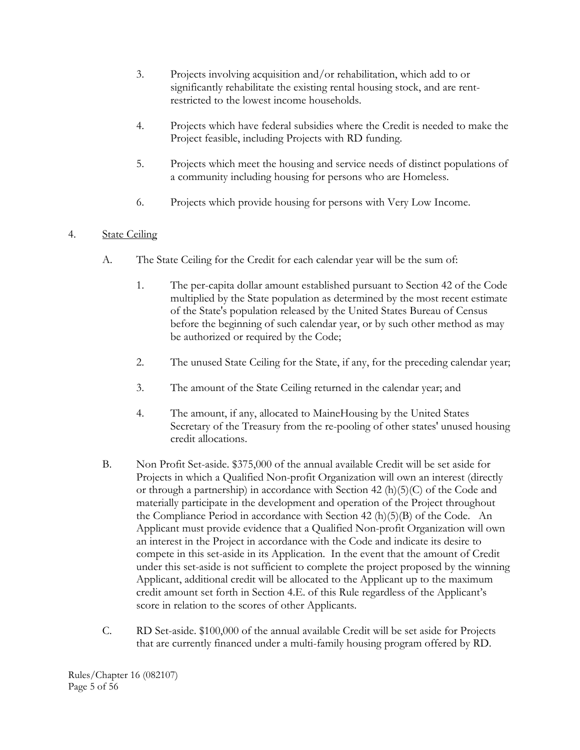3. Projects involving acquisition and/or rehabilitation, which add to or significantly rehabilitate the existing rental housing stock, and are rent-restricted to the lowest income households.

4. Projects which have federal subsidies where the Credit is needed to make the Project feasible, including Projects with RD funding.

5. Projects which meet the housing and service needs of distinct populations of a community including housing for persons who are Homeless.

6. Projects which provide housing for persons with Very Low Income.

4. <u>State Ceiling</u>

A. The State Ceiling for the Credit for each calendar year will be the sum of:

1. The per-capita dollar amount established pursuant to Section 42 of the Code multiplied by the State population as determined by the most recent estimate of the State's population released by the United States Bureau of Census before the beginning of such calendar year, or by such other method as may be authorized or required by the Code;

2. The unused State Ceiling for the State, if any, for the preceding calendar year;

3. The amount of the State Ceiling returned in the calendar year; and

4. The amount, if any, allocated to MaineHousing by the United States Secretary of the Treasury from the re-pooling of other states' unused housing credit allocations.

B. Non Profit Set-aside. $375,000 of the annual available Credit will be set aside for Projects in which a Qualified Non-profit Organization will own an interest (directly or through a partnership) in accordance with Section 42 (h)(5)(C) of the Code and materially participate in the development and operation of the Project throughout the Compliance Period in accordance with Section 42 (h)(5)(B) of the Code. An Applicant must provide evidence that a Qualified Non-profit Organization will own an interest in the Project in accordance with the Code and indicate its desire to compete in this set-aside in its Application. In the event that the amount of Credit under this set-aside is not sufficient to complete the project proposed by the winning Applicant, additional credit will be allocated to the Applicant up to the maximum credit amount set forth in Section 4.E. of this Rule regardless of the Applicant's score in relation to the scores of other Applicants.

C. RD Set-aside. $100,000 of the annual available Credit will be set aside for Projects that are currently financed under a multi-family housing program offered by RD.

Rules/Chapter 16 (082107)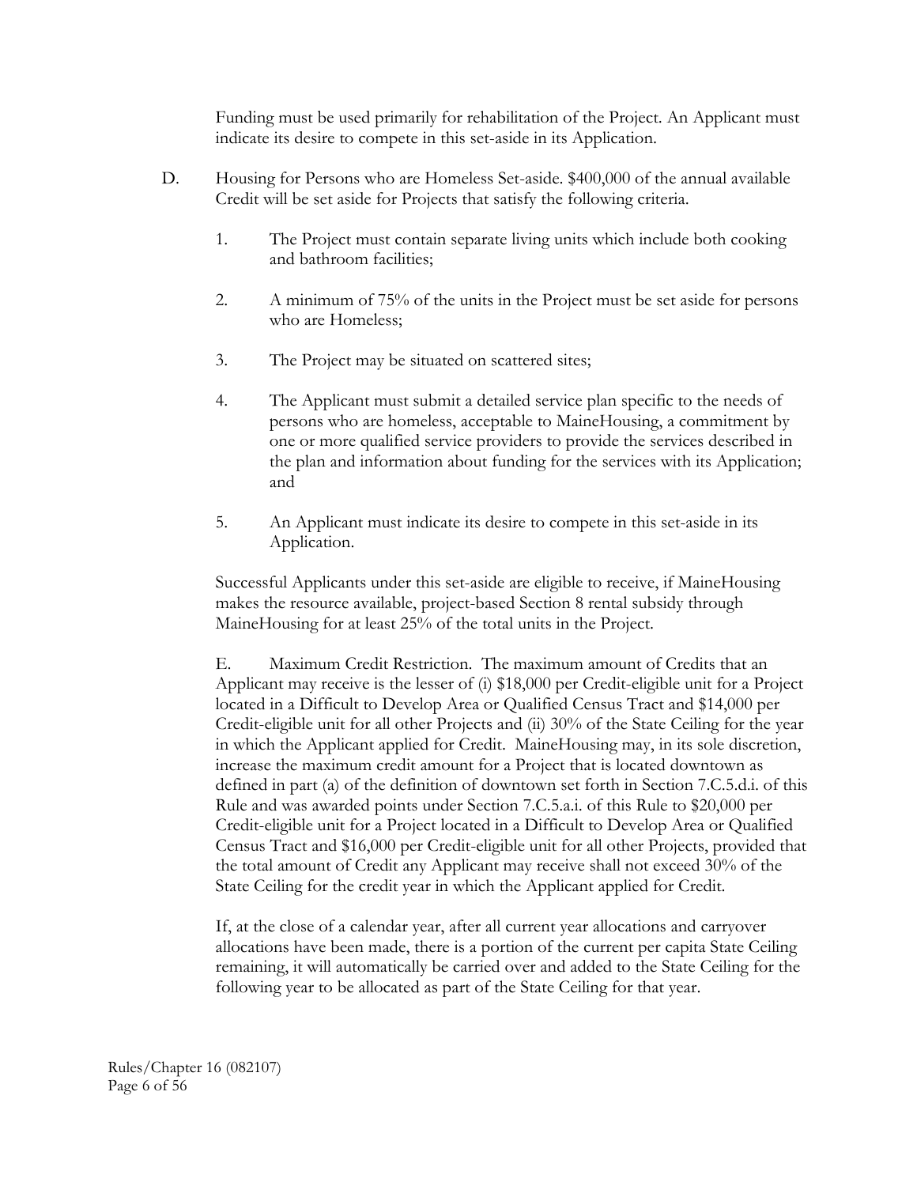Funding must be used primarily for rehabilitation of the Project. An Applicant must indicate its desire to compete in this set-aside in its Application.

D. Housing for Persons who are Homeless Set-aside. $400,000 of the annual available Credit will be set aside for Projects that satisfy the following criteria.

1. The Project must contain separate living units which include both cooking and bathroom facilities;

2. A minimum of 75% of the units in the Project must be set aside for persons who are Homeless;

3. The Project may be situated on scattered sites;

4. The Applicant must submit a detailed service plan specific to the needs of persons who are homeless, acceptable to MaineHousing, a commitment by one or more qualified service providers to provide the services described in the plan and information about funding for the services with its Application; and

5. An Applicant must indicate its desire to compete in this set-aside in its Application.

Successful Applicants under this set-aside are eligible to receive, if MaineHousing makes the resource available, project-based Section 8 rental subsidy through MaineHousing for at least 25% of the total units in the Project.

E. Maximum Credit Restriction. The maximum amount of Credits that an Applicant may receive is the lesser of (i) $18,000 per Credit-eligible unit for a Project located in a Difficult to Develop Area or Qualified Census Tract and $14,000 per Credit-eligible unit for all other Projects and (ii) 30% of the State Ceiling for the year in which the Applicant applied for Credit. MaineHousing may, in its sole discretion, increase the maximum credit amount for a Project that is located downtown as defined in part (a) of the definition of downtown set forth in Section 7.C.5.d.i. of this Rule and was awarded points under Section 7.C.5.a.i. of this Rule to $20,000 per Credit-eligible unit for a Project located in a Difficult to Develop Area or Qualified Census Tract and $16,000 per Credit-eligible unit for all other Projects, provided that the total amount of Credit any Applicant may receive shall not exceed 30% of the State Ceiling for the credit year in which the Applicant applied for Credit.

If, at the close of a calendar year, after all current year allocations and carryover allocations have been made, there is a portion of the current per capita State Ceiling remaining, it will automatically be carried over and added to the State Ceiling for the following year to be allocated as part of the State Ceiling for that year.

Rules/Chapter 16 (082107)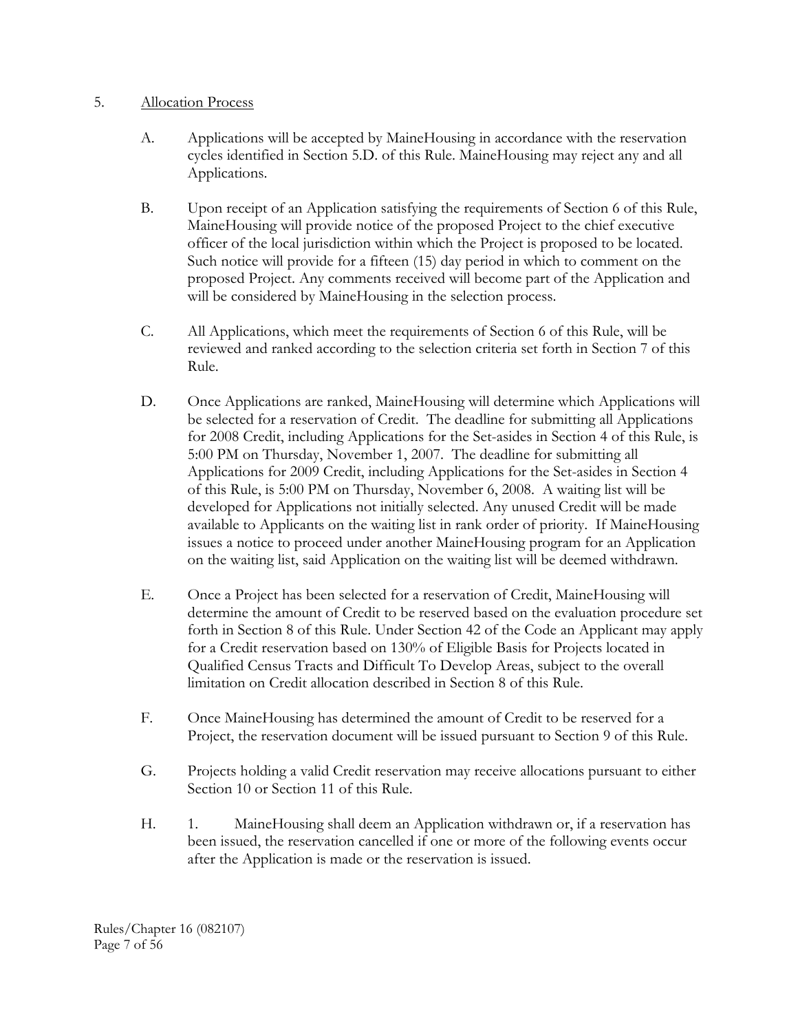5. <u>Allocation Process</u>

   A. Applications will be accepted by MaineHousing in accordance with the reservation cycles identified in Section 5.D. of this Rule. MaineHousing may reject any and all Applications.

   B. Upon receipt of an Application satisfying the requirements of Section 6 of this Rule, MaineHousing will provide notice of the proposed Project to the chief executive officer of the local jurisdiction within which the Project is proposed to be located. Such notice will provide for a fifteen (15) day period in which to comment on the proposed Project. Any comments received will become part of the Application and will be considered by MaineHousing in the selection process.

   C. All Applications, which meet the requirements of Section 6 of this Rule, will be reviewed and ranked according to the selection criteria set forth in Section 7 of this Rule.

   D. Once Applications are ranked, MaineHousing will determine which Applications will be selected for a reservation of Credit. The deadline for submitting all Applications for 2008 Credit, including Applications for the Set-asides in Section 4 of this Rule, is 5:00 PM on Thursday, November 1, 2007. The deadline for submitting all Applications for 2009 Credit, including Applications for the Set-asides in Section 4 of this Rule, is 5:00 PM on Thursday, November 6, 2008. A waiting list will be developed for Applications not initially selected. Any unused Credit will be made available to Applicants on the waiting list in rank order of priority. If MaineHousing issues a notice to proceed under another MaineHousing program for an Application on the waiting list, said Application on the waiting list will be deemed withdrawn.

   E. Once a Project has been selected for a reservation of Credit, MaineHousing will determine the amount of Credit to be reserved based on the evaluation procedure set forth in Section 8 of this Rule. Under Section 42 of the Code an Applicant may apply for a Credit reservation based on 130% of Eligible Basis for Projects located in Qualified Census Tracts and Difficult To Develop Areas, subject to the overall limitation on Credit allocation described in Section 8 of this Rule.

   F. Once MaineHousing has determined the amount of Credit to be reserved for a Project, the reservation document will be issued pursuant to Section 9 of this Rule.

   G. Projects holding a valid Credit reservation may receive allocations pursuant to either Section 10 or Section 11 of this Rule.

   H. 1. MaineHousing shall deem an Application withdrawn or, if a reservation has been issued, the reservation cancelled if one or more of the following events occur after the Application is made or the reservation is issued.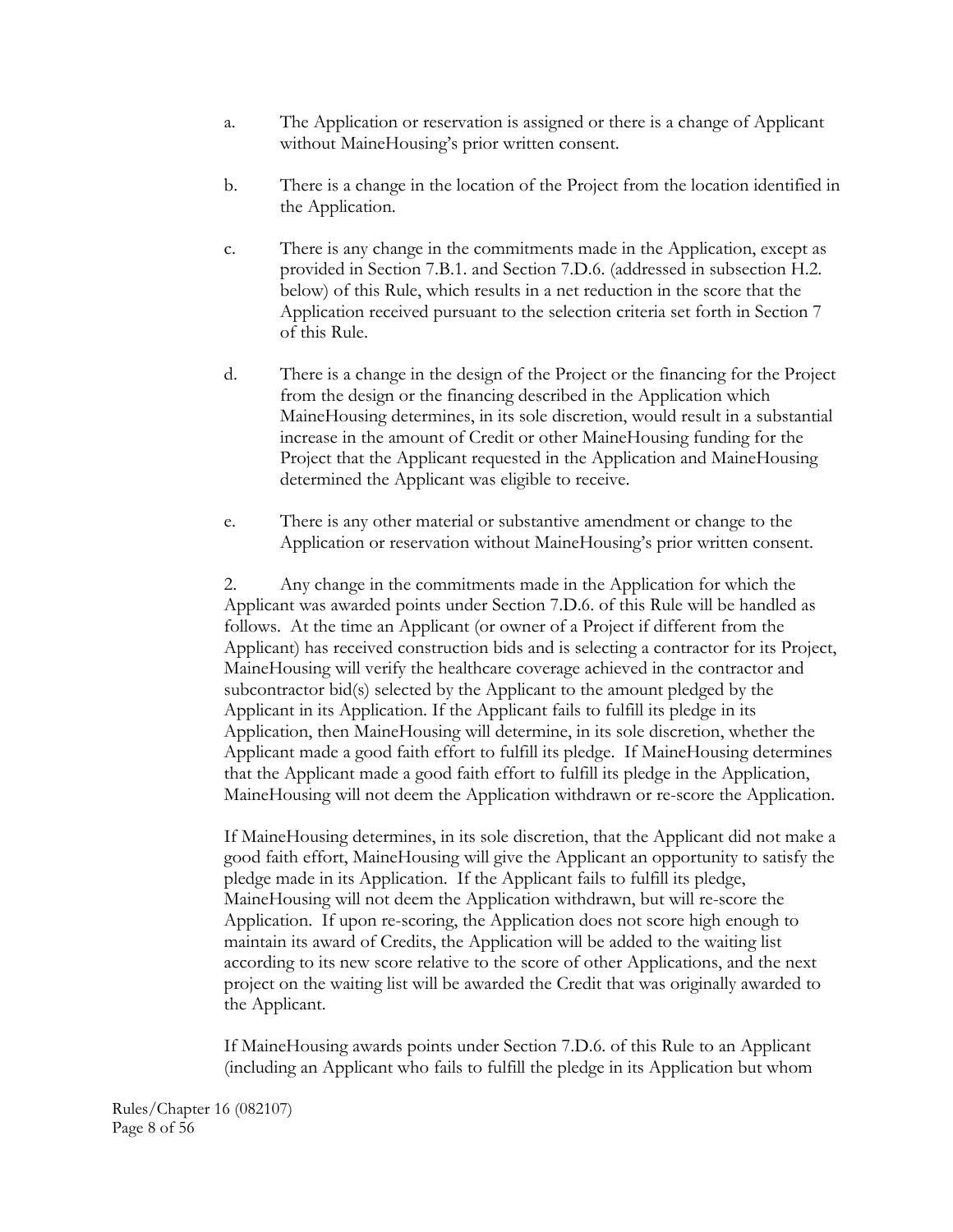a. The Application or reservation is assigned or there is a change of Applicant without MaineHousing's prior written consent.

b. There is a change in the location of the Project from the location identified in the Application.

c. There is any change in the commitments made in the Application, except as provided in Section 7.B.1. and Section 7.D.6. (addressed in subsection H.2. below) of this Rule, which results in a net reduction in the score that the Application received pursuant to the selection criteria set forth in Section 7 of this Rule.

d. There is a change in the design of the Project or the financing for the Project from the design or the financing described in the Application which MaineHousing determines, in its sole discretion, would result in a substantial increase in the amount of Credit or other MaineHousing funding for the Project that the Applicant requested in the Application and MaineHousing determined the Applicant was eligible to receive.

e. There is any other material or substantive amendment or change to the Application or reservation without MaineHousing's prior written consent.

2. Any change in the commitments made in the Application for which the Applicant was awarded points under Section 7.D.6. of this Rule will be handled as follows. At the time an Applicant (or owner of a Project if different from the Applicant) has received construction bids and is selecting a contractor for its Project, MaineHousing will verify the healthcare coverage achieved in the contractor and subcontractor bid(s) selected by the Applicant to the amount pledged by the Applicant in its Application. If the Applicant fails to fulfill its pledge in its Application, then MaineHousing will determine, in its sole discretion, whether the Applicant made a good faith effort to fulfill its pledge. If MaineHousing determines that the Applicant made a good faith effort to fulfill its pledge in the Application, MaineHousing will not deem the Application withdrawn or re-score the Application.

If MaineHousing determines, in its sole discretion, that the Applicant did not make a good faith effort, MaineHousing will give the Applicant an opportunity to satisfy the pledge made in its Application. If the Applicant fails to fulfill its pledge, MaineHousing will not deem the Application withdrawn, but will re-score the Application. If upon re-scoring, the Application does not score high enough to maintain its award of Credits, the Application will be added to the waiting list according to its new score relative to the score of other Applications, and the next project on the waiting list will be awarded the Credit that was originally awarded to the Applicant.

If MaineHousing awards points under Section 7.D.6. of this Rule to an Applicant (including an Applicant who fails to fulfill the pledge in its Application but whom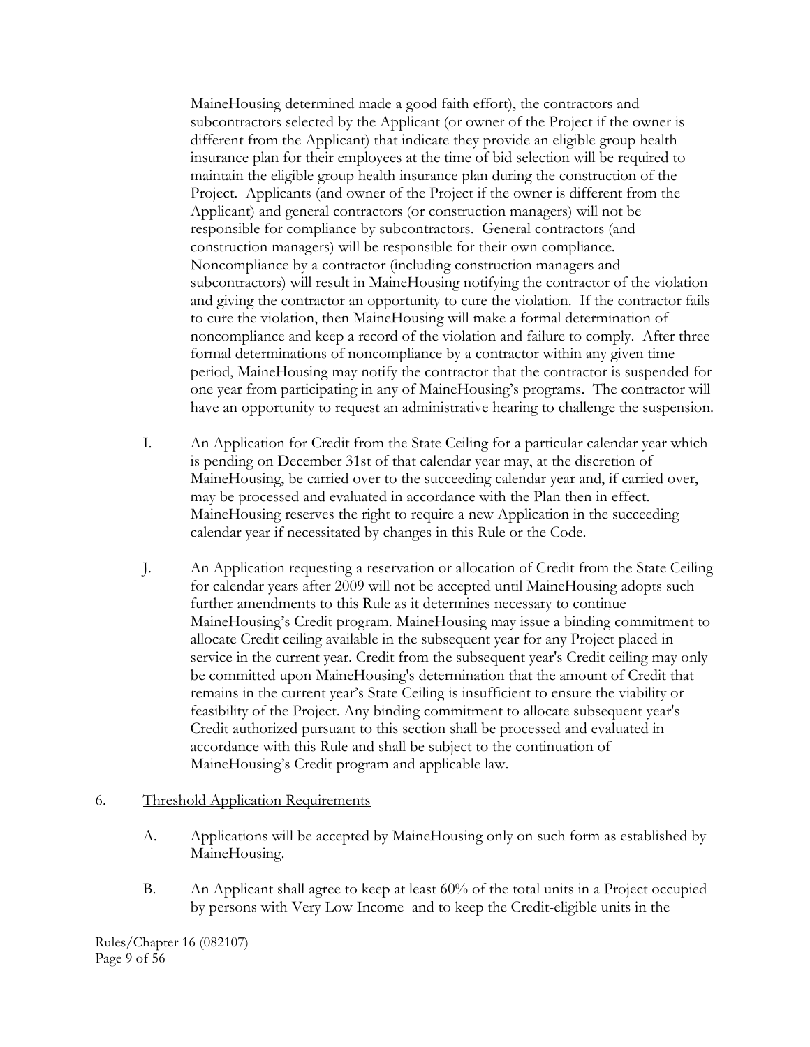MaineHousing determined made a good faith effort), the contractors and subcontractors selected by the Applicant (or owner of the Project if the owner is different from the Applicant) that indicate they provide an eligible group health insurance plan for their employees at the time of bid selection will be required to maintain the eligible group health insurance plan during the construction of the Project. Applicants (and owner of the Project if the owner is different from the Applicant) and general contractors (or construction managers) will not be responsible for compliance by subcontractors. General contractors (and construction managers) will be responsible for their own compliance. Noncompliance by a contractor (including construction managers and subcontractors) will result in MaineHousing notifying the contractor of the violation and giving the contractor an opportunity to cure the violation. If the contractor fails to cure the violation, then MaineHousing will make a formal determination of noncompliance and keep a record of the violation and failure to comply. After three formal determinations of noncompliance by a contractor within any given time period, MaineHousing may notify the contractor that the contractor is suspended for one year from participating in any of MaineHousing's programs. The contractor will have an opportunity to request an administrative hearing to challenge the suspension.

I. An Application for Credit from the State Ceiling for a particular calendar year which is pending on December 31st of that calendar year may, at the discretion of MaineHousing, be carried over to the succeeding calendar year and, if carried over, may be processed and evaluated in accordance with the Plan then in effect. MaineHousing reserves the right to require a new Application in the succeeding calendar year if necessitated by changes in this Rule or the Code.

J. An Application requesting a reservation or allocation of Credit from the State Ceiling for calendar years after 2009 will not be accepted until MaineHousing adopts such further amendments to this Rule as it determines necessary to continue MaineHousing's Credit program. MaineHousing may issue a binding commitment to allocate Credit ceiling available in the subsequent year for any Project placed in service in the current year. Credit from the subsequent year's Credit ceiling may only be committed upon MaineHousing's determination that the amount of Credit that remains in the current year's State Ceiling is insufficient to ensure the viability or feasibility of the Project. Any binding commitment to allocate subsequent year's Credit authorized pursuant to this section shall be processed and evaluated in accordance with this Rule and shall be subject to the continuation of MaineHousing's Credit program and applicable law.

6. Threshold Application Requirements

A. Applications will be accepted by MaineHousing only on such form as established by MaineHousing.

B. An Applicant shall agree to keep at least 60% of the total units in a Project occupied by persons with Very Low Income and to keep the Credit-eligible units in the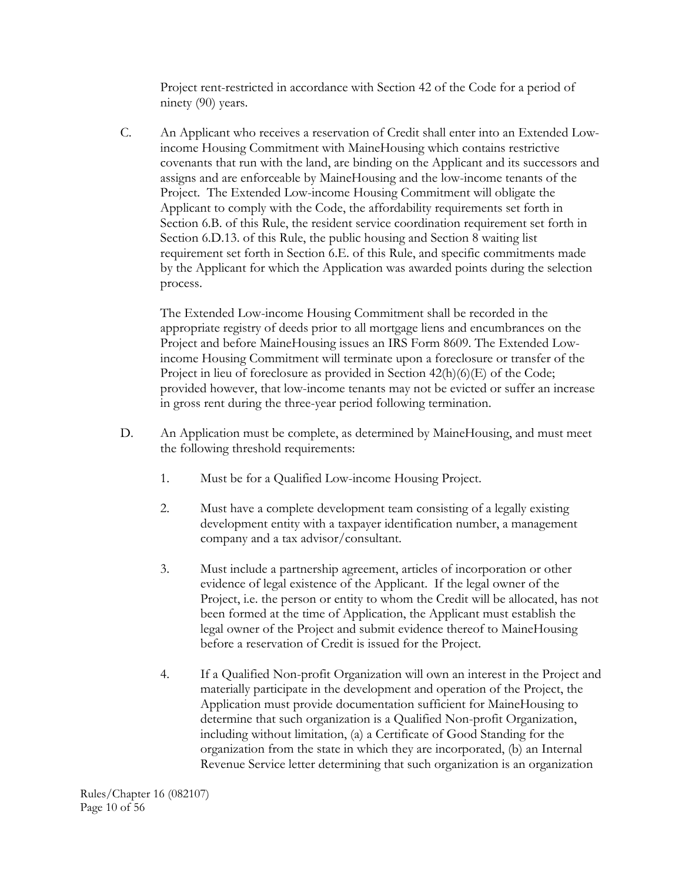Project rent-restricted in accordance with Section 42 of the Code for a period of ninety (90) years.

C. An Applicant who receives a reservation of Credit shall enter into an Extended Low-income Housing Commitment with MaineHousing which contains restrictive covenants that run with the land, are binding on the Applicant and its successors and assigns and are enforceable by MaineHousing and the low-income tenants of the Project. The Extended Low-income Housing Commitment will obligate the Applicant to comply with the Code, the affordability requirements set forth in Section 6.B. of this Rule, the resident service coordination requirement set forth in Section 6.D.13. of this Rule, the public housing and Section 8 waiting list requirement set forth in Section 6.E. of this Rule, and specific commitments made by the Applicant for which the Application was awarded points during the selection process.

   The Extended Low-income Housing Commitment shall be recorded in the appropriate registry of deeds prior to all mortgage liens and encumbrances on the Project and before MaineHousing issues an IRS Form 8609. The Extended Low-income Housing Commitment will terminate upon a foreclosure or transfer of the Project in lieu of foreclosure as provided in Section 42(h)(6)(E) of the Code; provided however, that low-income tenants may not be evicted or suffer an increase in gross rent during the three-year period following termination.

D. An Application must be complete, as determined by MaineHousing, and must meet the following threshold requirements:

   1. Must be for a Qualified Low-income Housing Project.

   2. Must have a complete development team consisting of a legally existing development entity with a taxpayer identification number, a management company and a tax advisor/consultant.

   3. Must include a partnership agreement, articles of incorporation or other evidence of legal existence of the Applicant. If the legal owner of the Project, i.e. the person or entity to whom the Credit will be allocated, has not been formed at the time of Application, the Applicant must establish the legal owner of the Project and submit evidence thereof to MaineHousing before a reservation of Credit is issued for the Project.

   4. If a Qualified Non-profit Organization will own an interest in the Project and materially participate in the development and operation of the Project, the Application must provide documentation sufficient for MaineHousing to determine that such organization is a Qualified Non-profit Organization, including without limitation, (a) a Certificate of Good Standing for the organization from the state in which they are incorporated, (b) an Internal Revenue Service letter determining that such organization is an organization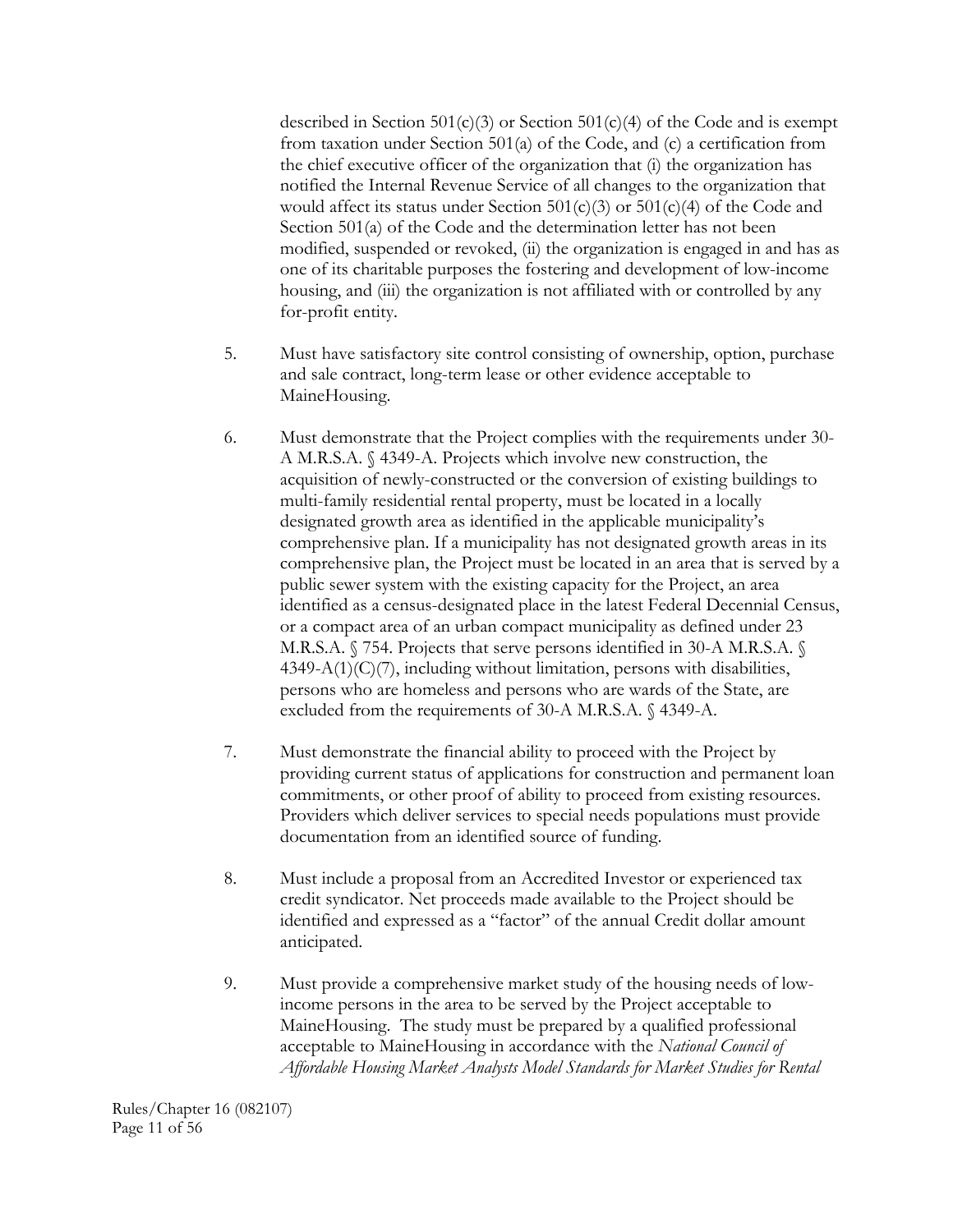described in Section 501(c)(3) or Section 501(c)(4) of the Code and is exempt from taxation under Section 501(a) of the Code, and (c) a certification from the chief executive officer of the organization that (i) the organization has notified the Internal Revenue Service of all changes to the organization that would affect its status under Section 501(c)(3) or 501(c)(4) of the Code and Section 501(a) of the Code and the determination letter has not been modified, suspended or revoked, (ii) the organization is engaged in and has as one of its charitable purposes the fostering and development of low-income housing, and (iii) the organization is not affiliated with or controlled by any for-profit entity.

5. Must have satisfactory site control consisting of ownership, option, purchase and sale contract, long-term lease or other evidence acceptable to MaineHousing.

6. Must demonstrate that the Project complies with the requirements under 30-A M.R.S.A. § 4349-A. Projects which involve new construction, the acquisition of newly-constructed or the conversion of existing buildings to multi-family residential rental property, must be located in a locally designated growth area as identified in the applicable municipality's comprehensive plan. If a municipality has not designated growth areas in its comprehensive plan, the Project must be located in an area that is served by a public sewer system with the existing capacity for the Project, an area identified as a census-designated place in the latest Federal Decennial Census, or a compact area of an urban compact municipality as defined under 23 M.R.S.A. § 754. Projects that serve persons identified in 30-A M.R.S.A. § 4349-A(1)(C)(7), including without limitation, persons with disabilities, persons who are homeless and persons who are wards of the State, are excluded from the requirements of 30-A M.R.S.A. § 4349-A.

7. Must demonstrate the financial ability to proceed with the Project by providing current status of applications for construction and permanent loan commitments, or other proof of ability to proceed from existing resources. Providers which deliver services to special needs populations must provide documentation from an identified source of funding.

8. Must include a proposal from an Accredited Investor or experienced tax credit syndicator. Net proceeds made available to the Project should be identified and expressed as a "factor" of the annual Credit dollar amount anticipated.

9. Must provide a comprehensive market study of the housing needs of low-income persons in the area to be served by the Project acceptable to MaineHousing. The study must be prepared by a qualified professional acceptable to MaineHousing in accordance with the *National Council of Affordable Housing Market Analysts Model Standards for Market Studies for Rental*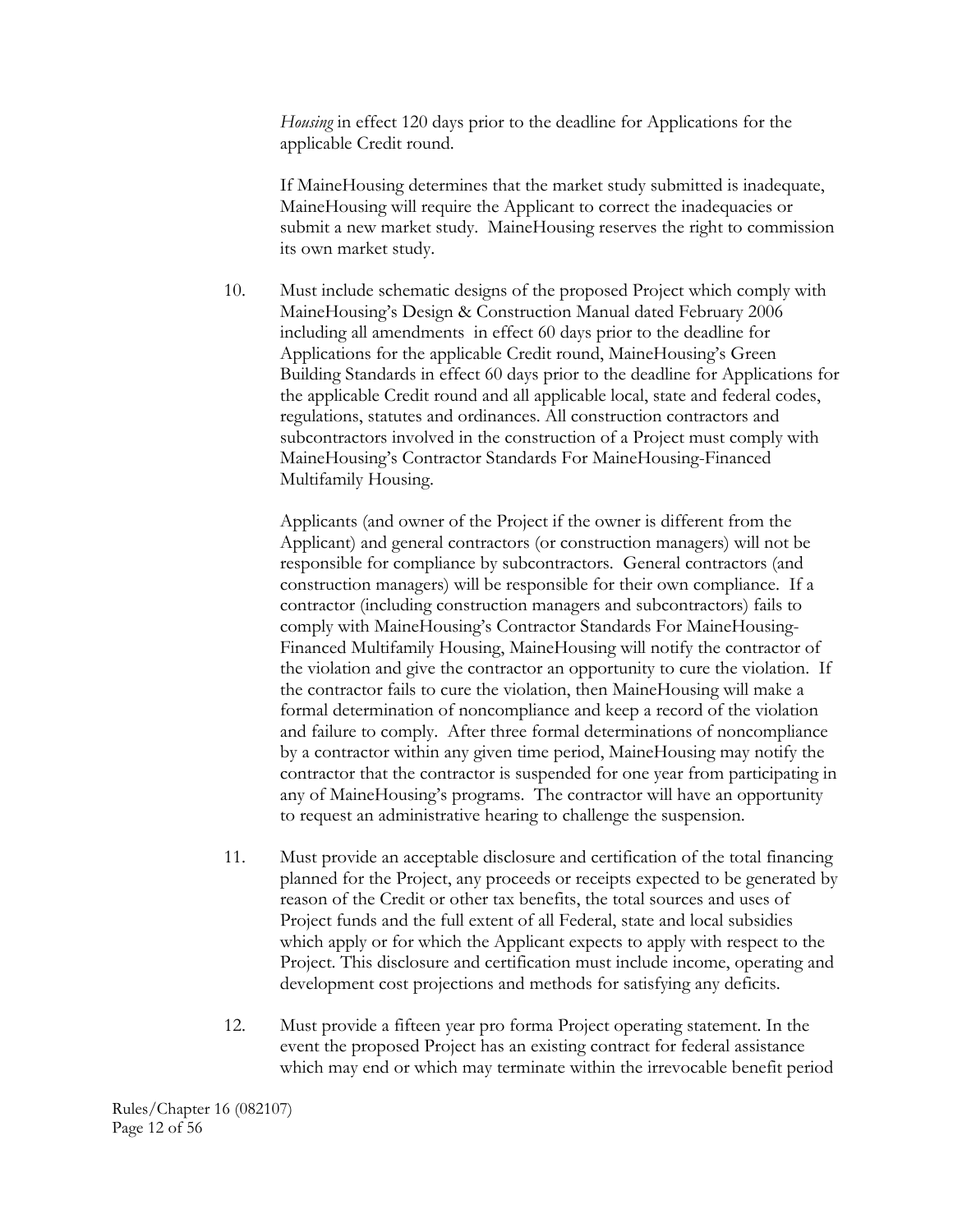*Housing* in effect 120 days prior to the deadline for Applications for the applicable Credit round.

If MaineHousing determines that the market study submitted is inadequate, MaineHousing will require the Applicant to correct the inadequacies or submit a new market study. MaineHousing reserves the right to commission its own market study.

10. Must include schematic designs of the proposed Project which comply with MaineHousing's Design & Construction Manual dated February 2006 including all amendments in effect 60 days prior to the deadline for Applications for the applicable Credit round, MaineHousing's Green Building Standards in effect 60 days prior to the deadline for Applications for the applicable Credit round and all applicable local, state and federal codes, regulations, statutes and ordinances. All construction contractors and subcontractors involved in the construction of a Project must comply with MaineHousing's Contractor Standards For MaineHousing-Financed Multifamily Housing.

    Applicants (and owner of the Project if the owner is different from the Applicant) and general contractors (or construction managers) will not be responsible for compliance by subcontractors. General contractors (and construction managers) will be responsible for their own compliance. If a contractor (including construction managers and subcontractors) fails to comply with MaineHousing's Contractor Standards For MaineHousing-Financed Multifamily Housing, MaineHousing will notify the contractor of the violation and give the contractor an opportunity to cure the violation. If the contractor fails to cure the violation, then MaineHousing will make a formal determination of noncompliance and keep a record of the violation and failure to comply. After three formal determinations of noncompliance by a contractor within any given time period, MaineHousing may notify the contractor that the contractor is suspended for one year from participating in any of MaineHousing's programs. The contractor will have an opportunity to request an administrative hearing to challenge the suspension.

11. Must provide an acceptable disclosure and certification of the total financing planned for the Project, any proceeds or receipts expected to be generated by reason of the Credit or other tax benefits, the total sources and uses of Project funds and the full extent of all Federal, state and local subsidies which apply or for which the Applicant expects to apply with respect to the Project. This disclosure and certification must include income, operating and development cost projections and methods for satisfying any deficits.

12. Must provide a fifteen year pro forma Project operating statement. In the event the proposed Project has an existing contract for federal assistance which may end or which may terminate within the irrevocable benefit period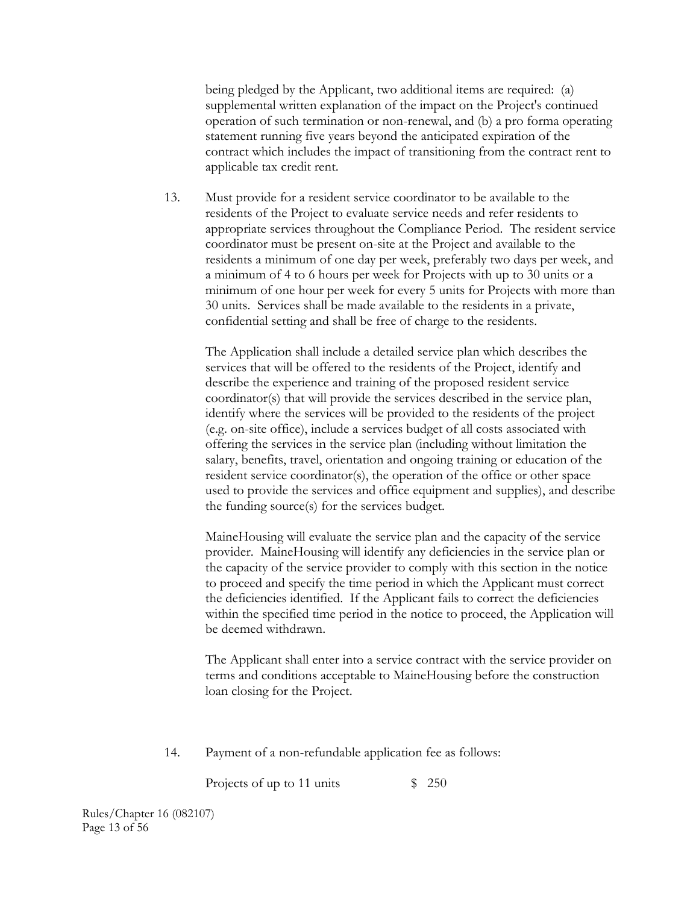being pledged by the Applicant, two additional items are required: (a) supplemental written explanation of the impact on the Project's continued operation of such termination or non-renewal, and (b) a pro forma operating statement running five years beyond the anticipated expiration of the contract which includes the impact of transitioning from the contract rent to applicable tax credit rent.

13. Must provide for a resident service coordinator to be available to the residents of the Project to evaluate service needs and refer residents to appropriate services throughout the Compliance Period. The resident service coordinator must be present on-site at the Project and available to the residents a minimum of one day per week, preferably two days per week, and a minimum of 4 to 6 hours per week for Projects with up to 30 units or a minimum of one hour per week for every 5 units for Projects with more than 30 units. Services shall be made available to the residents in a private, confidential setting and shall be free of charge to the residents.

    The Application shall include a detailed service plan which describes the services that will be offered to the residents of the Project, identify and describe the experience and training of the proposed resident service coordinator(s) that will provide the services described in the service plan, identify where the services will be provided to the residents of the project (e.g. on-site office), include a services budget of all costs associated with offering the services in the service plan (including without limitation the salary, benefits, travel, orientation and ongoing training or education of the resident service coordinator(s), the operation of the office or other space used to provide the services and office equipment and supplies), and describe the funding source(s) for the services budget.

    MaineHousing will evaluate the service plan and the capacity of the service provider. MaineHousing will identify any deficiencies in the service plan or the capacity of the service provider to comply with this section in the notice to proceed and specify the time period in which the Applicant must correct the deficiencies identified. If the Applicant fails to correct the deficiencies within the specified time period in the notice to proceed, the Application will be deemed withdrawn.

    The Applicant shall enter into a service contract with the service provider on terms and conditions acceptable to MaineHousing before the construction loan closing for the Project.

14. Payment of a non-refundable application fee as follows:

    Projects of up to 11 units $ 250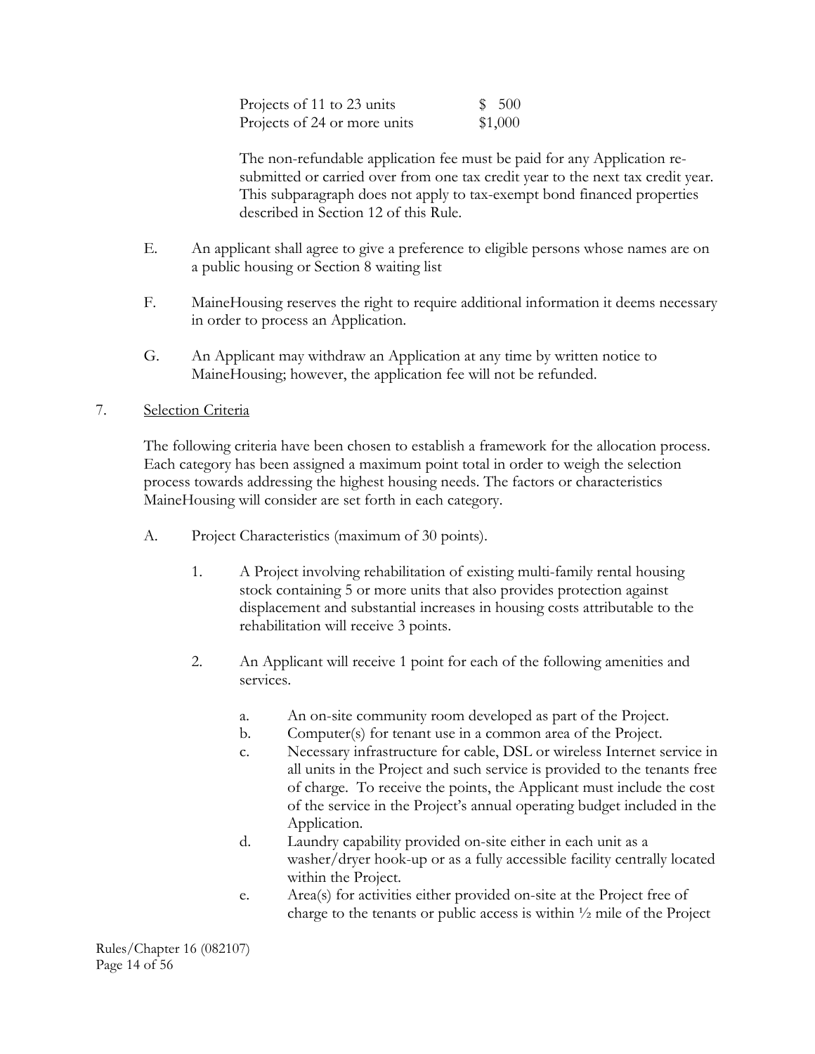| | |
|---|---|
| Projects of 11 to 23 units | $ 500 |
| Projects of 24 or more units | $1,000 |

The non-refundable application fee must be paid for any Application re-submitted or carried over from one tax credit year to the next tax credit year. This subparagraph does not apply to tax-exempt bond financed properties described in Section 12 of this Rule.

E. An applicant shall agree to give a preference to eligible persons whose names are on a public housing or Section 8 waiting list

F. MaineHousing reserves the right to require additional information it deems necessary in order to process an Application.

G. An Applicant may withdraw an Application at any time by written notice to MaineHousing; however, the application fee will not be refunded.

7. Selection Criteria

The following criteria have been chosen to establish a framework for the allocation process. Each category has been assigned a maximum point total in order to weigh the selection process towards addressing the highest housing needs. The factors or characteristics MaineHousing will consider are set forth in each category.

A. Project Characteristics (maximum of 30 points).

1. A Project involving rehabilitation of existing multi-family rental housing stock containing 5 or more units that also provides protection against displacement and substantial increases in housing costs attributable to the rehabilitation will receive 3 points.

2. An Applicant will receive 1 point for each of the following amenities and services.

   a. An on-site community room developed as part of the Project.
   b. Computer(s) for tenant use in a common area of the Project.
   c. Necessary infrastructure for cable, DSL or wireless Internet service in all units in the Project and such service is provided to the tenants free of charge. To receive the points, the Applicant must include the cost of the service in the Project's annual operating budget included in the Application.
   d. Laundry capability provided on-site either in each unit as a washer/dryer hook-up or as a fully accessible facility centrally located within the Project.
   e. Area(s) for activities either provided on-site at the Project free of charge to the tenants or public access is within ½ mile of the Project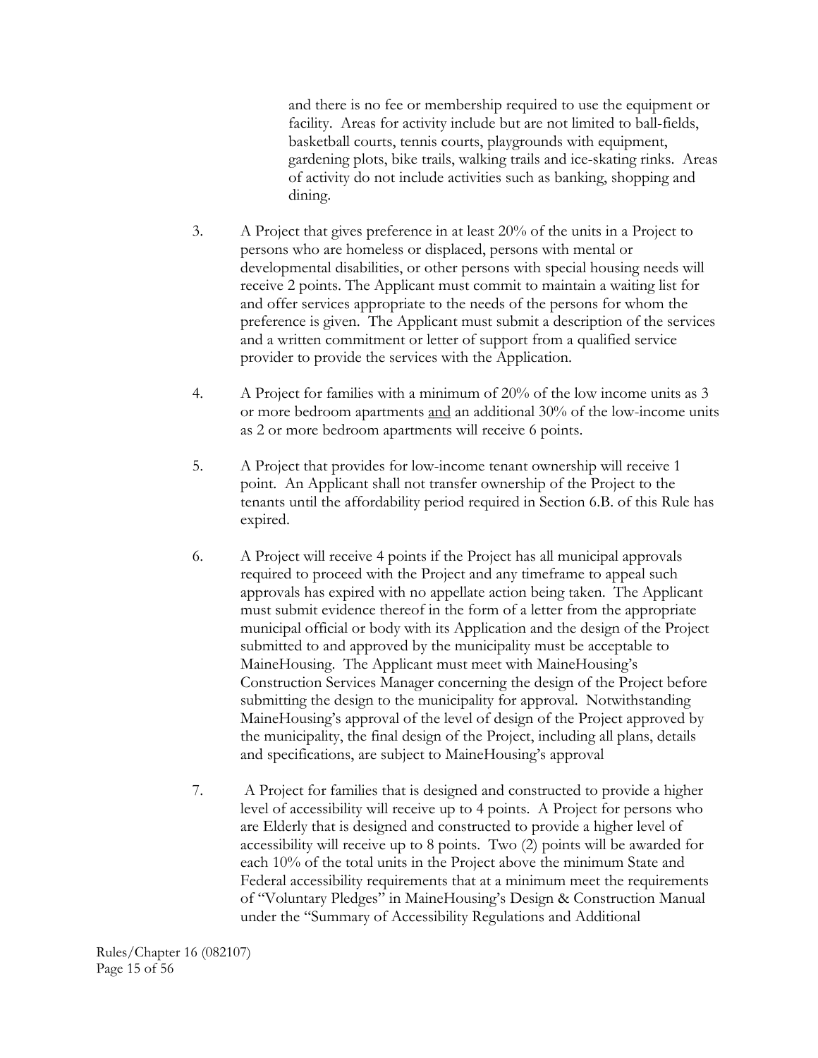and there is no fee or membership required to use the equipment or facility. Areas for activity include but are not limited to ball-fields, basketball courts, tennis courts, playgrounds with equipment, gardening plots, bike trails, walking trails and ice-skating rinks. Areas of activity do not include activities such as banking, shopping and dining.

3. A Project that gives preference in at least 20% of the units in a Project to persons who are homeless or displaced, persons with mental or developmental disabilities, or other persons with special housing needs will receive 2 points. The Applicant must commit to maintain a waiting list for and offer services appropriate to the needs of the persons for whom the preference is given. The Applicant must submit a description of the services and a written commitment or letter of support from a qualified service provider to provide the services with the Application.

4. A Project for families with a minimum of 20% of the low income units as 3 or more bedroom apartments <u>and</u> an additional 30% of the low-income units as 2 or more bedroom apartments will receive 6 points.

5. A Project that provides for low-income tenant ownership will receive 1 point. An Applicant shall not transfer ownership of the Project to the tenants until the affordability period required in Section 6.B. of this Rule has expired.

6. A Project will receive 4 points if the Project has all municipal approvals required to proceed with the Project and any timeframe to appeal such approvals has expired with no appellate action being taken. The Applicant must submit evidence thereof in the form of a letter from the appropriate municipal official or body with its Application and the design of the Project submitted to and approved by the municipality must be acceptable to MaineHousing. The Applicant must meet with MaineHousing's Construction Services Manager concerning the design of the Project before submitting the design to the municipality for approval. Notwithstanding MaineHousing's approval of the level of design of the Project approved by the municipality, the final design of the Project, including all plans, details and specifications, are subject to MaineHousing's approval

7. A Project for families that is designed and constructed to provide a higher level of accessibility will receive up to 4 points. A Project for persons who are Elderly that is designed and constructed to provide a higher level of accessibility will receive up to 8 points. Two (2) points will be awarded for each 10% of the total units in the Project above the minimum State and Federal accessibility requirements that at a minimum meet the requirements of "Voluntary Pledges" in MaineHousing's Design & Construction Manual under the "Summary of Accessibility Regulations and Additional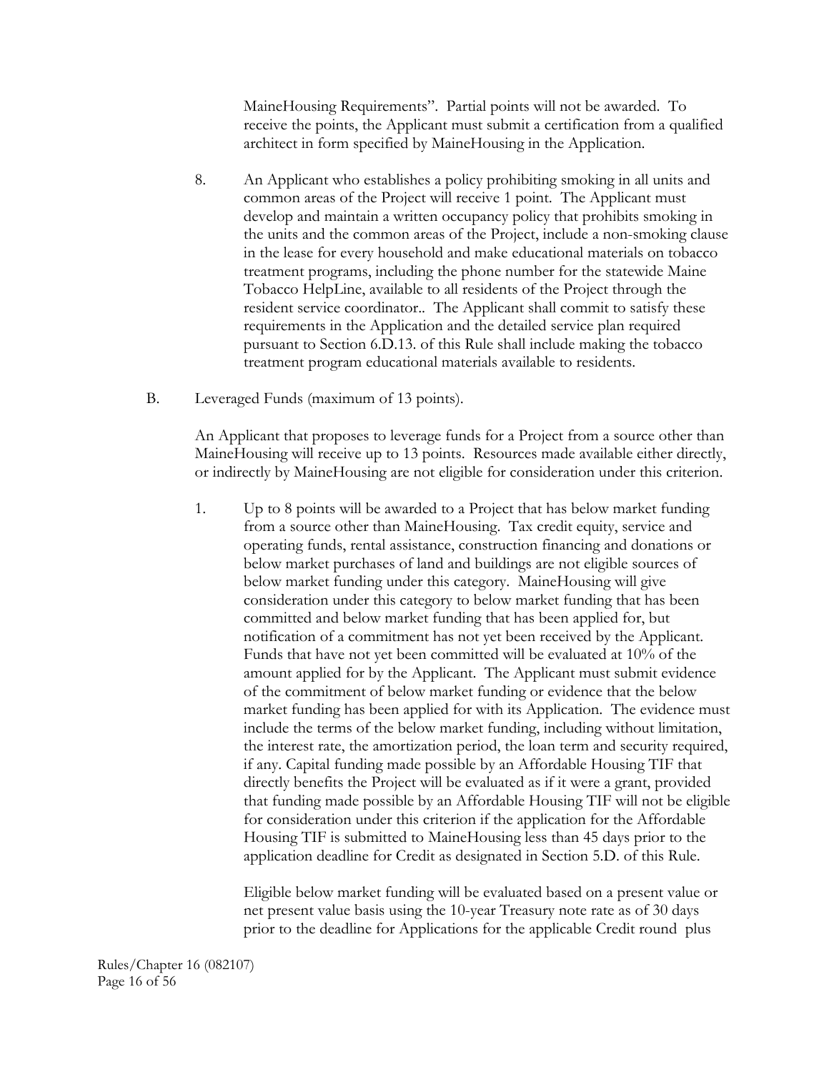MaineHousing Requirements". Partial points will not be awarded. To receive the points, the Applicant must submit a certification from a qualified architect in form specified by MaineHousing in the Application.

8. An Applicant who establishes a policy prohibiting smoking in all units and common areas of the Project will receive 1 point. The Applicant must develop and maintain a written occupancy policy that prohibits smoking in the units and the common areas of the Project, include a non-smoking clause in the lease for every household and make educational materials on tobacco treatment programs, including the phone number for the statewide Maine Tobacco HelpLine, available to all residents of the Project through the resident service coordinator.. The Applicant shall commit to satisfy these requirements in the Application and the detailed service plan required pursuant to Section 6.D.13. of this Rule shall include making the tobacco treatment program educational materials available to residents.

B. Leveraged Funds (maximum of 13 points).

An Applicant that proposes to leverage funds for a Project from a source other than MaineHousing will receive up to 13 points. Resources made available either directly, or indirectly by MaineHousing are not eligible for consideration under this criterion.

1. Up to 8 points will be awarded to a Project that has below market funding from a source other than MaineHousing. Tax credit equity, service and operating funds, rental assistance, construction financing and donations or below market purchases of land and buildings are not eligible sources of below market funding under this category. MaineHousing will give consideration under this category to below market funding that has been committed and below market funding that has been applied for, but notification of a commitment has not yet been received by the Applicant. Funds that have not yet been committed will be evaluated at 10% of the amount applied for by the Applicant. The Applicant must submit evidence of the commitment of below market funding or evidence that the below market funding has been applied for with its Application. The evidence must include the terms of the below market funding, including without limitation, the interest rate, the amortization period, the loan term and security required, if any. Capital funding made possible by an Affordable Housing TIF that directly benefits the Project will be evaluated as if it were a grant, provided that funding made possible by an Affordable Housing TIF will not be eligible for consideration under this criterion if the application for the Affordable Housing TIF is submitted to MaineHousing less than 45 days prior to the application deadline for Credit as designated in Section 5.D. of this Rule.

   Eligible below market funding will be evaluated based on a present value or net present value basis using the 10-year Treasury note rate as of 30 days prior to the deadline for Applications for the applicable Credit round plus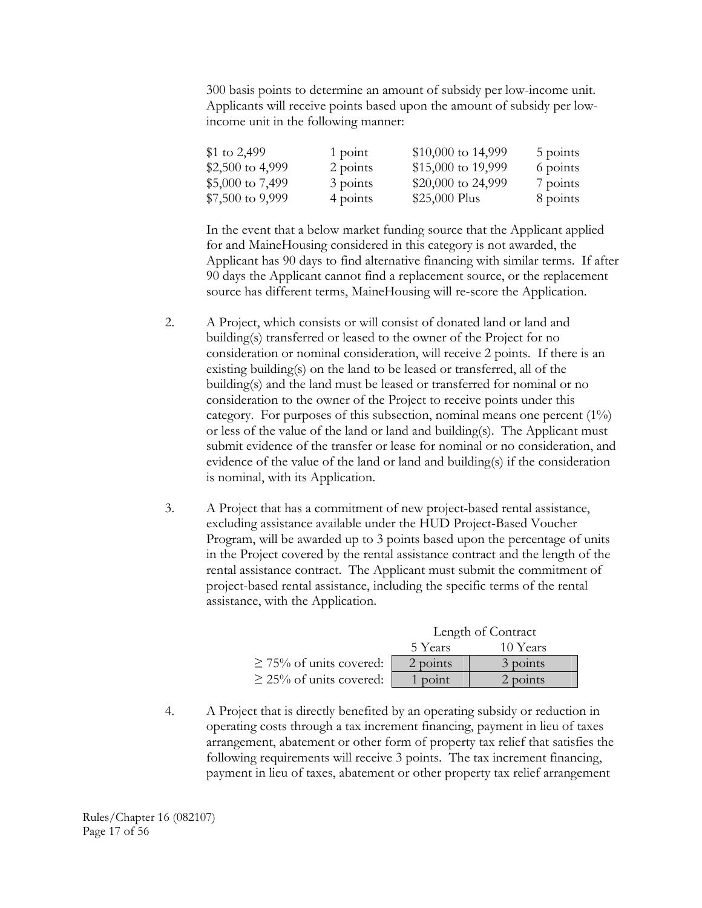300 basis points to determine an amount of subsidy per low-income unit. Applicants will receive points based upon the amount of subsidy per low-income unit in the following manner:

| | | | |
|---|---|---|---|
| $1 to 2,499 | 1 point | $10,000 to 14,999 | 5 points |
| $2,500 to 4,999 | 2 points | $15,000 to 19,999 | 6 points |
| $5,000 to 7,499 | 3 points | $20,000 to 24,999 | 7 points |
| $7,500 to 9,999 | 4 points | $25,000 Plus | 8 points |

In the event that a below market funding source that the Applicant applied for and MaineHousing considered in this category is not awarded, the Applicant has 90 days to find alternative financing with similar terms. If after 90 days the Applicant cannot find a replacement source, or the replacement source has different terms, MaineHousing will re-score the Application.

2. A Project, which consists or will consist of donated land or land and building(s) transferred or leased to the owner of the Project for no consideration or nominal consideration, will receive 2 points. If there is an existing building(s) on the land to be leased or transferred, all of the building(s) and the land must be leased or transferred for nominal or no consideration to the owner of the Project to receive points under this category. For purposes of this subsection, nominal means one percent (1%) or less of the value of the land or land and building(s). The Applicant must submit evidence of the transfer or lease for nominal or no consideration, and evidence of the value of the land or land and building(s) if the consideration is nominal, with its Application.

3. A Project that has a commitment of new project-based rental assistance, excluding assistance available under the HUD Project-Based Voucher Program, will be awarded up to 3 points based upon the percentage of units in the Project covered by the rental assistance contract and the length of the rental assistance contract. The Applicant must submit the commitment of project-based rental assistance, including the specific terms of the rental assistance, with the Application.

| | Length of Contract | |
|---|---|---|
| | 5 Years | 10 Years |
| ≥ 75% of units covered: | 2 points | 3 points |
| ≥ 25% of units covered: | 1 point | 2 points |

4. A Project that is directly benefited by an operating subsidy or reduction in operating costs through a tax increment financing, payment in lieu of taxes arrangement, abatement or other form of property tax relief that satisfies the following requirements will receive 3 points. The tax increment financing, payment in lieu of taxes, abatement or other property tax relief arrangement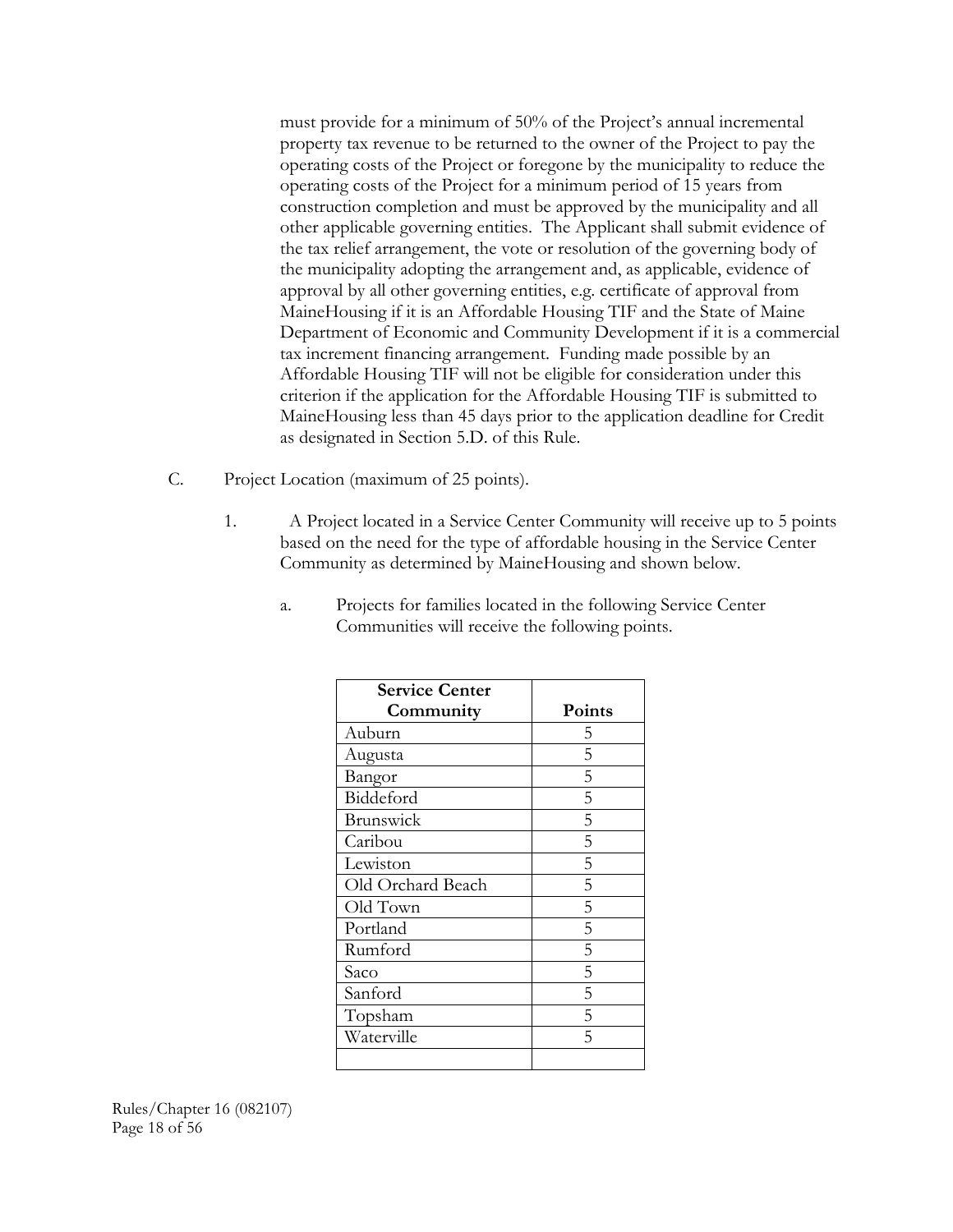must provide for a minimum of 50% of the Project's annual incremental property tax revenue to be returned to the owner of the Project to pay the operating costs of the Project or foregone by the municipality to reduce the operating costs of the Project for a minimum period of 15 years from construction completion and must be approved by the municipality and all other applicable governing entities. The Applicant shall submit evidence of the tax relief arrangement, the vote or resolution of the governing body of the municipality adopting the arrangement and, as applicable, evidence of approval by all other governing entities, e.g. certificate of approval from MaineHousing if it is an Affordable Housing TIF and the State of Maine Department of Economic and Community Development if it is a commercial tax increment financing arrangement. Funding made possible by an Affordable Housing TIF will not be eligible for consideration under this criterion if the application for the Affordable Housing TIF is submitted to MaineHousing less than 45 days prior to the application deadline for Credit as designated in Section 5.D. of this Rule.

C. Project Location (maximum of 25 points).

1. A Project located in a Service Center Community will receive up to 5 points based on the need for the type of affordable housing in the Service Center Community as determined by MaineHousing and shown below.

a. Projects for families located in the following Service Center Communities will receive the following points.

| Service Center Community | Points |
|---|---|
| Auburn | 5 |
| Augusta | 5 |
| Bangor | 5 |
| Biddeford | 5 |
| Brunswick | 5 |
| Caribou | 5 |
| Lewiston | 5 |
| Old Orchard Beach | 5 |
| Old Town | 5 |
| Portland | 5 |
| Rumford | 5 |
| Saco | 5 |
| Sanford | 5 |
| Topsham | 5 |
| Waterville | 5 |
| | |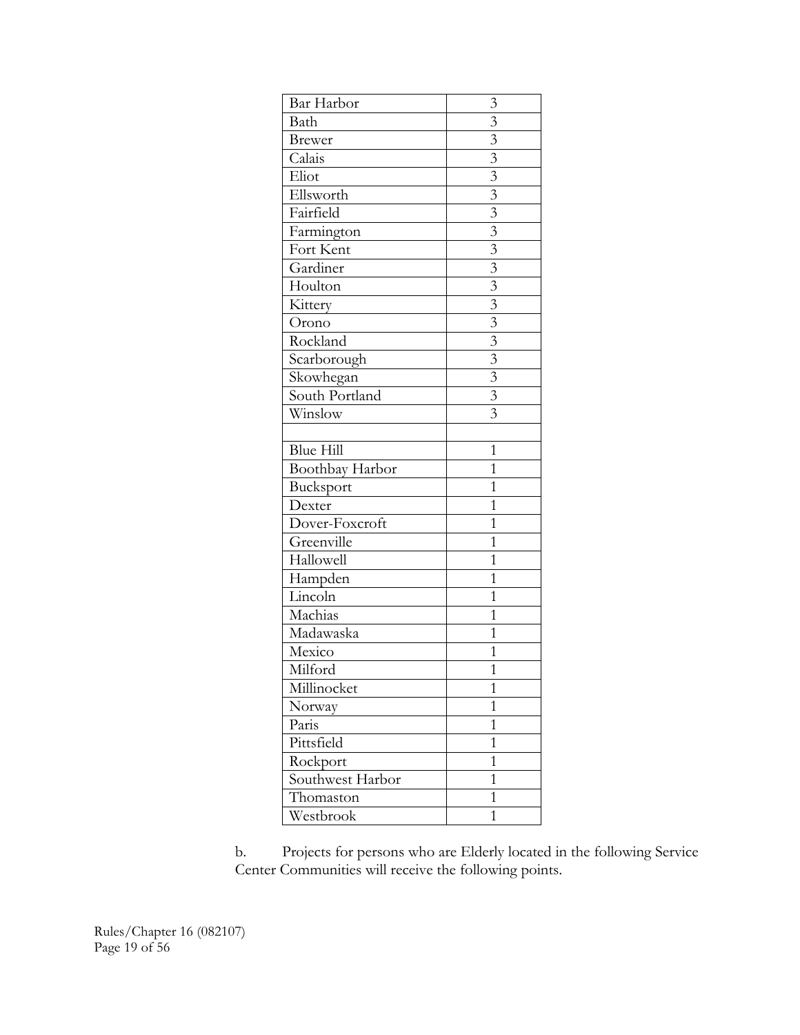| | |
|---|---|
| Bar Harbor | 3 |
| Bath | 3 |
| Brewer | 3 |
| Calais | 3 |
| Eliot | 3 |
| Ellsworth | 3 |
| Fairfield | 3 |
| Farmington | 3 |
| Fort Kent | 3 |
| Gardiner | 3 |
| Houlton | 3 |
| Kittery | 3 |
| Orono | 3 |
| Rockland | 3 |
| Scarborough | 3 |
| Skowhegan | 3 |
| South Portland | 3 |
| Winslow | 3 |
| | |
| Blue Hill | 1 |
| Boothbay Harbor | 1 |
| Bucksport | 1 |
| Dexter | 1 |
| Dover-Foxcroft | 1 |
| Greenville | 1 |
| Hallowell | 1 |
| Hampden | 1 |
| Lincoln | 1 |
| Machias | 1 |
| Madawaska | 1 |
| Mexico | 1 |
| Milford | 1 |
| Millinocket | 1 |
| Norway | 1 |
| Paris | 1 |
| Pittsfield | 1 |
| Rockport | 1 |
| Southwest Harbor | 1 |
| Thomaston | 1 |
| Westbrook | 1 |

b. Projects for persons who are Elderly located in the following Service Center Communities will receive the following points.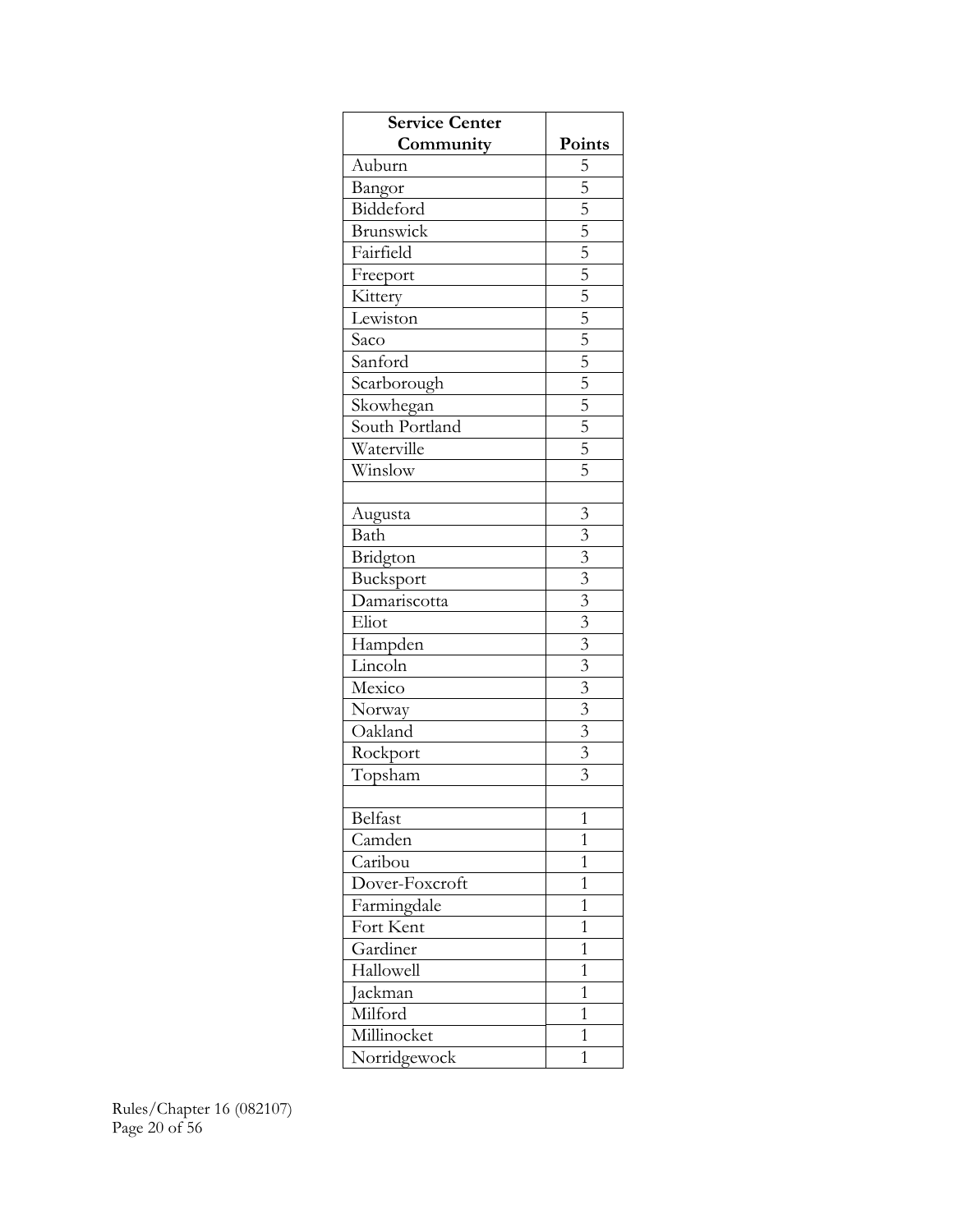| Service Center Community | Points |
|---|---|
| Auburn | 5 |
| Bangor | 5 |
| Biddeford | 5 |
| Brunswick | 5 |
| Fairfield | 5 |
| Freeport | 5 |
| Kittery | 5 |
| Lewiston | 5 |
| Saco | 5 |
| Sanford | 5 |
| Scarborough | 5 |
| Skowhegan | 5 |
| South Portland | 5 |
| Waterville | 5 |
| Winslow | 5 |
| | |
| Augusta | 3 |
| Bath | 3 |
| Bridgton | 3 |
| Bucksport | 3 |
| Damariscotta | 3 |
| Eliot | 3 |
| Hampden | 3 |
| Lincoln | 3 |
| Mexico | 3 |
| Norway | 3 |
| Oakland | 3 |
| Rockport | 3 |
| Topsham | 3 |
| | |
| Belfast | 1 |
| Camden | 1 |
| Caribou | 1 |
| Dover-Foxcroft | 1 |
| Farmingdale | 1 |
| Fort Kent | 1 |
| Gardiner | 1 |
| Hallowell | 1 |
| Jackman | 1 |
| Milford | 1 |
| Millinocket | 1 |
| Norridgewock | 1 |

Rules/Chapter 16 (082107)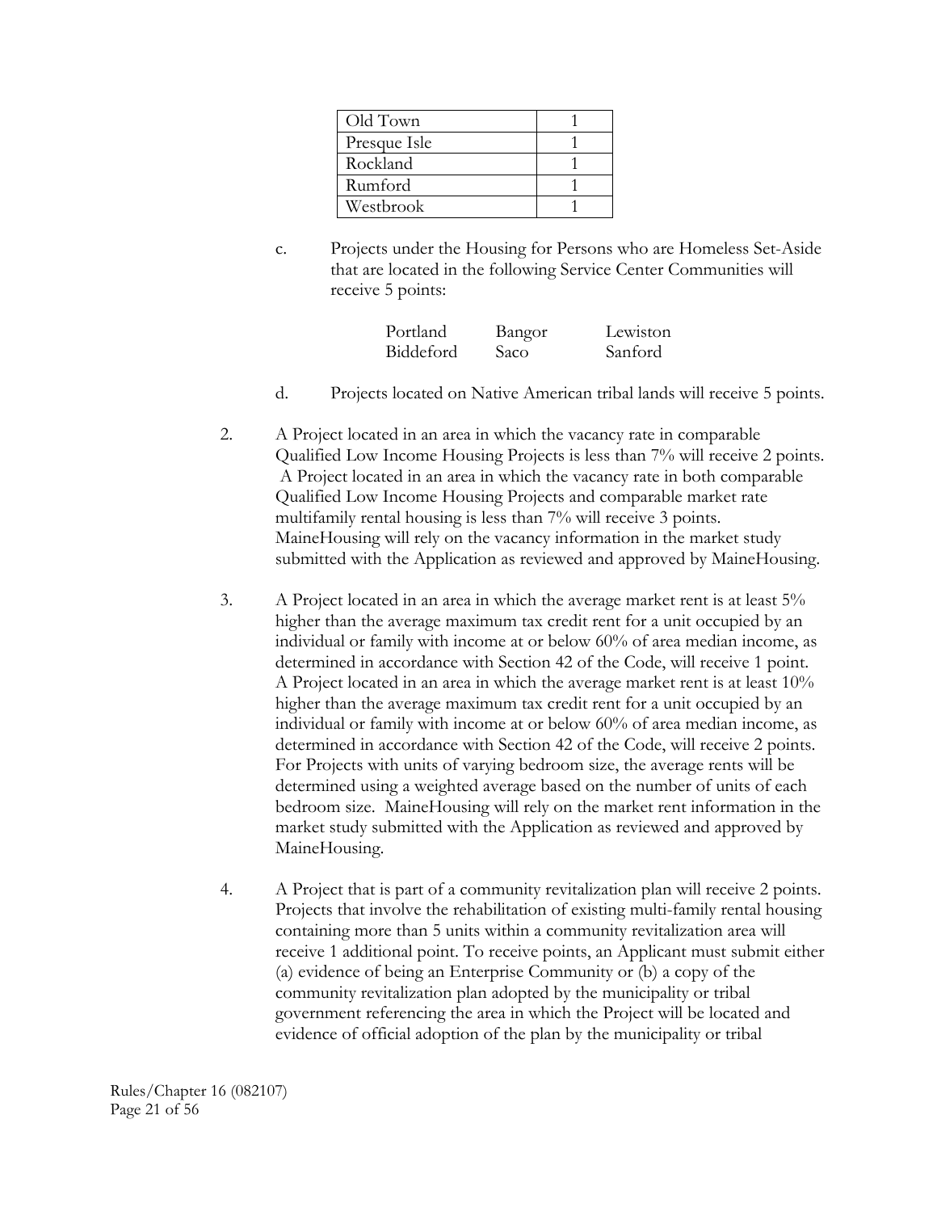| Old Town | 1 |
|---|---|
| Presque Isle | 1 |
| Rockland | 1 |
| Rumford | 1 |
| Westbrook | 1 |

c. Projects under the Housing for Persons who are Homeless Set-Aside that are located in the following Service Center Communities will receive 5 points:

| Portland | Bangor | Lewiston |
|---|---|---|
| Biddeford | Saco | Sanford |

d. Projects located on Native American tribal lands will receive 5 points.

2. A Project located in an area in which the vacancy rate in comparable Qualified Low Income Housing Projects is less than 7% will receive 2 points. A Project located in an area in which the vacancy rate in both comparable Qualified Low Income Housing Projects and comparable market rate multifamily rental housing is less than 7% will receive 3 points. MaineHousing will rely on the vacancy information in the market study submitted with the Application as reviewed and approved by MaineHousing.

3. A Project located in an area in which the average market rent is at least 5% higher than the average maximum tax credit rent for a unit occupied by an individual or family with income at or below 60% of area median income, as determined in accordance with Section 42 of the Code, will receive 1 point. A Project located in an area in which the average market rent is at least 10% higher than the average maximum tax credit rent for a unit occupied by an individual or family with income at or below 60% of area median income, as determined in accordance with Section 42 of the Code, will receive 2 points. For Projects with units of varying bedroom size, the average rents will be determined using a weighted average based on the number of units of each bedroom size. MaineHousing will rely on the market rent information in the market study submitted with the Application as reviewed and approved by MaineHousing.

4. A Project that is part of a community revitalization plan will receive 2 points. Projects that involve the rehabilitation of existing multi-family rental housing containing more than 5 units within a community revitalization area will receive 1 additional point. To receive points, an Applicant must submit either (a) evidence of being an Enterprise Community or (b) a copy of the community revitalization plan adopted by the municipality or tribal government referencing the area in which the Project will be located and evidence of official adoption of the plan by the municipality or tribal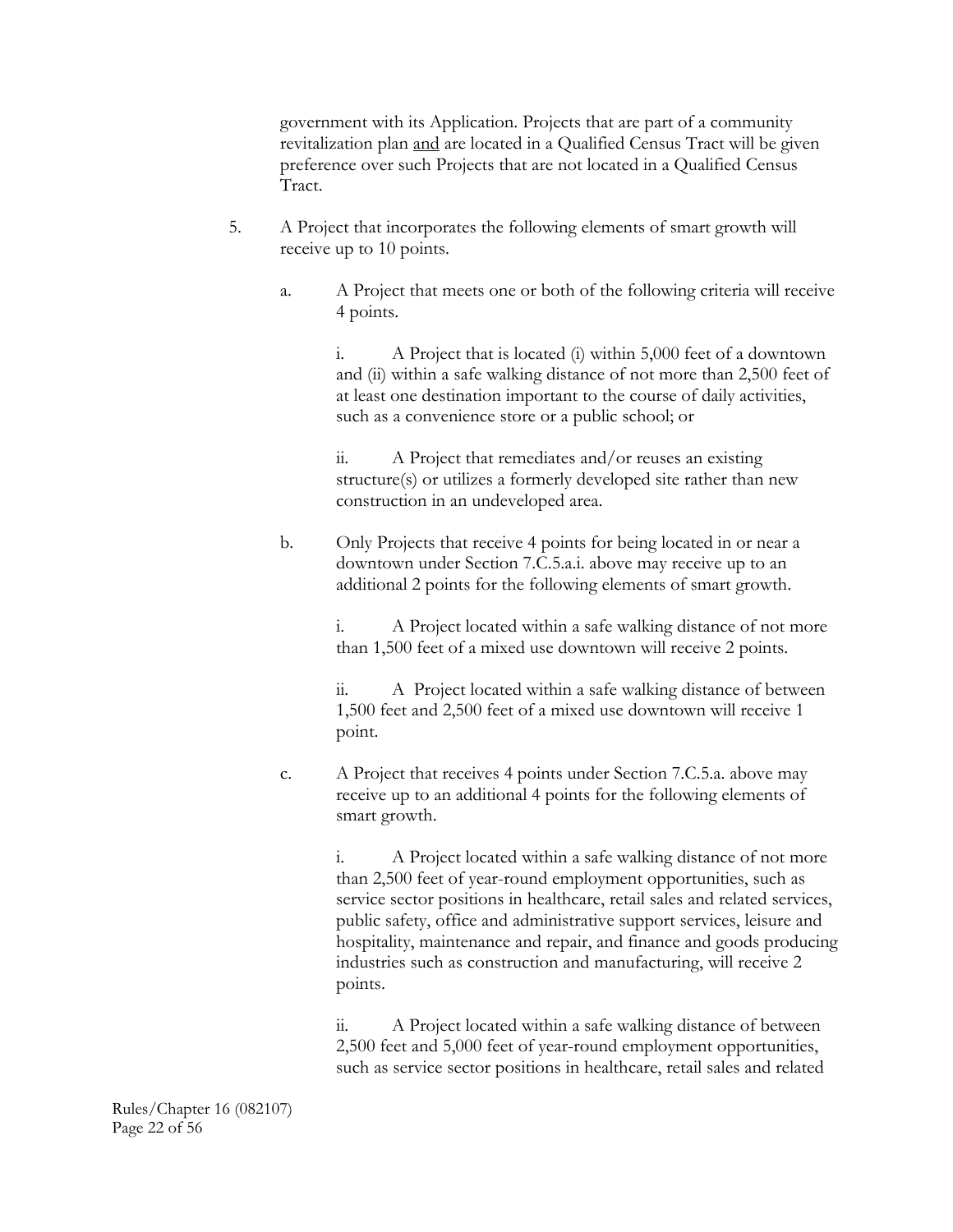government with its Application. Projects that are part of a community revitalization plan <u>and</u> are located in a Qualified Census Tract will be given preference over such Projects that are not located in a Qualified Census Tract.

5. A Project that incorporates the following elements of smart growth will receive up to 10 points.

   a. A Project that meets one or both of the following criteria will receive 4 points.

      i. A Project that is located (i) within 5,000 feet of a downtown and (ii) within a safe walking distance of not more than 2,500 feet of at least one destination important to the course of daily activities, such as a convenience store or a public school; or

      ii. A Project that remediates and/or reuses an existing structure(s) or utilizes a formerly developed site rather than new construction in an undeveloped area.

   b. Only Projects that receive 4 points for being located in or near a downtown under Section 7.C.5.a.i. above may receive up to an additional 2 points for the following elements of smart growth.

      i. A Project located within a safe walking distance of not more than 1,500 feet of a mixed use downtown will receive 2 points.

      ii. A Project located within a safe walking distance of between 1,500 feet and 2,500 feet of a mixed use downtown will receive 1 point.

   c. A Project that receives 4 points under Section 7.C.5.a. above may receive up to an additional 4 points for the following elements of smart growth.

      i. A Project located within a safe walking distance of not more than 2,500 feet of year-round employment opportunities, such as service sector positions in healthcare, retail sales and related services, public safety, office and administrative support services, leisure and hospitality, maintenance and repair, and finance and goods producing industries such as construction and manufacturing, will receive 2 points.

      ii. A Project located within a safe walking distance of between 2,500 feet and 5,000 feet of year-round employment opportunities, such as service sector positions in healthcare, retail sales and related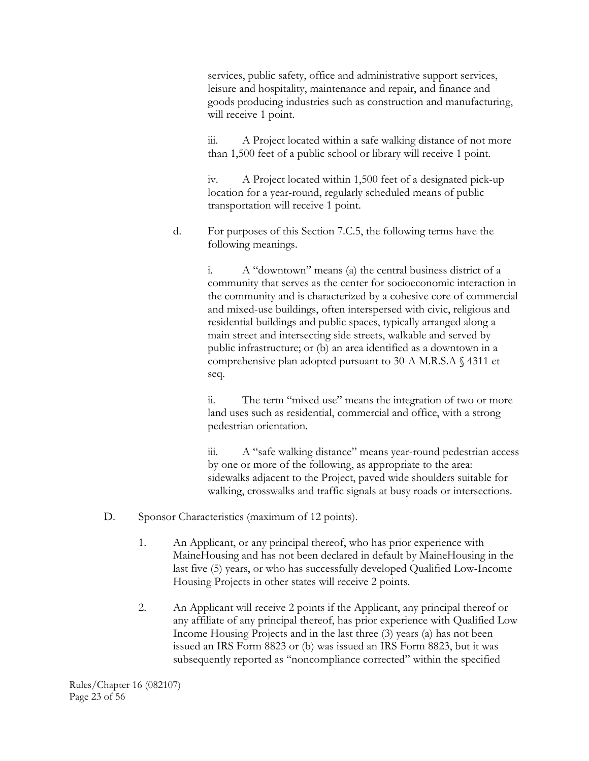services, public safety, office and administrative support services, leisure and hospitality, maintenance and repair, and finance and goods producing industries such as construction and manufacturing, will receive 1 point.

iii. A Project located within a safe walking distance of not more than 1,500 feet of a public school or library will receive 1 point.

iv. A Project located within 1,500 feet of a designated pick-up location for a year-round, regularly scheduled means of public transportation will receive 1 point.

d. For purposes of this Section 7.C.5, the following terms have the following meanings.

i. A "downtown" means (a) the central business district of a community that serves as the center for socioeconomic interaction in the community and is characterized by a cohesive core of commercial and mixed-use buildings, often interspersed with civic, religious and residential buildings and public spaces, typically arranged along a main street and intersecting side streets, walkable and served by public infrastructure; or (b) an area identified as a downtown in a comprehensive plan adopted pursuant to 30-A M.R.S.A § 4311 et seq.

ii. The term "mixed use" means the integration of two or more land uses such as residential, commercial and office, with a strong pedestrian orientation.

iii. A "safe walking distance" means year-round pedestrian access by one or more of the following, as appropriate to the area: sidewalks adjacent to the Project, paved wide shoulders suitable for walking, crosswalks and traffic signals at busy roads or intersections.

D. Sponsor Characteristics (maximum of 12 points).

1. An Applicant, or any principal thereof, who has prior experience with MaineHousing and has not been declared in default by MaineHousing in the last five (5) years, or who has successfully developed Qualified Low-Income Housing Projects in other states will receive 2 points.

2. An Applicant will receive 2 points if the Applicant, any principal thereof or any affiliate of any principal thereof, has prior experience with Qualified Low Income Housing Projects and in the last three (3) years (a) has not been issued an IRS Form 8823 or (b) was issued an IRS Form 8823, but it was subsequently reported as "noncompliance corrected" within the specified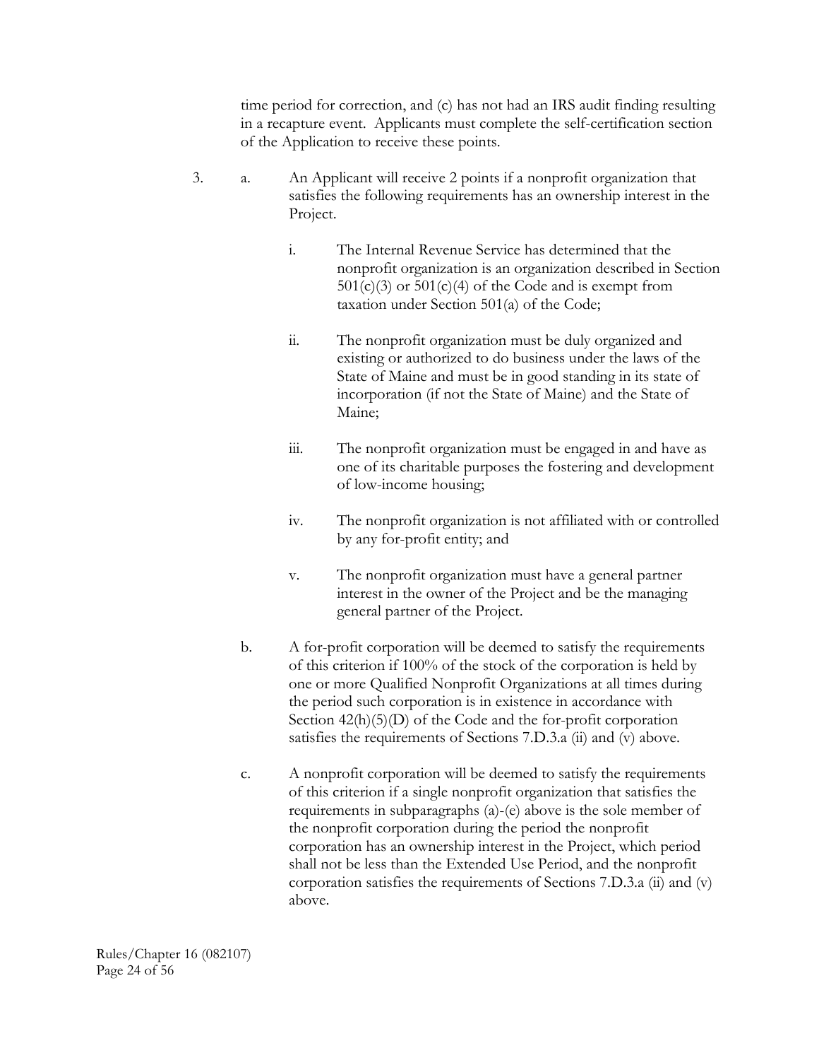time period for correction, and (c) has not had an IRS audit finding resulting in a recapture event. Applicants must complete the self-certification section of the Application to receive these points.

3. a. An Applicant will receive 2 points if a nonprofit organization that satisfies the following requirements has an ownership interest in the Project.

   i. The Internal Revenue Service has determined that the nonprofit organization is an organization described in Section 501(c)(3) or 501(c)(4) of the Code and is exempt from taxation under Section 501(a) of the Code;

   ii. The nonprofit organization must be duly organized and existing or authorized to do business under the laws of the State of Maine and must be in good standing in its state of incorporation (if not the State of Maine) and the State of Maine;

   iii. The nonprofit organization must be engaged in and have as one of its charitable purposes the fostering and development of low-income housing;

   iv. The nonprofit organization is not affiliated with or controlled by any for-profit entity; and

   v. The nonprofit organization must have a general partner interest in the owner of the Project and be the managing general partner of the Project.

   b. A for-profit corporation will be deemed to satisfy the requirements of this criterion if 100% of the stock of the corporation is held by one or more Qualified Nonprofit Organizations at all times during the period such corporation is in existence in accordance with Section 42(h)(5)(D) of the Code and the for-profit corporation satisfies the requirements of Sections 7.D.3.a (ii) and (v) above.

   c. A nonprofit corporation will be deemed to satisfy the requirements of this criterion if a single nonprofit organization that satisfies the requirements in subparagraphs (a)-(e) above is the sole member of the nonprofit corporation during the period the nonprofit corporation has an ownership interest in the Project, which period shall not be less than the Extended Use Period, and the nonprofit corporation satisfies the requirements of Sections 7.D.3.a (ii) and (v) above.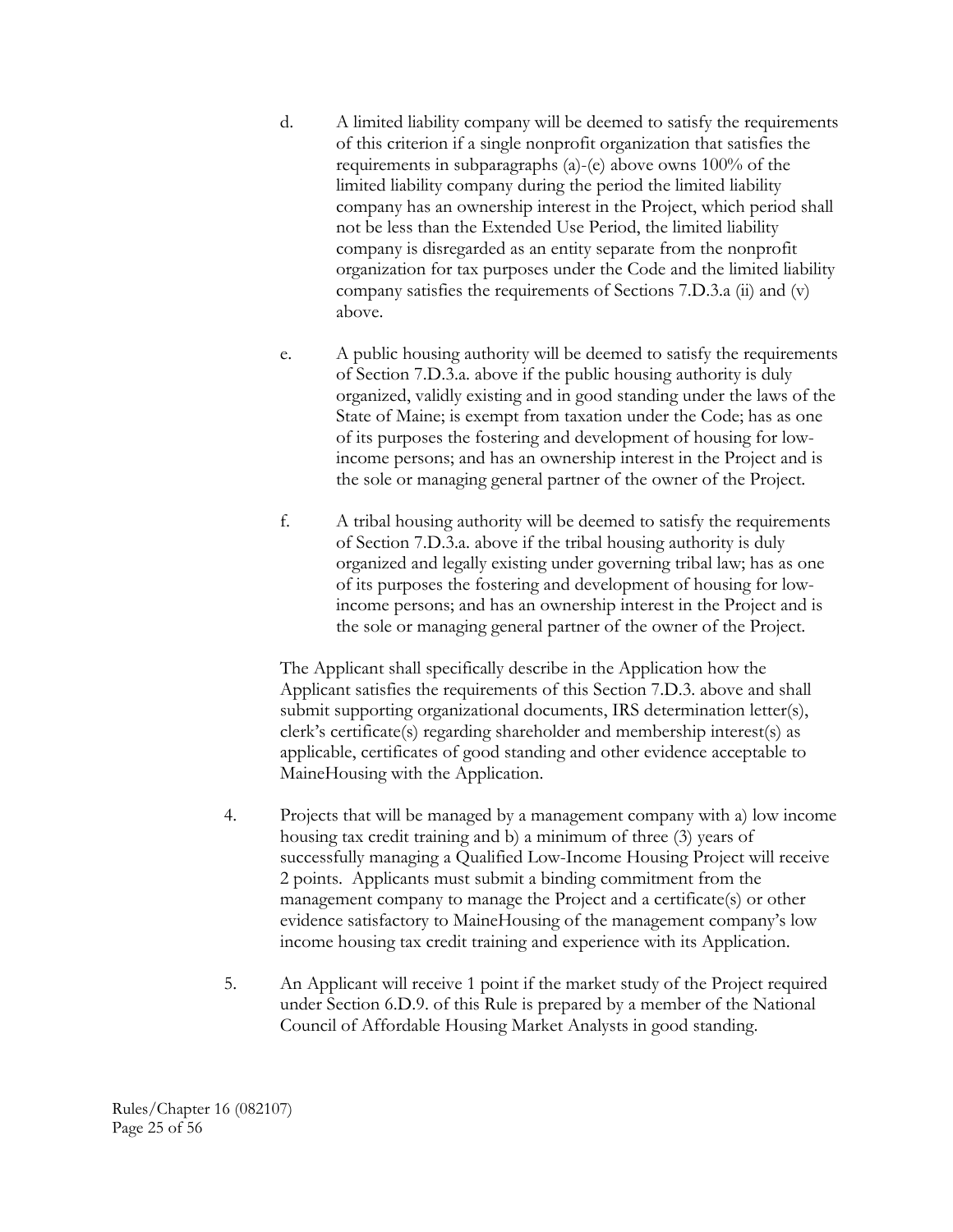d. A limited liability company will be deemed to satisfy the requirements of this criterion if a single nonprofit organization that satisfies the requirements in subparagraphs (a)-(e) above owns 100% of the limited liability company during the period the limited liability company has an ownership interest in the Project, which period shall not be less than the Extended Use Period, the limited liability company is disregarded as an entity separate from the nonprofit organization for tax purposes under the Code and the limited liability company satisfies the requirements of Sections 7.D.3.a (ii) and (v) above.

e. A public housing authority will be deemed to satisfy the requirements of Section 7.D.3.a. above if the public housing authority is duly organized, validly existing and in good standing under the laws of the State of Maine; is exempt from taxation under the Code; has as one of its purposes the fostering and development of housing for low-income persons; and has an ownership interest in the Project and is the sole or managing general partner of the owner of the Project.

f. A tribal housing authority will be deemed to satisfy the requirements of Section 7.D.3.a. above if the tribal housing authority is duly organized and legally existing under governing tribal law; has as one of its purposes the fostering and development of housing for low-income persons; and has an ownership interest in the Project and is the sole or managing general partner of the owner of the Project.

The Applicant shall specifically describe in the Application how the Applicant satisfies the requirements of this Section 7.D.3. above and shall submit supporting organizational documents, IRS determination letter(s), clerk's certificate(s) regarding shareholder and membership interest(s) as applicable, certificates of good standing and other evidence acceptable to MaineHousing with the Application.

4. Projects that will be managed by a management company with a) low income housing tax credit training and b) a minimum of three (3) years of successfully managing a Qualified Low-Income Housing Project will receive 2 points. Applicants must submit a binding commitment from the management company to manage the Project and a certificate(s) or other evidence satisfactory to MaineHousing of the management company's low income housing tax credit training and experience with its Application.

5. An Applicant will receive 1 point if the market study of the Project required under Section 6.D.9. of this Rule is prepared by a member of the National Council of Affordable Housing Market Analysts in good standing.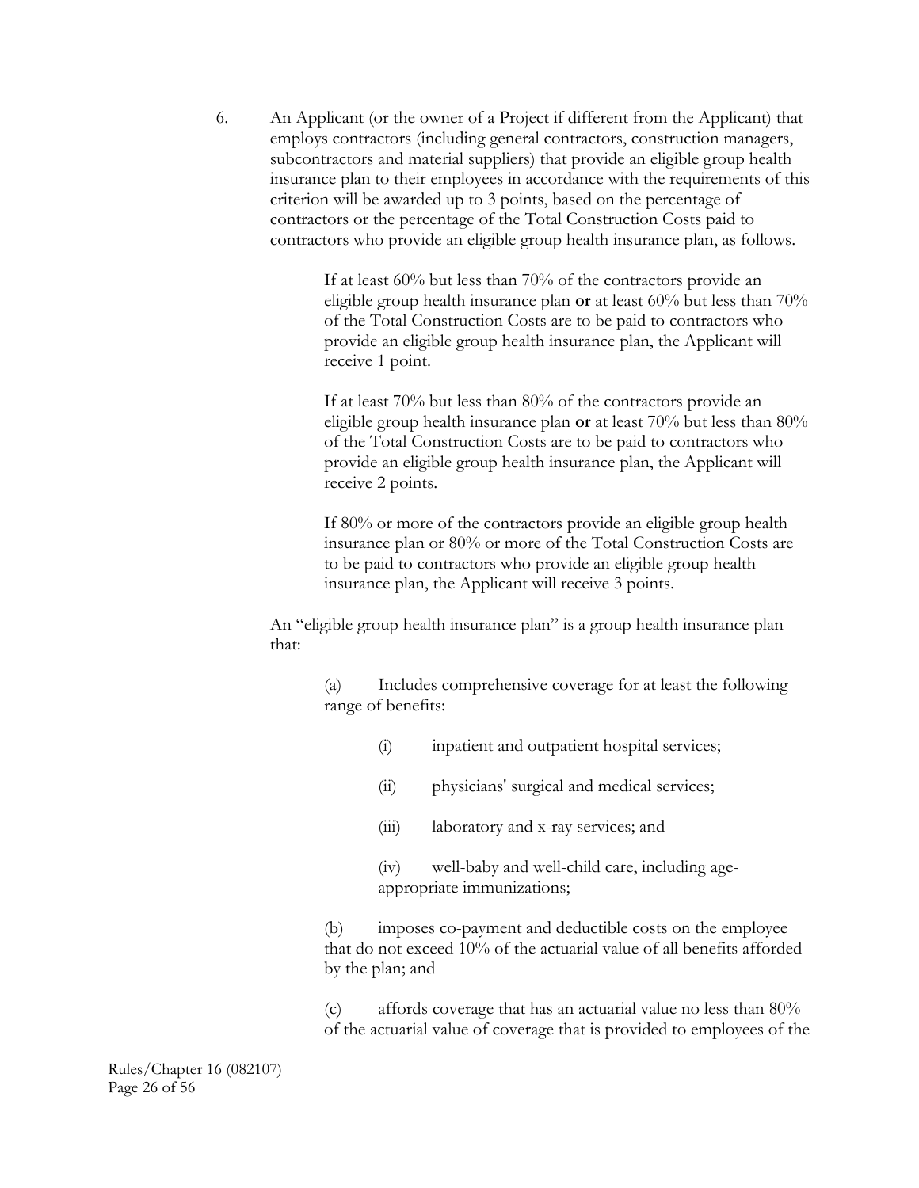6. An Applicant (or the owner of a Project if different from the Applicant) that employs contractors (including general contractors, construction managers, subcontractors and material suppliers) that provide an eligible group health insurance plan to their employees in accordance with the requirements of this criterion will be awarded up to 3 points, based on the percentage of contractors or the percentage of the Total Construction Costs paid to contractors who provide an eligible group health insurance plan, as follows.

    If at least 60% but less than 70% of the contractors provide an eligible group health insurance plan **or** at least 60% but less than 70% of the Total Construction Costs are to be paid to contractors who provide an eligible group health insurance plan, the Applicant will receive 1 point.

    If at least 70% but less than 80% of the contractors provide an eligible group health insurance plan **or** at least 70% but less than 80% of the Total Construction Costs are to be paid to contractors who provide an eligible group health insurance plan, the Applicant will receive 2 points.

    If 80% or more of the contractors provide an eligible group health insurance plan or 80% or more of the Total Construction Costs are to be paid to contractors who provide an eligible group health insurance plan, the Applicant will receive 3 points.

An "eligible group health insurance plan" is a group health insurance plan that:

(a) Includes comprehensive coverage for at least the following range of benefits:

(i) inpatient and outpatient hospital services;

(ii) physicians' surgical and medical services;

(iii) laboratory and x-ray services; and

(iv) well-baby and well-child care, including age-appropriate immunizations;

(b) imposes co-payment and deductible costs on the employee that do not exceed 10% of the actuarial value of all benefits afforded by the plan; and

(c) affords coverage that has an actuarial value no less than 80% of the actuarial value of coverage that is provided to employees of the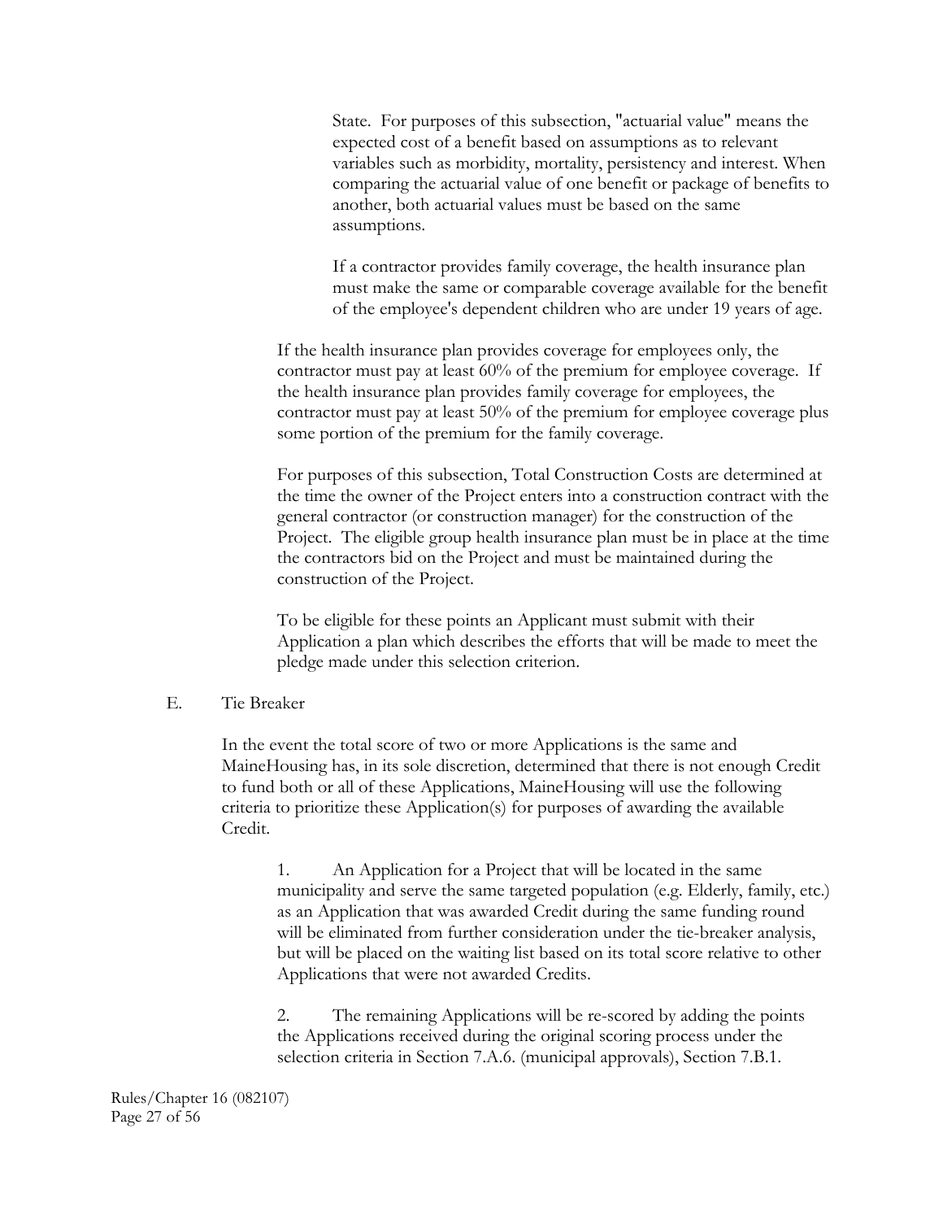State. For purposes of this subsection, "actuarial value" means the expected cost of a benefit based on assumptions as to relevant variables such as morbidity, mortality, persistency and interest. When comparing the actuarial value of one benefit or package of benefits to another, both actuarial values must be based on the same assumptions.

If a contractor provides family coverage, the health insurance plan must make the same or comparable coverage available for the benefit of the employee's dependent children who are under 19 years of age.

If the health insurance plan provides coverage for employees only, the contractor must pay at least 60% of the premium for employee coverage. If the health insurance plan provides family coverage for employees, the contractor must pay at least 50% of the premium for employee coverage plus some portion of the premium for the family coverage.

For purposes of this subsection, Total Construction Costs are determined at the time the owner of the Project enters into a construction contract with the general contractor (or construction manager) for the construction of the Project. The eligible group health insurance plan must be in place at the time the contractors bid on the Project and must be maintained during the construction of the Project.

To be eligible for these points an Applicant must submit with their Application a plan which describes the efforts that will be made to meet the pledge made under this selection criterion.

E. Tie Breaker

In the event the total score of two or more Applications is the same and MaineHousing has, in its sole discretion, determined that there is not enough Credit to fund both or all of these Applications, MaineHousing will use the following criteria to prioritize these Application(s) for purposes of awarding the available Credit.

1. An Application for a Project that will be located in the same municipality and serve the same targeted population (e.g. Elderly, family, etc.) as an Application that was awarded Credit during the same funding round will be eliminated from further consideration under the tie-breaker analysis, but will be placed on the waiting list based on its total score relative to other Applications that were not awarded Credits.

2. The remaining Applications will be re-scored by adding the points the Applications received during the original scoring process under the selection criteria in Section 7.A.6. (municipal approvals), Section 7.B.1.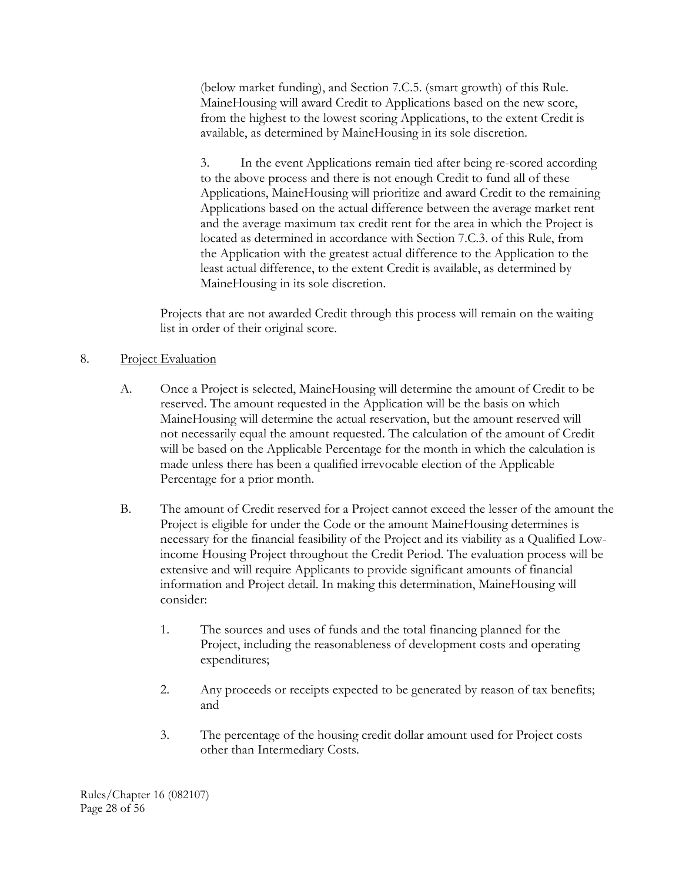(below market funding), and Section 7.C.5. (smart growth) of this Rule. MaineHousing will award Credit to Applications based on the new score, from the highest to the lowest scoring Applications, to the extent Credit is available, as determined by MaineHousing in its sole discretion.

3. In the event Applications remain tied after being re-scored according to the above process and there is not enough Credit to fund all of these Applications, MaineHousing will prioritize and award Credit to the remaining Applications based on the actual difference between the average market rent and the average maximum tax credit rent for the area in which the Project is located as determined in accordance with Section 7.C.3. of this Rule, from the Application with the greatest actual difference to the Application to the least actual difference, to the extent Credit is available, as determined by MaineHousing in its sole discretion.

Projects that are not awarded Credit through this process will remain on the waiting list in order of their original score.

8. Project Evaluation

A. Once a Project is selected, MaineHousing will determine the amount of Credit to be reserved. The amount requested in the Application will be the basis on which MaineHousing will determine the actual reservation, but the amount reserved will not necessarily equal the amount requested. The calculation of the amount of Credit will be based on the Applicable Percentage for the month in which the calculation is made unless there has been a qualified irrevocable election of the Applicable Percentage for a prior month.

B. The amount of Credit reserved for a Project cannot exceed the lesser of the amount the Project is eligible for under the Code or the amount MaineHousing determines is necessary for the financial feasibility of the Project and its viability as a Qualified Low-income Housing Project throughout the Credit Period. The evaluation process will be extensive and will require Applicants to provide significant amounts of financial information and Project detail. In making this determination, MaineHousing will consider:

1. The sources and uses of funds and the total financing planned for the Project, including the reasonableness of development costs and operating expenditures;

2. Any proceeds or receipts expected to be generated by reason of tax benefits; and

3. The percentage of the housing credit dollar amount used for Project costs other than Intermediary Costs.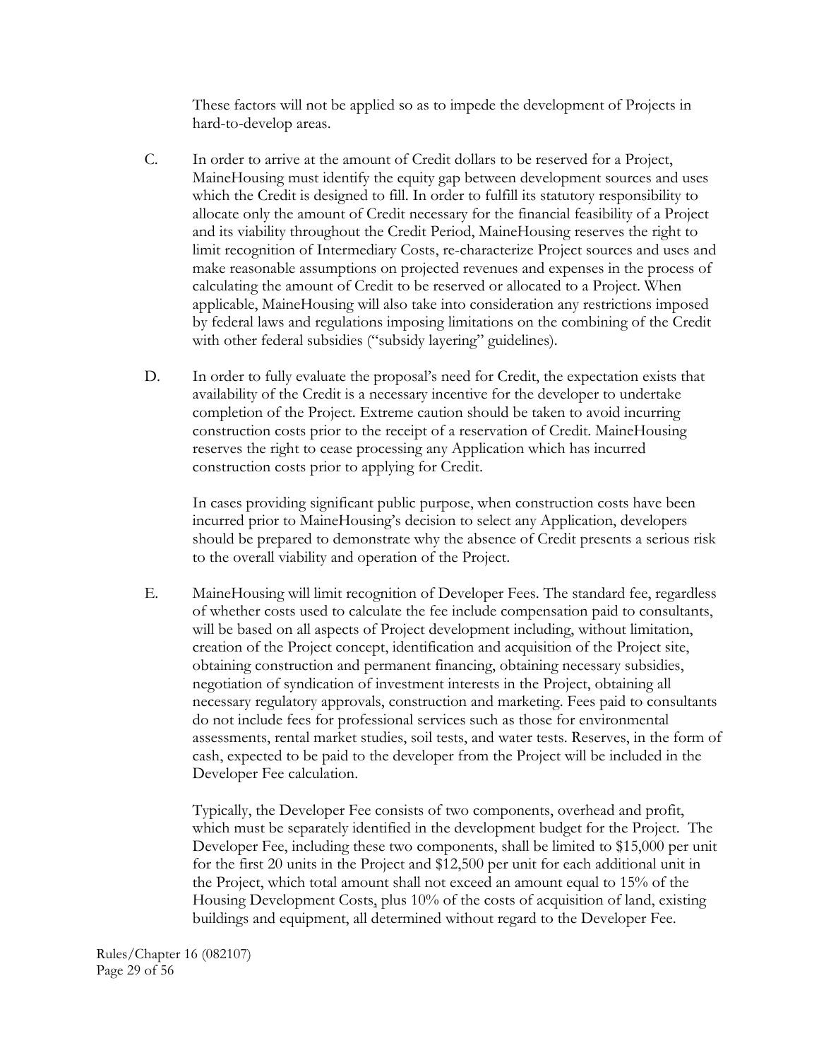These factors will not be applied so as to impede the development of Projects in hard-to-develop areas.

C. In order to arrive at the amount of Credit dollars to be reserved for a Project, MaineHousing must identify the equity gap between development sources and uses which the Credit is designed to fill. In order to fulfill its statutory responsibility to allocate only the amount of Credit necessary for the financial feasibility of a Project and its viability throughout the Credit Period, MaineHousing reserves the right to limit recognition of Intermediary Costs, re-characterize Project sources and uses and make reasonable assumptions on projected revenues and expenses in the process of calculating the amount of Credit to be reserved or allocated to a Project. When applicable, MaineHousing will also take into consideration any restrictions imposed by federal laws and regulations imposing limitations on the combining of the Credit with other federal subsidies ("subsidy layering" guidelines).

D. In order to fully evaluate the proposal's need for Credit, the expectation exists that availability of the Credit is a necessary incentive for the developer to undertake completion of the Project. Extreme caution should be taken to avoid incurring construction costs prior to the receipt of a reservation of Credit. MaineHousing reserves the right to cease processing any Application which has incurred construction costs prior to applying for Credit.

   In cases providing significant public purpose, when construction costs have been incurred prior to MaineHousing's decision to select any Application, developers should be prepared to demonstrate why the absence of Credit presents a serious risk to the overall viability and operation of the Project.

E. MaineHousing will limit recognition of Developer Fees. The standard fee, regardless of whether costs used to calculate the fee include compensation paid to consultants, will be based on all aspects of Project development including, without limitation, creation of the Project concept, identification and acquisition of the Project site, obtaining construction and permanent financing, obtaining necessary subsidies, negotiation of syndication of investment interests in the Project, obtaining all necessary regulatory approvals, construction and marketing. Fees paid to consultants do not include fees for professional services such as those for environmental assessments, rental market studies, soil tests, and water tests. Reserves, in the form of cash, expected to be paid to the developer from the Project will be included in the Developer Fee calculation.

   Typically, the Developer Fee consists of two components, overhead and profit, which must be separately identified in the development budget for the Project. The Developer Fee, including these two components, shall be limited to $15,000 per unit for the first 20 units in the Project and $12,500 per unit for each additional unit in the Project, which total amount shall not exceed an amount equal to 15% of the Housing Development Costs, plus 10% of the costs of acquisition of land, existing buildings and equipment, all determined without regard to the Developer Fee.

Rules/Chapter 16 (082107)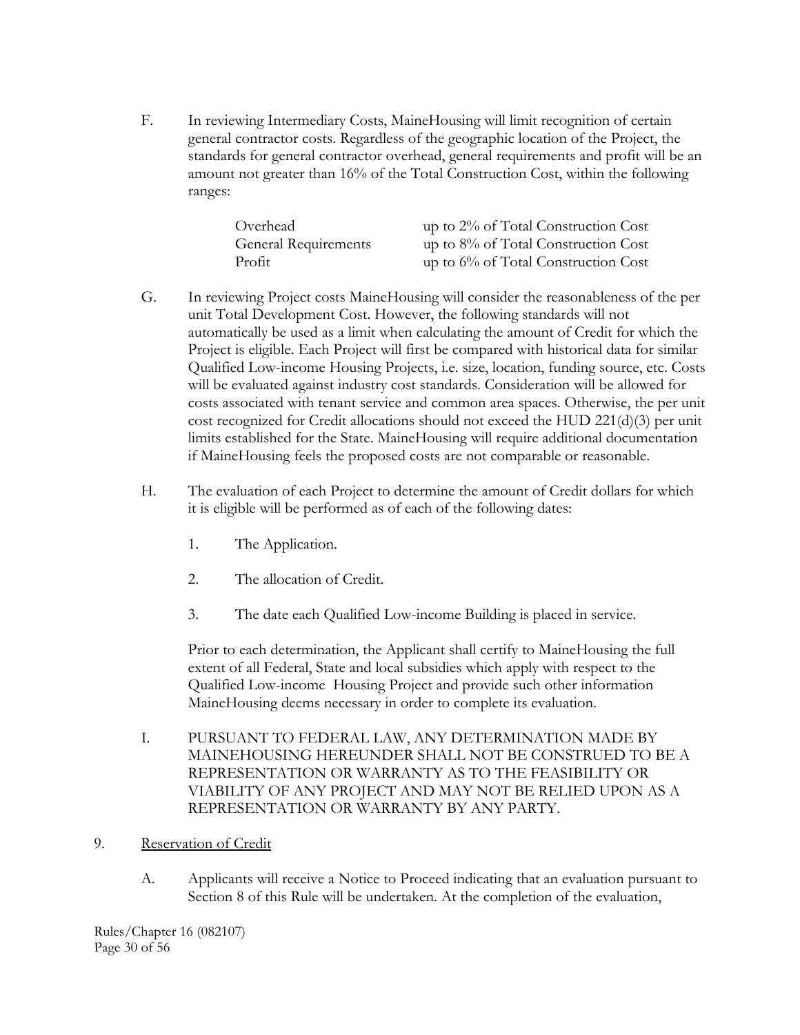F. In reviewing Intermediary Costs, MaineHousing will limit recognition of certain general contractor costs. Regardless of the geographic location of the Project, the standards for general contractor overhead, general requirements and profit will be an amount not greater than 16% of the Total Construction Cost, within the following ranges:

| | |
|---|---|
| Overhead | up to 2% of Total Construction Cost |
| General Requirements | up to 8% of Total Construction Cost |
| Profit | up to 6% of Total Construction Cost |

G. In reviewing Project costs MaineHousing will consider the reasonableness of the per unit Total Development Cost. However, the following standards will not automatically be used as a limit when calculating the amount of Credit for which the Project is eligible. Each Project will first be compared with historical data for similar Qualified Low-income Housing Projects, i.e. size, location, funding source, etc. Costs will be evaluated against industry cost standards. Consideration will be allowed for costs associated with tenant service and common area spaces. Otherwise, the per unit cost recognized for Credit allocations should not exceed the HUD 221(d)(3) per unit limits established for the State. MaineHousing will require additional documentation if MaineHousing feels the proposed costs are not comparable or reasonable.

H. The evaluation of each Project to determine the amount of Credit dollars for which it is eligible will be performed as of each of the following dates:

1. The Application.

2. The allocation of Credit.

3. The date each Qualified Low-income Building is placed in service.

Prior to each determination, the Applicant shall certify to MaineHousing the full extent of all Federal, State and local subsidies which apply with respect to the Qualified Low-income Housing Project and provide such other information MaineHousing deems necessary in order to complete its evaluation.

I. PURSUANT TO FEDERAL LAW, ANY DETERMINATION MADE BY MAINEHOUSING HEREUNDER SHALL NOT BE CONSTRUED TO BE A REPRESENTATION OR WARRANTY AS TO THE FEASIBILITY OR VIABILITY OF ANY PROJECT AND MAY NOT BE RELIED UPON AS A REPRESENTATION OR WARRANTY BY ANY PARTY.

9. <u>Reservation of Credit</u>

A. Applicants will receive a Notice to Proceed indicating that an evaluation pursuant to Section 8 of this Rule will be undertaken. At the completion of the evaluation,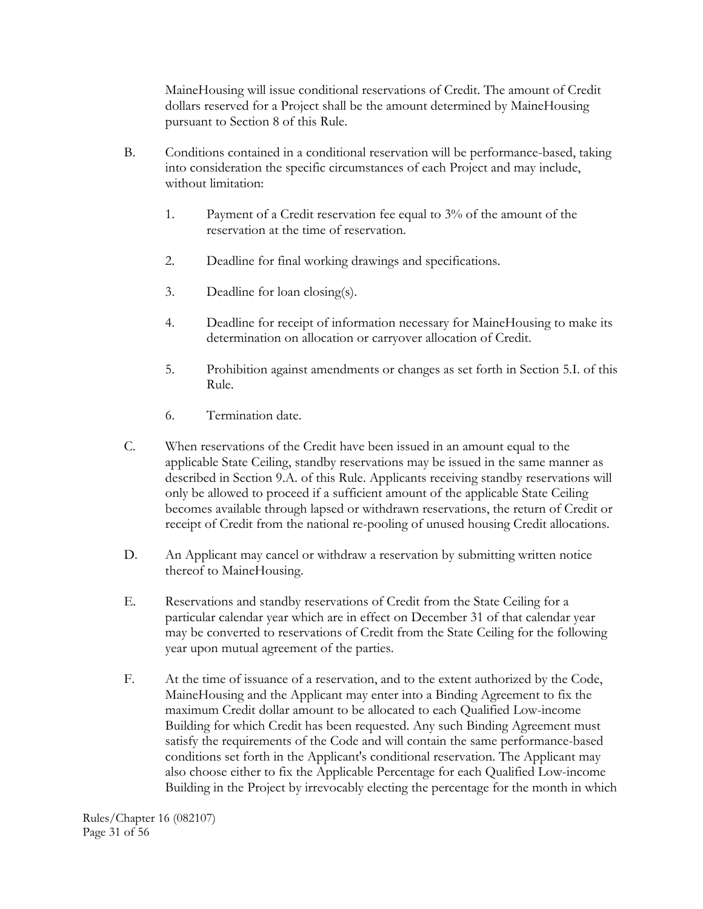MaineHousing will issue conditional reservations of Credit. The amount of Credit dollars reserved for a Project shall be the amount determined by MaineHousing pursuant to Section 8 of this Rule.

B. Conditions contained in a conditional reservation will be performance-based, taking into consideration the specific circumstances of each Project and may include, without limitation:

   1. Payment of a Credit reservation fee equal to 3% of the amount of the reservation at the time of reservation.

   2. Deadline for final working drawings and specifications.

   3. Deadline for loan closing(s).

   4. Deadline for receipt of information necessary for MaineHousing to make its determination on allocation or carryover allocation of Credit.

   5. Prohibition against amendments or changes as set forth in Section 5.I. of this Rule.

   6. Termination date.

C. When reservations of the Credit have been issued in an amount equal to the applicable State Ceiling, standby reservations may be issued in the same manner as described in Section 9.A. of this Rule. Applicants receiving standby reservations will only be allowed to proceed if a sufficient amount of the applicable State Ceiling becomes available through lapsed or withdrawn reservations, the return of Credit or receipt of Credit from the national re-pooling of unused housing Credit allocations.

D. An Applicant may cancel or withdraw a reservation by submitting written notice thereof to MaineHousing.

E. Reservations and standby reservations of Credit from the State Ceiling for a particular calendar year which are in effect on December 31 of that calendar year may be converted to reservations of Credit from the State Ceiling for the following year upon mutual agreement of the parties.

F. At the time of issuance of a reservation, and to the extent authorized by the Code, MaineHousing and the Applicant may enter into a Binding Agreement to fix the maximum Credit dollar amount to be allocated to each Qualified Low-income Building for which Credit has been requested. Any such Binding Agreement must satisfy the requirements of the Code and will contain the same performance-based conditions set forth in the Applicant's conditional reservation. The Applicant may also choose either to fix the Applicable Percentage for each Qualified Low-income Building in the Project by irrevocably electing the percentage for the month in which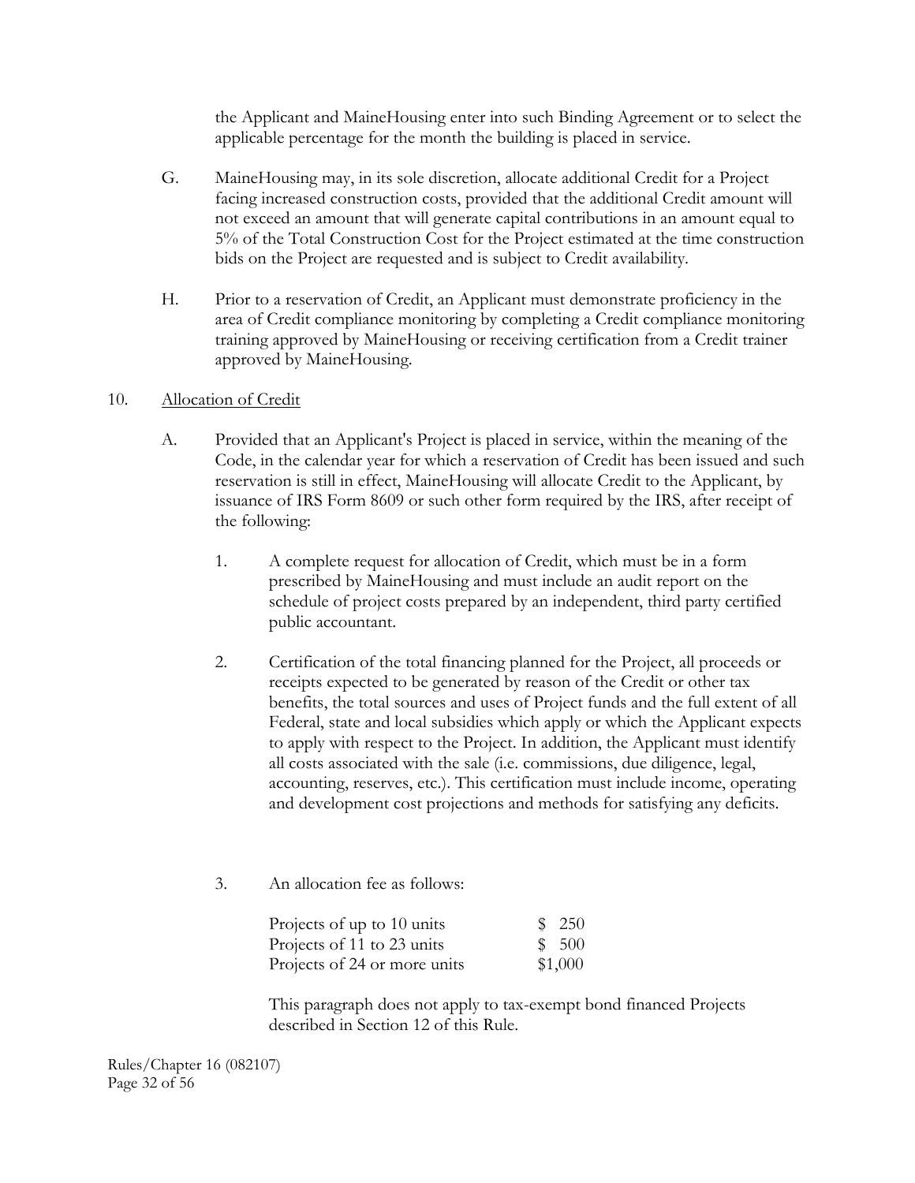the Applicant and MaineHousing enter into such Binding Agreement or to select the applicable percentage for the month the building is placed in service.

G. MaineHousing may, in its sole discretion, allocate additional Credit for a Project facing increased construction costs, provided that the additional Credit amount will not exceed an amount that will generate capital contributions in an amount equal to 5% of the Total Construction Cost for the Project estimated at the time construction bids on the Project are requested and is subject to Credit availability.

H. Prior to a reservation of Credit, an Applicant must demonstrate proficiency in the area of Credit compliance monitoring by completing a Credit compliance monitoring training approved by MaineHousing or receiving certification from a Credit trainer approved by MaineHousing.

10. <u>Allocation of Credit</u>

A. Provided that an Applicant's Project is placed in service, within the meaning of the Code, in the calendar year for which a reservation of Credit has been issued and such reservation is still in effect, MaineHousing will allocate Credit to the Applicant, by issuance of IRS Form 8609 or such other form required by the IRS, after receipt of the following:

1. A complete request for allocation of Credit, which must be in a form prescribed by MaineHousing and must include an audit report on the schedule of project costs prepared by an independent, third party certified public accountant.

2. Certification of the total financing planned for the Project, all proceeds or receipts expected to be generated by reason of the Credit or other tax benefits, the total sources and uses of Project funds and the full extent of all Federal, state and local subsidies which apply or which the Applicant expects to apply with respect to the Project. In addition, the Applicant must identify all costs associated with the sale (i.e. commissions, due diligence, legal, accounting, reserves, etc.). This certification must include income, operating and development cost projections and methods for satisfying any deficits.

3. An allocation fee as follows:

| | |
|---|---|
| Projects of up to 10 units | $ 250 |
| Projects of 11 to 23 units | $ 500 |
| Projects of 24 or more units | $1,000 |

This paragraph does not apply to tax-exempt bond financed Projects described in Section 12 of this Rule.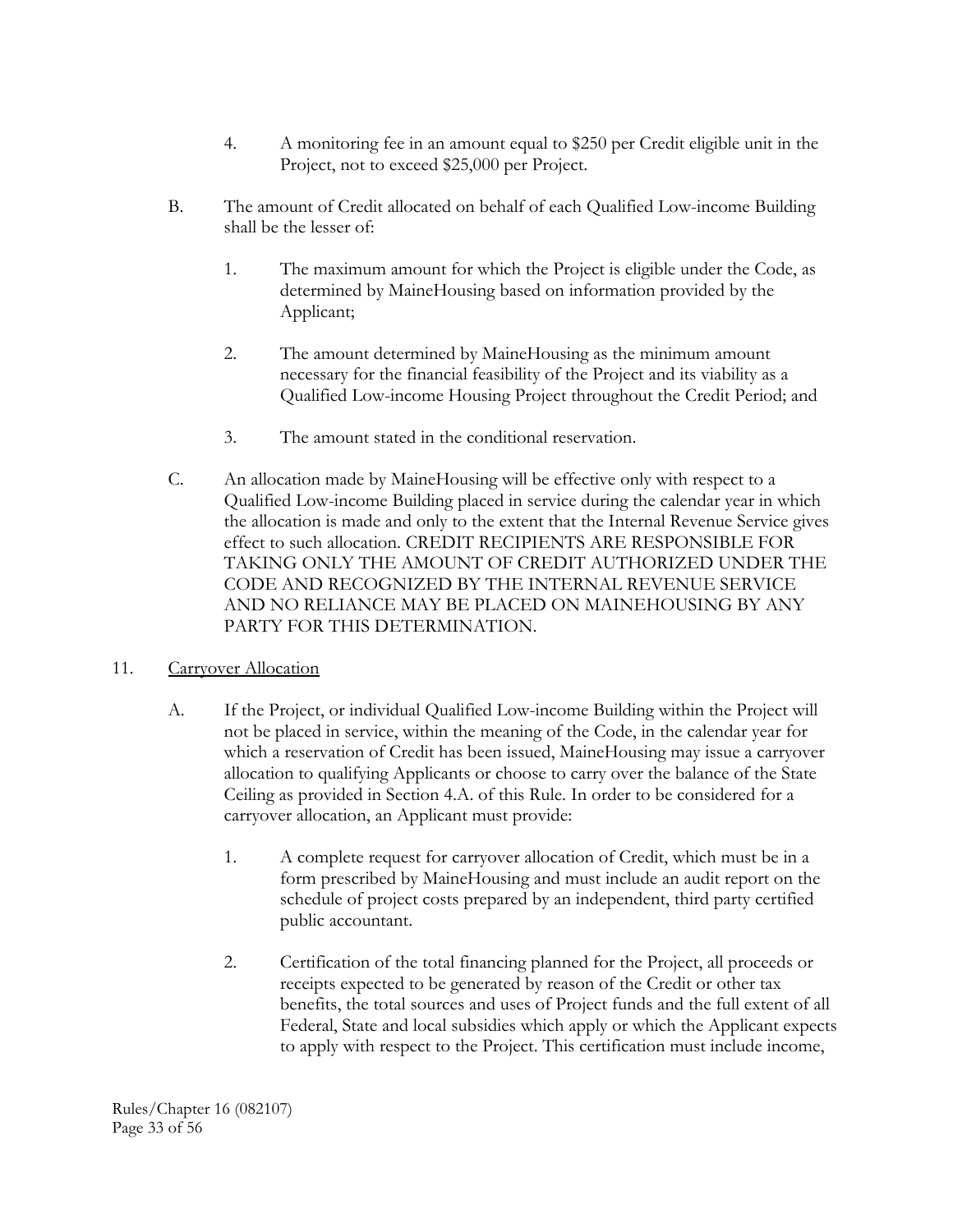4. A monitoring fee in an amount equal to $250 per Credit eligible unit in the Project, not to exceed $25,000 per Project.

B. The amount of Credit allocated on behalf of each Qualified Low-income Building shall be the lesser of:

1. The maximum amount for which the Project is eligible under the Code, as determined by MaineHousing based on information provided by the Applicant;

2. The amount determined by MaineHousing as the minimum amount necessary for the financial feasibility of the Project and its viability as a Qualified Low-income Housing Project throughout the Credit Period; and

3. The amount stated in the conditional reservation.

C. An allocation made by MaineHousing will be effective only with respect to a Qualified Low-income Building placed in service during the calendar year in which the allocation is made and only to the extent that the Internal Revenue Service gives effect to such allocation. CREDIT RECIPIENTS ARE RESPONSIBLE FOR TAKING ONLY THE AMOUNT OF CREDIT AUTHORIZED UNDER THE CODE AND RECOGNIZED BY THE INTERNAL REVENUE SERVICE AND NO RELIANCE MAY BE PLACED ON MAINEHOUSING BY ANY PARTY FOR THIS DETERMINATION.

11. Carryover Allocation

A. If the Project, or individual Qualified Low-income Building within the Project will not be placed in service, within the meaning of the Code, in the calendar year for which a reservation of Credit has been issued, MaineHousing may issue a carryover allocation to qualifying Applicants or choose to carry over the balance of the State Ceiling as provided in Section 4.A. of this Rule. In order to be considered for a carryover allocation, an Applicant must provide:

1. A complete request for carryover allocation of Credit, which must be in a form prescribed by MaineHousing and must include an audit report on the schedule of project costs prepared by an independent, third party certified public accountant.

2. Certification of the total financing planned for the Project, all proceeds or receipts expected to be generated by reason of the Credit or other tax benefits, the total sources and uses of Project funds and the full extent of all Federal, State and local subsidies which apply or which the Applicant expects to apply with respect to the Project. This certification must include income,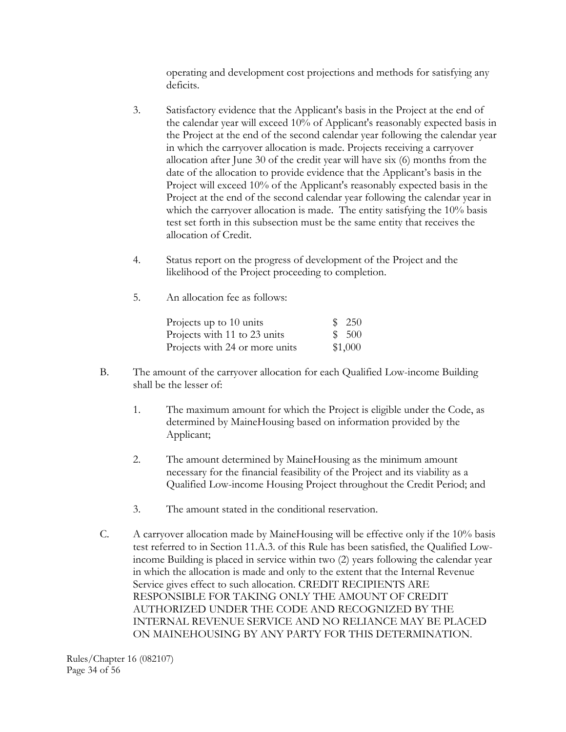operating and development cost projections and methods for satisfying any deficits.

3. Satisfactory evidence that the Applicant's basis in the Project at the end of the calendar year will exceed 10% of Applicant's reasonably expected basis in the Project at the end of the second calendar year following the calendar year in which the carryover allocation is made. Projects receiving a carryover allocation after June 30 of the credit year will have six (6) months from the date of the allocation to provide evidence that the Applicant's basis in the Project will exceed 10% of the Applicant's reasonably expected basis in the Project at the end of the second calendar year following the calendar year in which the carryover allocation is made. The entity satisfying the 10% basis test set forth in this subsection must be the same entity that receives the allocation of Credit.

4. Status report on the progress of development of the Project and the likelihood of the Project proceeding to completion.

5. An allocation fee as follows:

| | |
|---|---|
| Projects up to 10 units | \$ 250 |
| Projects with 11 to 23 units | \$ 500 |
| Projects with 24 or more units | \$1,000 |

B. The amount of the carryover allocation for each Qualified Low-income Building shall be the lesser of:

1. The maximum amount for which the Project is eligible under the Code, as determined by MaineHousing based on information provided by the Applicant;

2. The amount determined by MaineHousing as the minimum amount necessary for the financial feasibility of the Project and its viability as a Qualified Low-income Housing Project throughout the Credit Period; and

3. The amount stated in the conditional reservation.

C. A carryover allocation made by MaineHousing will be effective only if the 10% basis test referred to in Section 11.A.3. of this Rule has been satisfied, the Qualified Low-income Building is placed in service within two (2) years following the calendar year in which the allocation is made and only to the extent that the Internal Revenue Service gives effect to such allocation. CREDIT RECIPIENTS ARE RESPONSIBLE FOR TAKING ONLY THE AMOUNT OF CREDIT AUTHORIZED UNDER THE CODE AND RECOGNIZED BY THE INTERNAL REVENUE SERVICE AND NO RELIANCE MAY BE PLACED ON MAINEHOUSING BY ANY PARTY FOR THIS DETERMINATION.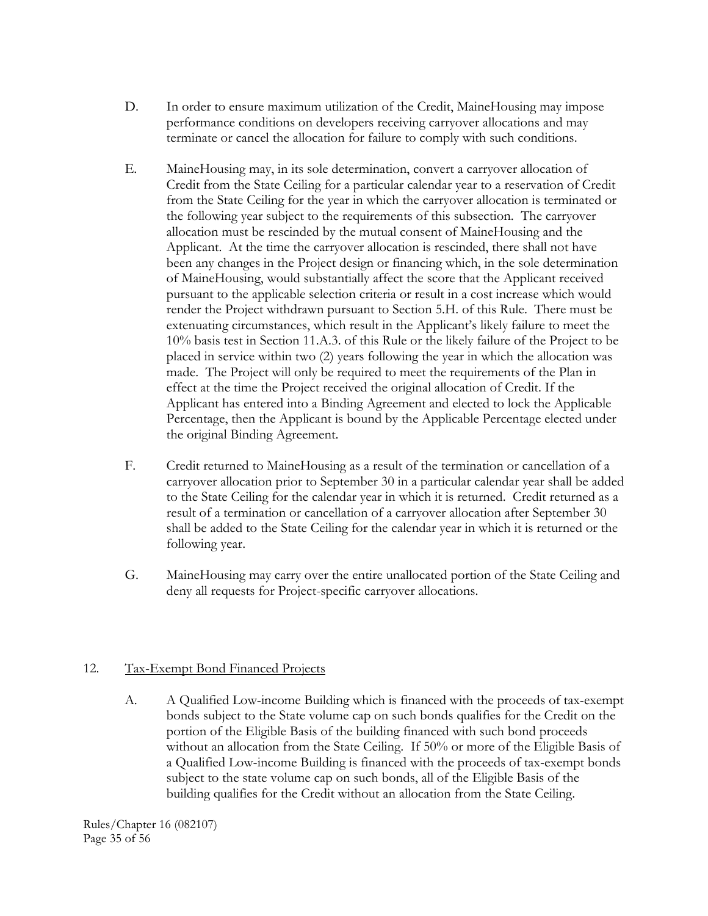D. In order to ensure maximum utilization of the Credit, MaineHousing may impose performance conditions on developers receiving carryover allocations and may terminate or cancel the allocation for failure to comply with such conditions.

E. MaineHousing may, in its sole determination, convert a carryover allocation of Credit from the State Ceiling for a particular calendar year to a reservation of Credit from the State Ceiling for the year in which the carryover allocation is terminated or the following year subject to the requirements of this subsection. The carryover allocation must be rescinded by the mutual consent of MaineHousing and the Applicant. At the time the carryover allocation is rescinded, there shall not have been any changes in the Project design or financing which, in the sole determination of MaineHousing, would substantially affect the score that the Applicant received pursuant to the applicable selection criteria or result in a cost increase which would render the Project withdrawn pursuant to Section 5.H. of this Rule. There must be extenuating circumstances, which result in the Applicant's likely failure to meet the 10% basis test in Section 11.A.3. of this Rule or the likely failure of the Project to be placed in service within two (2) years following the year in which the allocation was made. The Project will only be required to meet the requirements of the Plan in effect at the time the Project received the original allocation of Credit. If the Applicant has entered into a Binding Agreement and elected to lock the Applicable Percentage, then the Applicant is bound by the Applicable Percentage elected under the original Binding Agreement.

F. Credit returned to MaineHousing as a result of the termination or cancellation of a carryover allocation prior to September 30 in a particular calendar year shall be added to the State Ceiling for the calendar year in which it is returned. Credit returned as a result of a termination or cancellation of a carryover allocation after September 30 shall be added to the State Ceiling for the calendar year in which it is returned or the following year.

G. MaineHousing may carry over the entire unallocated portion of the State Ceiling and deny all requests for Project-specific carryover allocations.

## 12. Tax-Exempt Bond Financed Projects

A. A Qualified Low-income Building which is financed with the proceeds of tax-exempt bonds subject to the State volume cap on such bonds qualifies for the Credit on the portion of the Eligible Basis of the building financed with such bond proceeds without an allocation from the State Ceiling. If 50% or more of the Eligible Basis of a Qualified Low-income Building is financed with the proceeds of tax-exempt bonds subject to the state volume cap on such bonds, all of the Eligible Basis of the building qualifies for the Credit without an allocation from the State Ceiling.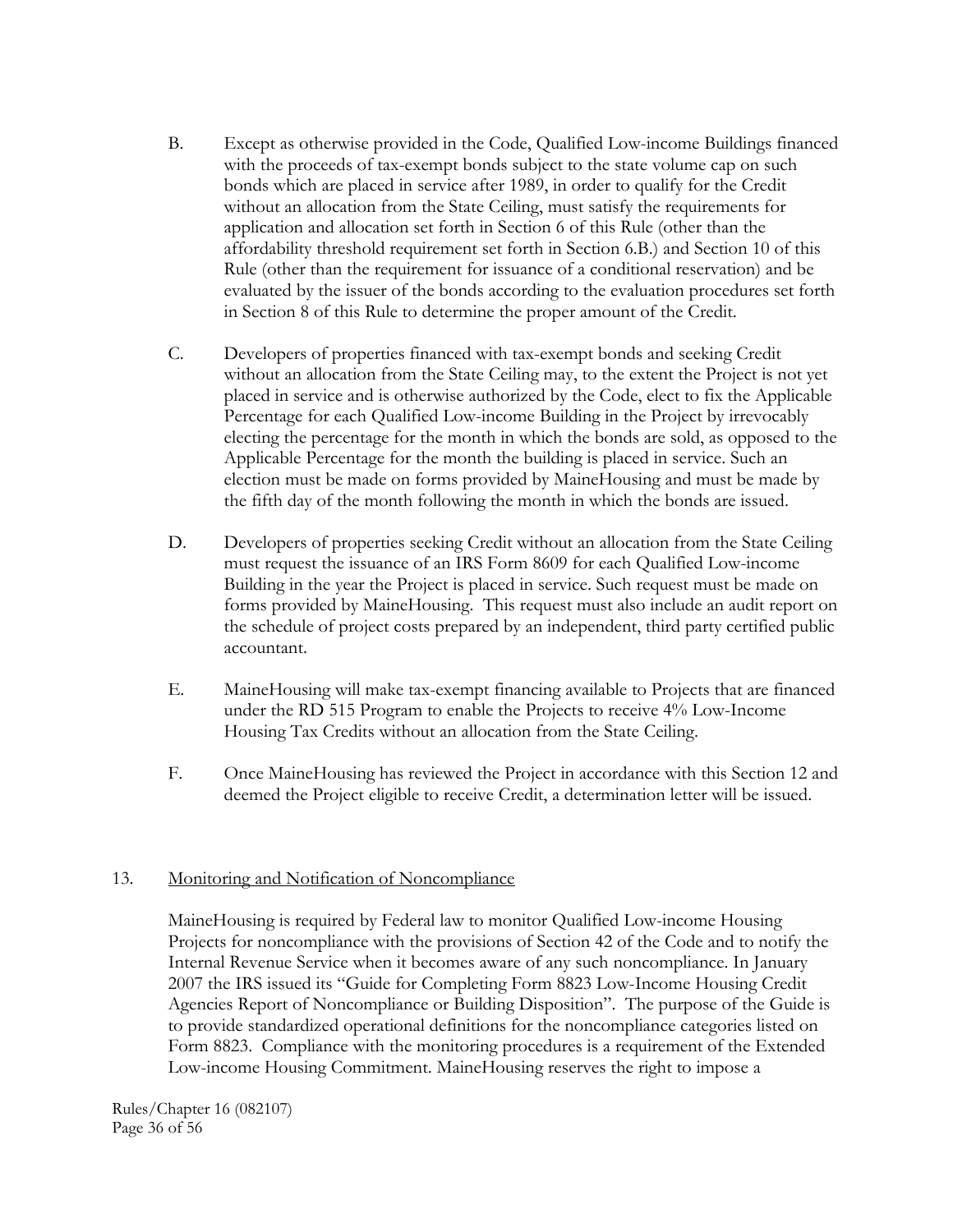B. Except as otherwise provided in the Code, Qualified Low-income Buildings financed with the proceeds of tax-exempt bonds subject to the state volume cap on such bonds which are placed in service after 1989, in order to qualify for the Credit without an allocation from the State Ceiling, must satisfy the requirements for application and allocation set forth in Section 6 of this Rule (other than the affordability threshold requirement set forth in Section 6.B.) and Section 10 of this Rule (other than the requirement for issuance of a conditional reservation) and be evaluated by the issuer of the bonds according to the evaluation procedures set forth in Section 8 of this Rule to determine the proper amount of the Credit.

C. Developers of properties financed with tax-exempt bonds and seeking Credit without an allocation from the State Ceiling may, to the extent the Project is not yet placed in service and is otherwise authorized by the Code, elect to fix the Applicable Percentage for each Qualified Low-income Building in the Project by irrevocably electing the percentage for the month in which the bonds are sold, as opposed to the Applicable Percentage for the month the building is placed in service. Such an election must be made on forms provided by MaineHousing and must be made by the fifth day of the month following the month in which the bonds are issued.

D. Developers of properties seeking Credit without an allocation from the State Ceiling must request the issuance of an IRS Form 8609 for each Qualified Low-income Building in the year the Project is placed in service. Such request must be made on forms provided by MaineHousing. This request must also include an audit report on the schedule of project costs prepared by an independent, third party certified public accountant.

E. MaineHousing will make tax-exempt financing available to Projects that are financed under the RD 515 Program to enable the Projects to receive 4% Low-Income Housing Tax Credits without an allocation from the State Ceiling.

F. Once MaineHousing has reviewed the Project in accordance with this Section 12 and deemed the Project eligible to receive Credit, a determination letter will be issued.

## 13. Monitoring and Notification of Noncompliance

MaineHousing is required by Federal law to monitor Qualified Low-income Housing Projects for noncompliance with the provisions of Section 42 of the Code and to notify the Internal Revenue Service when it becomes aware of any such noncompliance. In January 2007 the IRS issued its "Guide for Completing Form 8823 Low-Income Housing Credit Agencies Report of Noncompliance or Building Disposition". The purpose of the Guide is to provide standardized operational definitions for the noncompliance categories listed on Form 8823. Compliance with the monitoring procedures is a requirement of the Extended Low-income Housing Commitment. MaineHousing reserves the right to impose a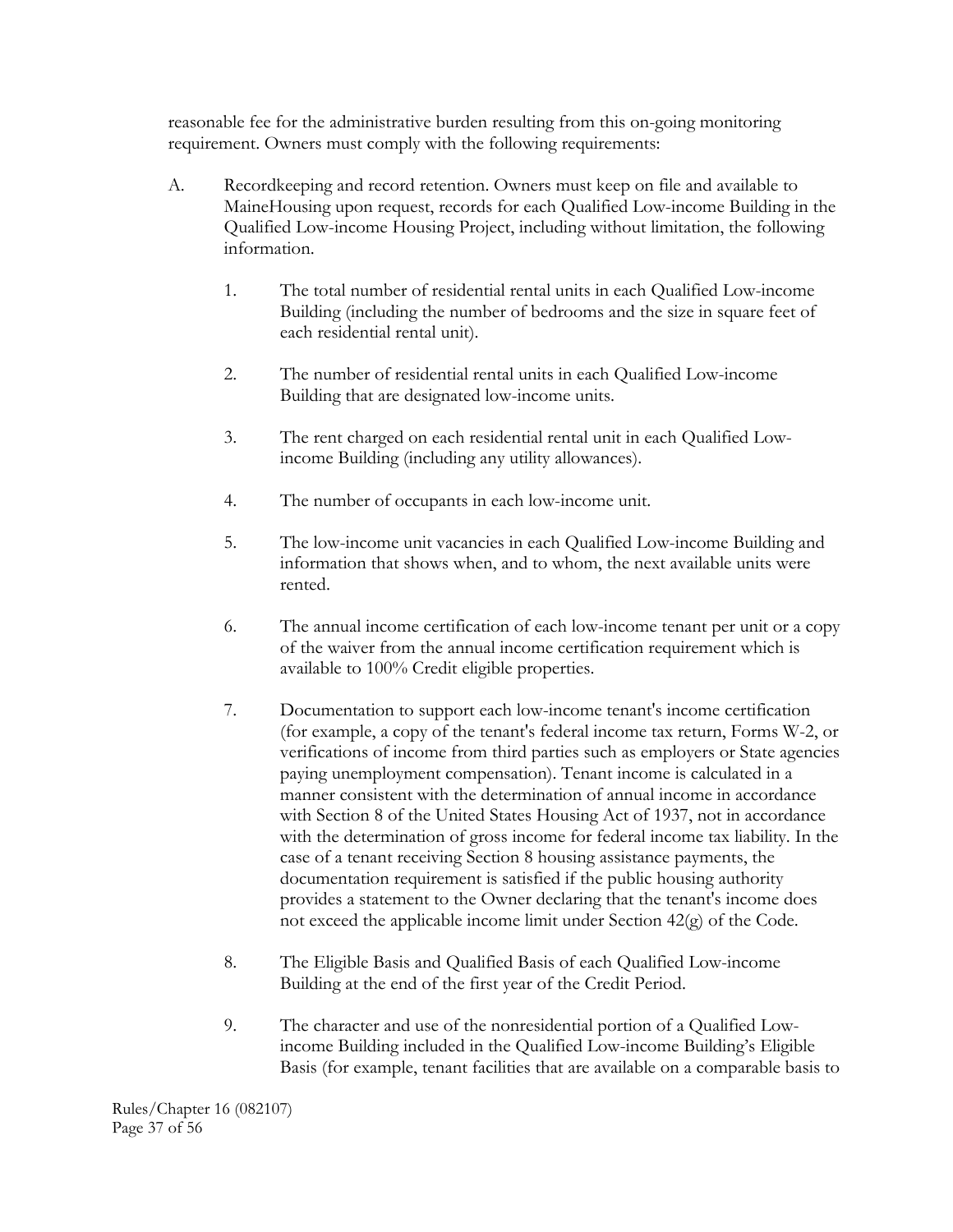reasonable fee for the administrative burden resulting from this on-going monitoring requirement. Owners must comply with the following requirements:

A. Recordkeeping and record retention. Owners must keep on file and available to MaineHousing upon request, records for each Qualified Low-income Building in the Qualified Low-income Housing Project, including without limitation, the following information.

   1. The total number of residential rental units in each Qualified Low-income Building (including the number of bedrooms and the size in square feet of each residential rental unit).

   2. The number of residential rental units in each Qualified Low-income Building that are designated low-income units.

   3. The rent charged on each residential rental unit in each Qualified Low-income Building (including any utility allowances).

   4. The number of occupants in each low-income unit.

   5. The low-income unit vacancies in each Qualified Low-income Building and information that shows when, and to whom, the next available units were rented.

   6. The annual income certification of each low-income tenant per unit or a copy of the waiver from the annual income certification requirement which is available to 100% Credit eligible properties.

   7. Documentation to support each low-income tenant's income certification (for example, a copy of the tenant's federal income tax return, Forms W-2, or verifications of income from third parties such as employers or State agencies paying unemployment compensation). Tenant income is calculated in a manner consistent with the determination of annual income in accordance with Section 8 of the United States Housing Act of 1937, not in accordance with the determination of gross income for federal income tax liability. In the case of a tenant receiving Section 8 housing assistance payments, the documentation requirement is satisfied if the public housing authority provides a statement to the Owner declaring that the tenant's income does not exceed the applicable income limit under Section 42(g) of the Code.

   8. The Eligible Basis and Qualified Basis of each Qualified Low-income Building at the end of the first year of the Credit Period.

   9. The character and use of the nonresidential portion of a Qualified Low-income Building included in the Qualified Low-income Building's Eligible Basis (for example, tenant facilities that are available on a comparable basis to

Rules/Chapter 16 (082107)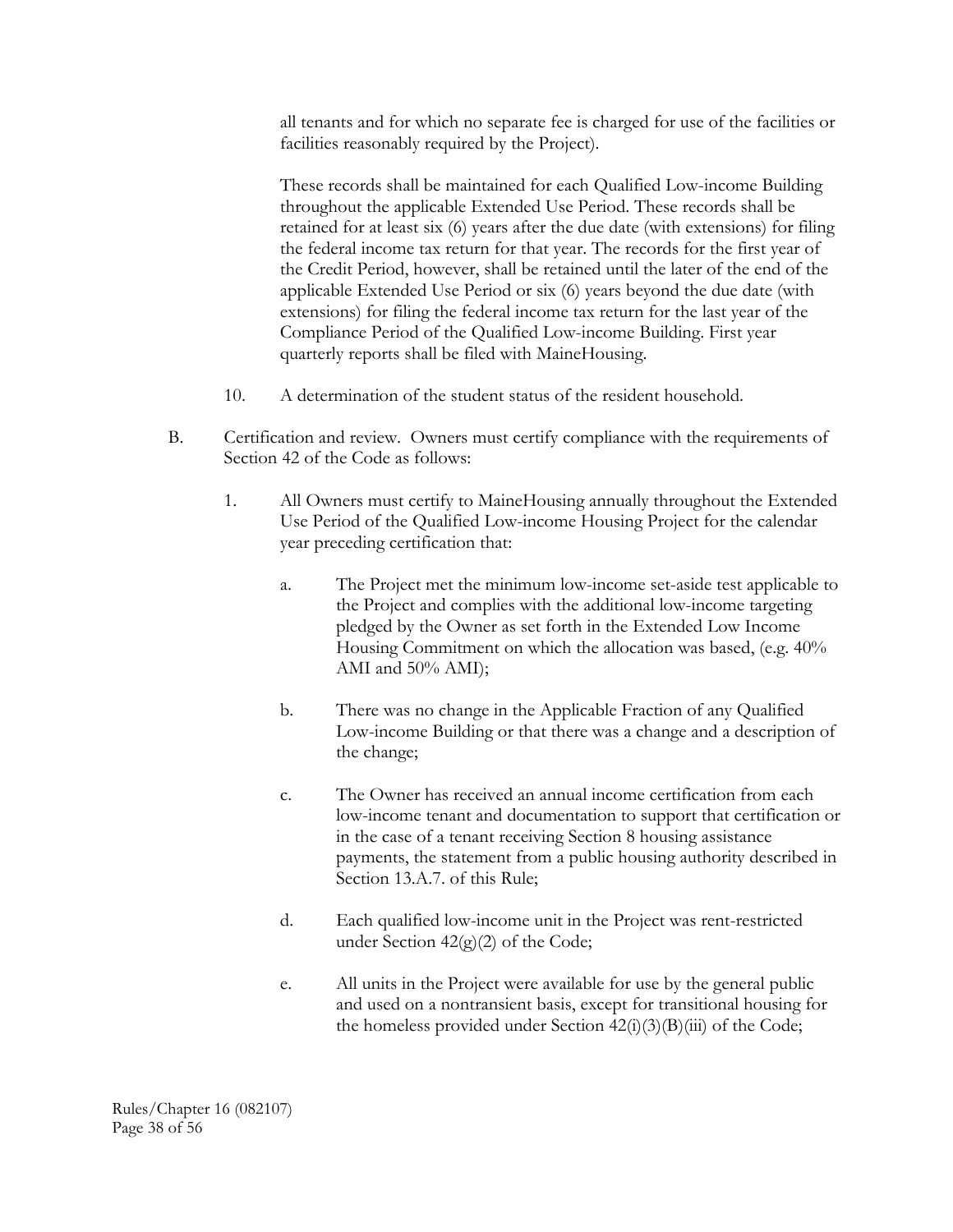all tenants and for which no separate fee is charged for use of the facilities or facilities reasonably required by the Project).

These records shall be maintained for each Qualified Low-income Building throughout the applicable Extended Use Period. These records shall be retained for at least six (6) years after the due date (with extensions) for filing the federal income tax return for that year. The records for the first year of the Credit Period, however, shall be retained until the later of the end of the applicable Extended Use Period or six (6) years beyond the due date (with extensions) for filing the federal income tax return for the last year of the Compliance Period of the Qualified Low-income Building. First year quarterly reports shall be filed with MaineHousing.

10. A determination of the student status of the resident household.

B. Certification and review. Owners must certify compliance with the requirements of Section 42 of the Code as follows:

1. All Owners must certify to MaineHousing annually throughout the Extended Use Period of the Qualified Low-income Housing Project for the calendar year preceding certification that:

a. The Project met the minimum low-income set-aside test applicable to the Project and complies with the additional low-income targeting pledged by the Owner as set forth in the Extended Low Income Housing Commitment on which the allocation was based, (e.g. 40% AMI and 50% AMI);

b. There was no change in the Applicable Fraction of any Qualified Low-income Building or that there was a change and a description of the change;

c. The Owner has received an annual income certification from each low-income tenant and documentation to support that certification or in the case of a tenant receiving Section 8 housing assistance payments, the statement from a public housing authority described in Section 13.A.7. of this Rule;

d. Each qualified low-income unit in the Project was rent-restricted under Section 42(g)(2) of the Code;

e. All units in the Project were available for use by the general public and used on a nontransient basis, except for transitional housing for the homeless provided under Section 42(i)(3)(B)(iii) of the Code;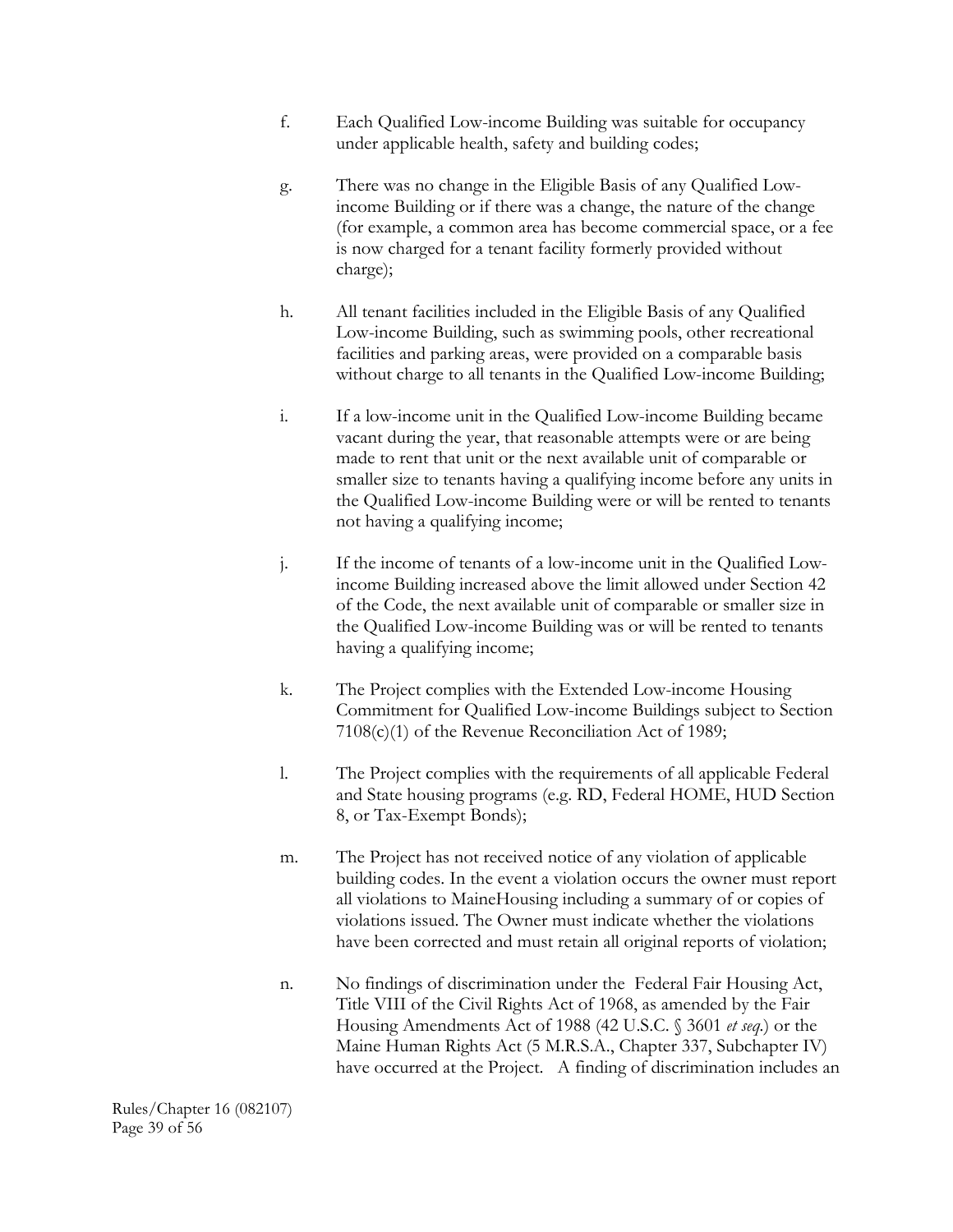f. Each Qualified Low-income Building was suitable for occupancy under applicable health, safety and building codes;

g. There was no change in the Eligible Basis of any Qualified Low-income Building or if there was a change, the nature of the change (for example, a common area has become commercial space, or a fee is now charged for a tenant facility formerly provided without charge);

h. All tenant facilities included in the Eligible Basis of any Qualified Low-income Building, such as swimming pools, other recreational facilities and parking areas, were provided on a comparable basis without charge to all tenants in the Qualified Low-income Building;

i. If a low-income unit in the Qualified Low-income Building became vacant during the year, that reasonable attempts were or are being made to rent that unit or the next available unit of comparable or smaller size to tenants having a qualifying income before any units in the Qualified Low-income Building were or will be rented to tenants not having a qualifying income;

j. If the income of tenants of a low-income unit in the Qualified Low-income Building increased above the limit allowed under Section 42 of the Code, the next available unit of comparable or smaller size in the Qualified Low-income Building was or will be rented to tenants having a qualifying income;

k. The Project complies with the Extended Low-income Housing Commitment for Qualified Low-income Buildings subject to Section 7108(c)(1) of the Revenue Reconciliation Act of 1989;

l. The Project complies with the requirements of all applicable Federal and State housing programs (e.g. RD, Federal HOME, HUD Section 8, or Tax-Exempt Bonds);

m. The Project has not received notice of any violation of applicable building codes. In the event a violation occurs the owner must report all violations to MaineHousing including a summary of or copies of violations issued. The Owner must indicate whether the violations have been corrected and must retain all original reports of violation;

n. No findings of discrimination under the Federal Fair Housing Act, Title VIII of the Civil Rights Act of 1968, as amended by the Fair Housing Amendments Act of 1988 (42 U.S.C. § 3601 *et seq.*) or the Maine Human Rights Act (5 M.R.S.A., Chapter 337, Subchapter IV) have occurred at the Project. A finding of discrimination includes an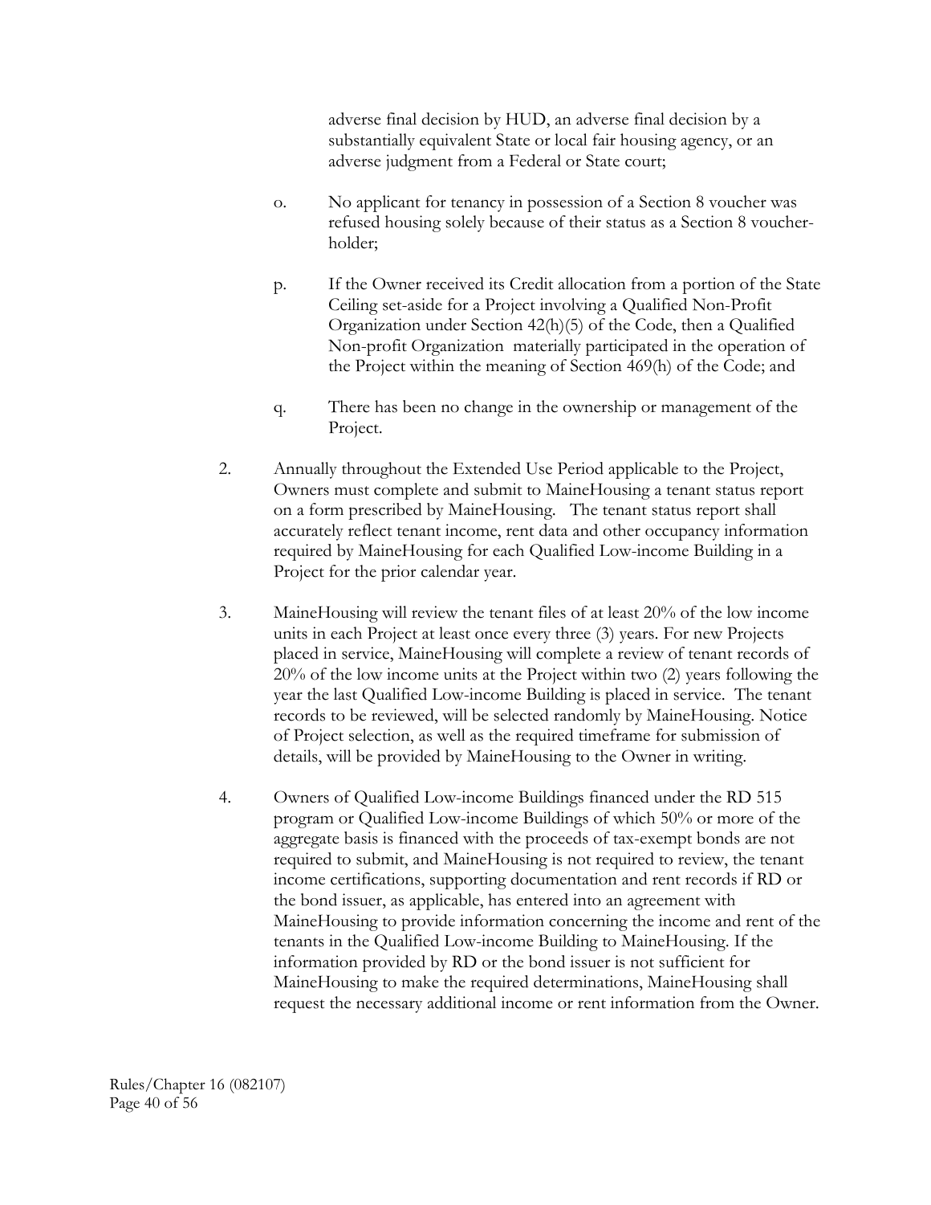adverse final decision by HUD, an adverse final decision by a substantially equivalent State or local fair housing agency, or an adverse judgment from a Federal or State court;

o. No applicant for tenancy in possession of a Section 8 voucher was refused housing solely because of their status as a Section 8 voucher-holder;

p. If the Owner received its Credit allocation from a portion of the State Ceiling set-aside for a Project involving a Qualified Non-Profit Organization under Section 42(h)(5) of the Code, then a Qualified Non-profit Organization materially participated in the operation of the Project within the meaning of Section 469(h) of the Code; and

q. There has been no change in the ownership or management of the Project.

2. Annually throughout the Extended Use Period applicable to the Project, Owners must complete and submit to MaineHousing a tenant status report on a form prescribed by MaineHousing. The tenant status report shall accurately reflect tenant income, rent data and other occupancy information required by MaineHousing for each Qualified Low-income Building in a Project for the prior calendar year.

3. MaineHousing will review the tenant files of at least 20% of the low income units in each Project at least once every three (3) years. For new Projects placed in service, MaineHousing will complete a review of tenant records of 20% of the low income units at the Project within two (2) years following the year the last Qualified Low-income Building is placed in service. The tenant records to be reviewed, will be selected randomly by MaineHousing. Notice of Project selection, as well as the required timeframe for submission of details, will be provided by MaineHousing to the Owner in writing.

4. Owners of Qualified Low-income Buildings financed under the RD 515 program or Qualified Low-income Buildings of which 50% or more of the aggregate basis is financed with the proceeds of tax-exempt bonds are not required to submit, and MaineHousing is not required to review, the tenant income certifications, supporting documentation and rent records if RD or the bond issuer, as applicable, has entered into an agreement with MaineHousing to provide information concerning the income and rent of the tenants in the Qualified Low-income Building to MaineHousing. If the information provided by RD or the bond issuer is not sufficient for MaineHousing to make the required determinations, MaineHousing shall request the necessary additional income or rent information from the Owner.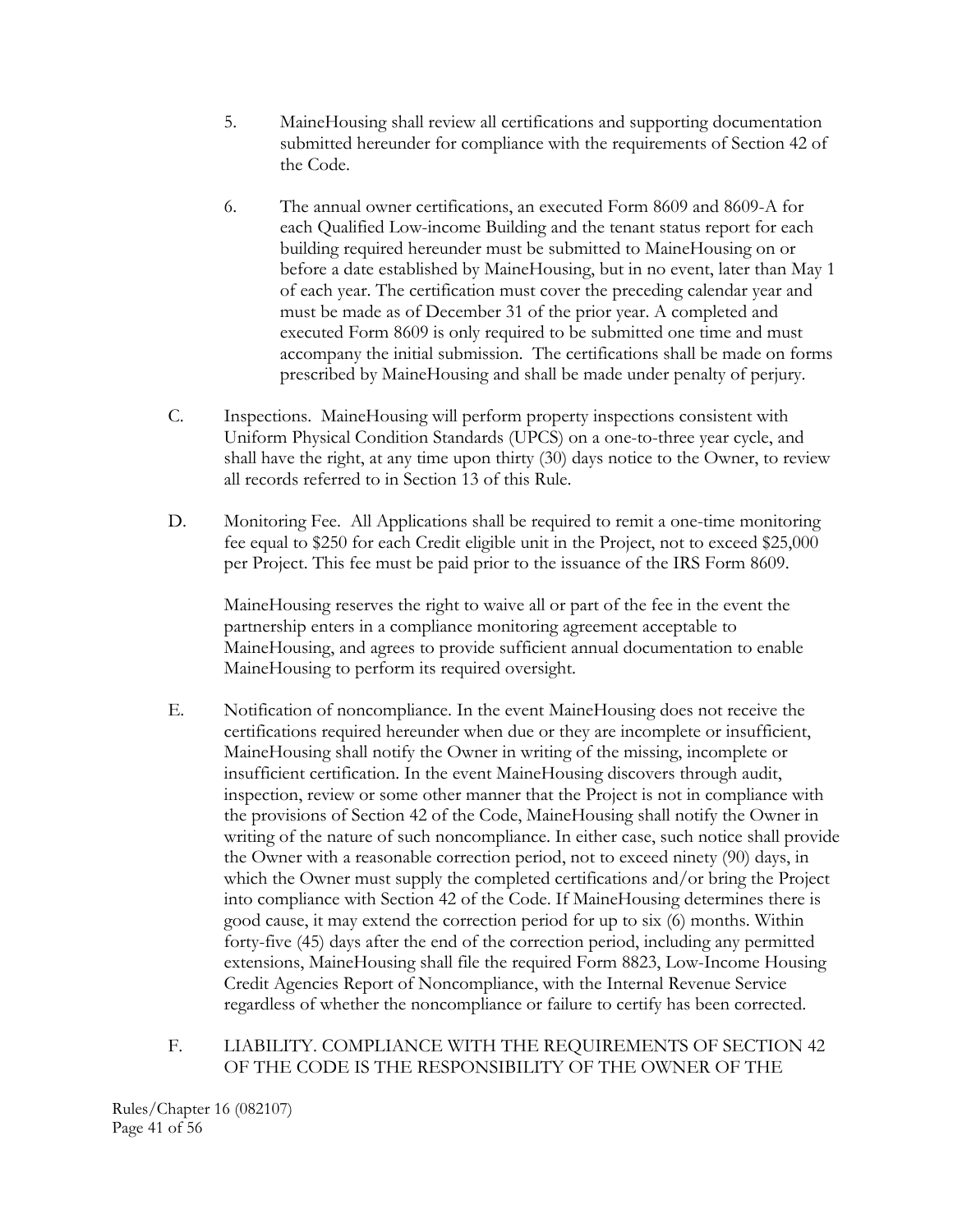5. MaineHousing shall review all certifications and supporting documentation submitted hereunder for compliance with the requirements of Section 42 of the Code.

6. The annual owner certifications, an executed Form 8609 and 8609-A for each Qualified Low-income Building and the tenant status report for each building required hereunder must be submitted to MaineHousing on or before a date established by MaineHousing, but in no event, later than May 1 of each year. The certification must cover the preceding calendar year and must be made as of December 31 of the prior year. A completed and executed Form 8609 is only required to be submitted one time and must accompany the initial submission. The certifications shall be made on forms prescribed by MaineHousing and shall be made under penalty of perjury.

C. Inspections. MaineHousing will perform property inspections consistent with Uniform Physical Condition Standards (UPCS) on a one-to-three year cycle, and shall have the right, at any time upon thirty (30) days notice to the Owner, to review all records referred to in Section 13 of this Rule.

D. Monitoring Fee. All Applications shall be required to remit a one-time monitoring fee equal to $250 for each Credit eligible unit in the Project, not to exceed $25,000 per Project. This fee must be paid prior to the issuance of the IRS Form 8609.

MaineHousing reserves the right to waive all or part of the fee in the event the partnership enters in a compliance monitoring agreement acceptable to MaineHousing, and agrees to provide sufficient annual documentation to enable MaineHousing to perform its required oversight.

E. Notification of noncompliance. In the event MaineHousing does not receive the certifications required hereunder when due or they are incomplete or insufficient, MaineHousing shall notify the Owner in writing of the missing, incomplete or insufficient certification. In the event MaineHousing discovers through audit, inspection, review or some other manner that the Project is not in compliance with the provisions of Section 42 of the Code, MaineHousing shall notify the Owner in writing of the nature of such noncompliance. In either case, such notice shall provide the Owner with a reasonable correction period, not to exceed ninety (90) days, in which the Owner must supply the completed certifications and/or bring the Project into compliance with Section 42 of the Code. If MaineHousing determines there is good cause, it may extend the correction period for up to six (6) months. Within forty-five (45) days after the end of the correction period, including any permitted extensions, MaineHousing shall file the required Form 8823, Low-Income Housing Credit Agencies Report of Noncompliance, with the Internal Revenue Service regardless of whether the noncompliance or failure to certify has been corrected.

F. LIABILITY. COMPLIANCE WITH THE REQUIREMENTS OF SECTION 42 OF THE CODE IS THE RESPONSIBILITY OF THE OWNER OF THE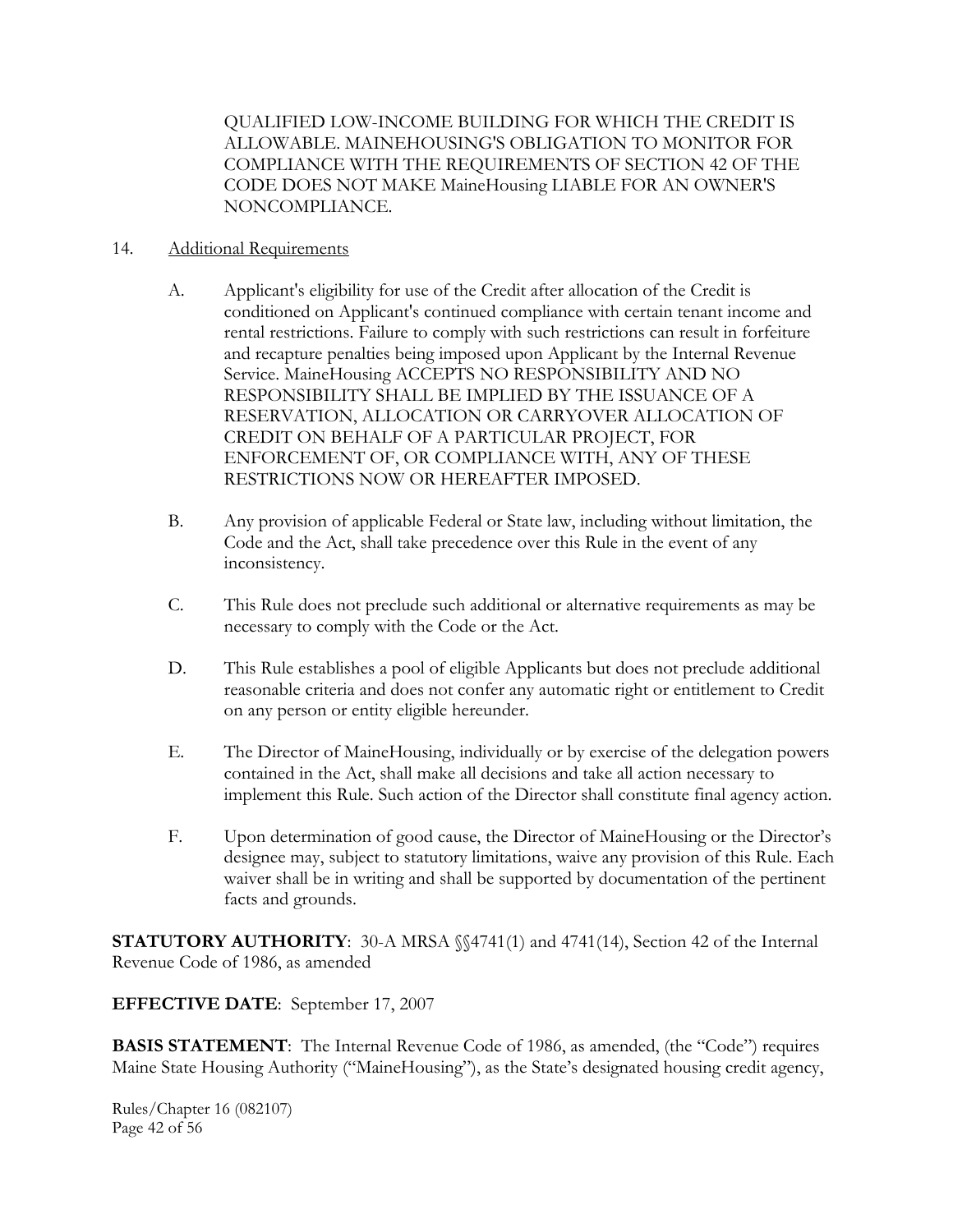QUALIFIED LOW-INCOME BUILDING FOR WHICH THE CREDIT IS ALLOWABLE. MAINEHOUSING'S OBLIGATION TO MONITOR FOR COMPLIANCE WITH THE REQUIREMENTS OF SECTION 42 OF THE CODE DOES NOT MAKE MaineHousing LIABLE FOR AN OWNER'S NONCOMPLIANCE.

14. Additional Requirements

A. Applicant's eligibility for use of the Credit after allocation of the Credit is conditioned on Applicant's continued compliance with certain tenant income and rental restrictions. Failure to comply with such restrictions can result in forfeiture and recapture penalties being imposed upon Applicant by the Internal Revenue Service. MaineHousing ACCEPTS NO RESPONSIBILITY AND NO RESPONSIBILITY SHALL BE IMPLIED BY THE ISSUANCE OF A RESERVATION, ALLOCATION OR CARRYOVER ALLOCATION OF CREDIT ON BEHALF OF A PARTICULAR PROJECT, FOR ENFORCEMENT OF, OR COMPLIANCE WITH, ANY OF THESE RESTRICTIONS NOW OR HEREAFTER IMPOSED.

B. Any provision of applicable Federal or State law, including without limitation, the Code and the Act, shall take precedence over this Rule in the event of any inconsistency.

C. This Rule does not preclude such additional or alternative requirements as may be necessary to comply with the Code or the Act.

D. This Rule establishes a pool of eligible Applicants but does not preclude additional reasonable criteria and does not confer any automatic right or entitlement to Credit on any person or entity eligible hereunder.

E. The Director of MaineHousing, individually or by exercise of the delegation powers contained in the Act, shall make all decisions and take all action necessary to implement this Rule. Such action of the Director shall constitute final agency action.

F. Upon determination of good cause, the Director of MaineHousing or the Director's designee may, subject to statutory limitations, waive any provision of this Rule. Each waiver shall be in writing and shall be supported by documentation of the pertinent facts and grounds.

**STATUTORY AUTHORITY**: 30-A MRSA §§4741(1) and 4741(14), Section 42 of the Internal Revenue Code of 1986, as amended

**EFFECTIVE DATE**: September 17, 2007

**BASIS STATEMENT**: The Internal Revenue Code of 1986, as amended, (the "Code") requires Maine State Housing Authority ("MaineHousing"), as the State's designated housing credit agency,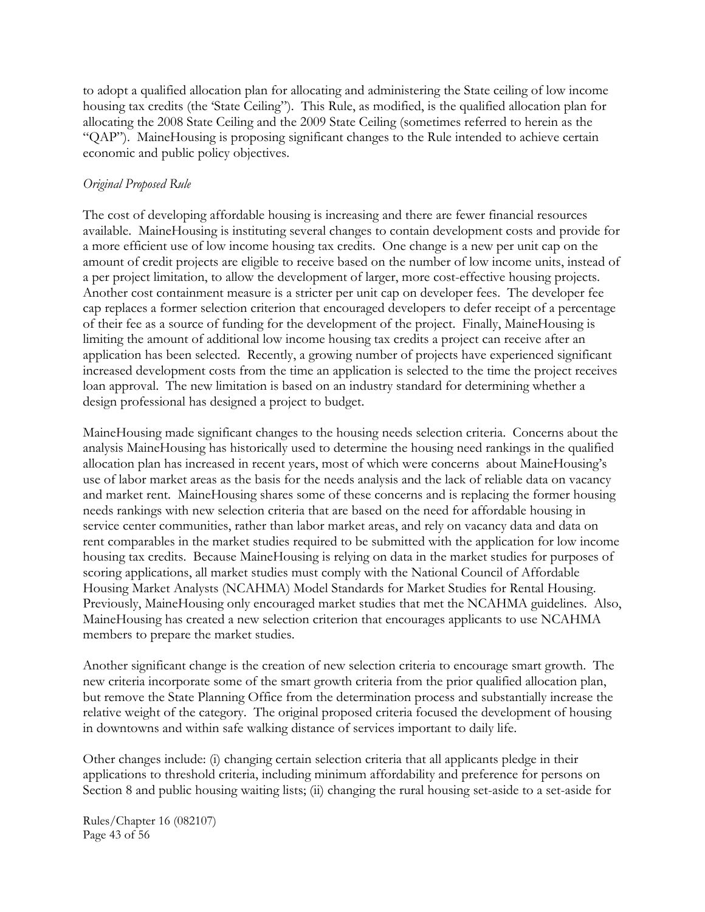to adopt a qualified allocation plan for allocating and administering the State ceiling of low income housing tax credits (the 'State Ceiling"). This Rule, as modified, is the qualified allocation plan for allocating the 2008 State Ceiling and the 2009 State Ceiling (sometimes referred to herein as the "QAP"). MaineHousing is proposing significant changes to the Rule intended to achieve certain economic and public policy objectives.

*Original Proposed Rule*

The cost of developing affordable housing is increasing and there are fewer financial resources available. MaineHousing is instituting several changes to contain development costs and provide for a more efficient use of low income housing tax credits. One change is a new per unit cap on the amount of credit projects are eligible to receive based on the number of low income units, instead of a per project limitation, to allow the development of larger, more cost-effective housing projects. Another cost containment measure is a stricter per unit cap on developer fees. The developer fee cap replaces a former selection criterion that encouraged developers to defer receipt of a percentage of their fee as a source of funding for the development of the project. Finally, MaineHousing is limiting the amount of additional low income housing tax credits a project can receive after an application has been selected. Recently, a growing number of projects have experienced significant increased development costs from the time an application is selected to the time the project receives loan approval. The new limitation is based on an industry standard for determining whether a design professional has designed a project to budget.

MaineHousing made significant changes to the housing needs selection criteria. Concerns about the analysis MaineHousing has historically used to determine the housing need rankings in the qualified allocation plan has increased in recent years, most of which were concerns about MaineHousing's use of labor market areas as the basis for the needs analysis and the lack of reliable data on vacancy and market rent. MaineHousing shares some of these concerns and is replacing the former housing needs rankings with new selection criteria that are based on the need for affordable housing in service center communities, rather than labor market areas, and rely on vacancy data and data on rent comparables in the market studies required to be submitted with the application for low income housing tax credits. Because MaineHousing is relying on data in the market studies for purposes of scoring applications, all market studies must comply with the National Council of Affordable Housing Market Analysts (NCAHMA) Model Standards for Market Studies for Rental Housing. Previously, MaineHousing only encouraged market studies that met the NCAHMA guidelines. Also, MaineHousing has created a new selection criterion that encourages applicants to use NCAHMA members to prepare the market studies.

Another significant change is the creation of new selection criteria to encourage smart growth. The new criteria incorporate some of the smart growth criteria from the prior qualified allocation plan, but remove the State Planning Office from the determination process and substantially increase the relative weight of the category. The original proposed criteria focused the development of housing in downtowns and within safe walking distance of services important to daily life.

Other changes include: (i) changing certain selection criteria that all applicants pledge in their applications to threshold criteria, including minimum affordability and preference for persons on Section 8 and public housing waiting lists; (ii) changing the rural housing set-aside to a set-aside for

Rules/Chapter 16 (082107)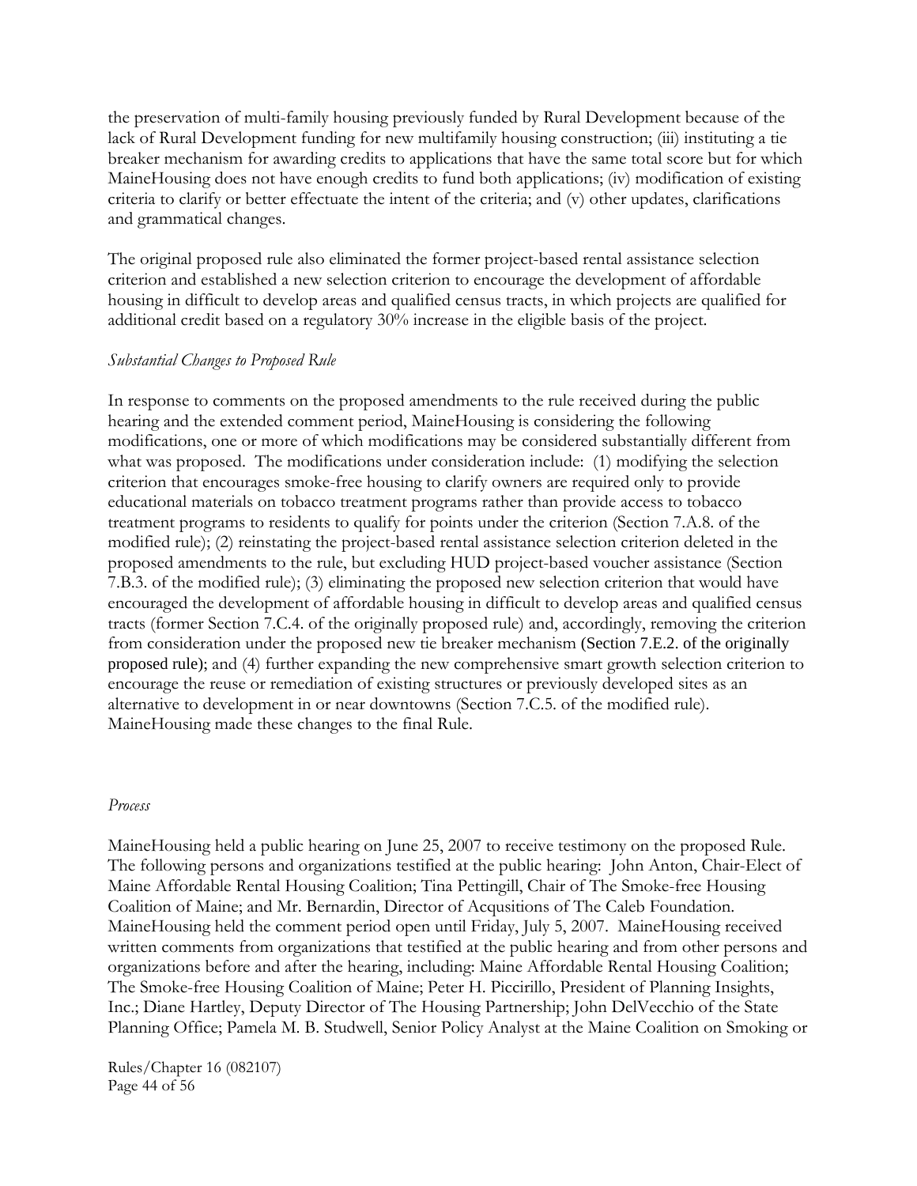the preservation of multi-family housing previously funded by Rural Development because of the lack of Rural Development funding for new multifamily housing construction; (iii) instituting a tie breaker mechanism for awarding credits to applications that have the same total score but for which MaineHousing does not have enough credits to fund both applications; (iv) modification of existing criteria to clarify or better effectuate the intent of the criteria; and (v) other updates, clarifications and grammatical changes.

The original proposed rule also eliminated the former project-based rental assistance selection criterion and established a new selection criterion to encourage the development of affordable housing in difficult to develop areas and qualified census tracts, in which projects are qualified for additional credit based on a regulatory 30% increase in the eligible basis of the project.

*Substantial Changes to Proposed Rule*

In response to comments on the proposed amendments to the rule received during the public hearing and the extended comment period, MaineHousing is considering the following modifications, one or more of which modifications may be considered substantially different from what was proposed. The modifications under consideration include: (1) modifying the selection criterion that encourages smoke-free housing to clarify owners are required only to provide educational materials on tobacco treatment programs rather than provide access to tobacco treatment programs to residents to qualify for points under the criterion (Section 7.A.8. of the modified rule); (2) reinstating the project-based rental assistance selection criterion deleted in the proposed amendments to the rule, but excluding HUD project-based voucher assistance (Section 7.B.3. of the modified rule); (3) eliminating the proposed new selection criterion that would have encouraged the development of affordable housing in difficult to develop areas and qualified census tracts (former Section 7.C.4. of the originally proposed rule) and, accordingly, removing the criterion from consideration under the proposed new tie breaker mechanism (Section 7.E.2. of the originally proposed rule); and (4) further expanding the new comprehensive smart growth selection criterion to encourage the reuse or remediation of existing structures or previously developed sites as an alternative to development in or near downtowns (Section 7.C.5. of the modified rule). MaineHousing made these changes to the final Rule.

*Process*

MaineHousing held a public hearing on June 25, 2007 to receive testimony on the proposed Rule. The following persons and organizations testified at the public hearing: John Anton, Chair-Elect of Maine Affordable Rental Housing Coalition; Tina Pettingill, Chair of The Smoke-free Housing Coalition of Maine; and Mr. Bernardin, Director of Acqusitions of The Caleb Foundation. MaineHousing held the comment period open until Friday, July 5, 2007. MaineHousing received written comments from organizations that testified at the public hearing and from other persons and organizations before and after the hearing, including: Maine Affordable Rental Housing Coalition; The Smoke-free Housing Coalition of Maine; Peter H. Piccirillo, President of Planning Insights, Inc.; Diane Hartley, Deputy Director of The Housing Partnership; John DelVecchio of the State Planning Office; Pamela M. B. Studwell, Senior Policy Analyst at the Maine Coalition on Smoking or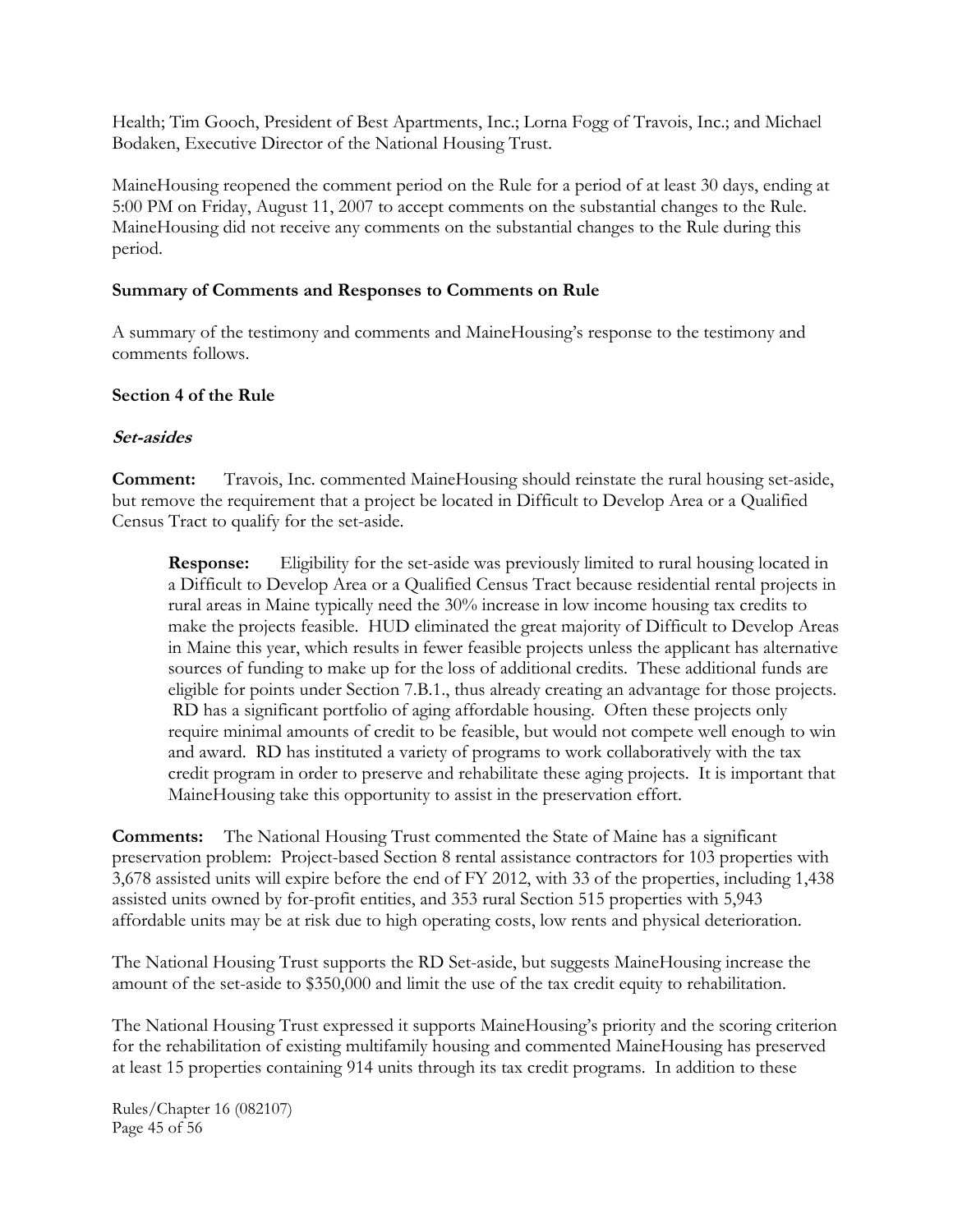Health; Tim Gooch, President of Best Apartments, Inc.; Lorna Fogg of Travois, Inc.; and Michael Bodaken, Executive Director of the National Housing Trust.

MaineHousing reopened the comment period on the Rule for a period of at least 30 days, ending at 5:00 PM on Friday, August 11, 2007 to accept comments on the substantial changes to the Rule. MaineHousing did not receive any comments on the substantial changes to the Rule during this period.

**Summary of Comments and Responses to Comments on Rule**

A summary of the testimony and comments and MaineHousing's response to the testimony and comments follows.

**Section 4 of the Rule**

***Set-asides***

**Comment:** Travois, Inc. commented MaineHousing should reinstate the rural housing set-aside, but remove the requirement that a project be located in Difficult to Develop Area or a Qualified Census Tract to qualify for the set-aside.

> **Response:** Eligibility for the set-aside was previously limited to rural housing located in a Difficult to Develop Area or a Qualified Census Tract because residential rental projects in rural areas in Maine typically need the 30% increase in low income housing tax credits to make the projects feasible. HUD eliminated the great majority of Difficult to Develop Areas in Maine this year, which results in fewer feasible projects unless the applicant has alternative sources of funding to make up for the loss of additional credits. These additional funds are eligible for points under Section 7.B.1., thus already creating an advantage for those projects. RD has a significant portfolio of aging affordable housing. Often these projects only require minimal amounts of credit to be feasible, but would not compete well enough to win and award. RD has instituted a variety of programs to work collaboratively with the tax credit program in order to preserve and rehabilitate these aging projects. It is important that MaineHousing take this opportunity to assist in the preservation effort.

**Comments:** The National Housing Trust commented the State of Maine has a significant preservation problem: Project-based Section 8 rental assistance contractors for 103 properties with 3,678 assisted units will expire before the end of FY 2012, with 33 of the properties, including 1,438 assisted units owned by for-profit entities, and 353 rural Section 515 properties with 5,943 affordable units may be at risk due to high operating costs, low rents and physical deterioration.

The National Housing Trust supports the RD Set-aside, but suggests MaineHousing increase the amount of the set-aside to $350,000 and limit the use of the tax credit equity to rehabilitation.

The National Housing Trust expressed it supports MaineHousing's priority and the scoring criterion for the rehabilitation of existing multifamily housing and commented MaineHousing has preserved at least 15 properties containing 914 units through its tax credit programs. In addition to these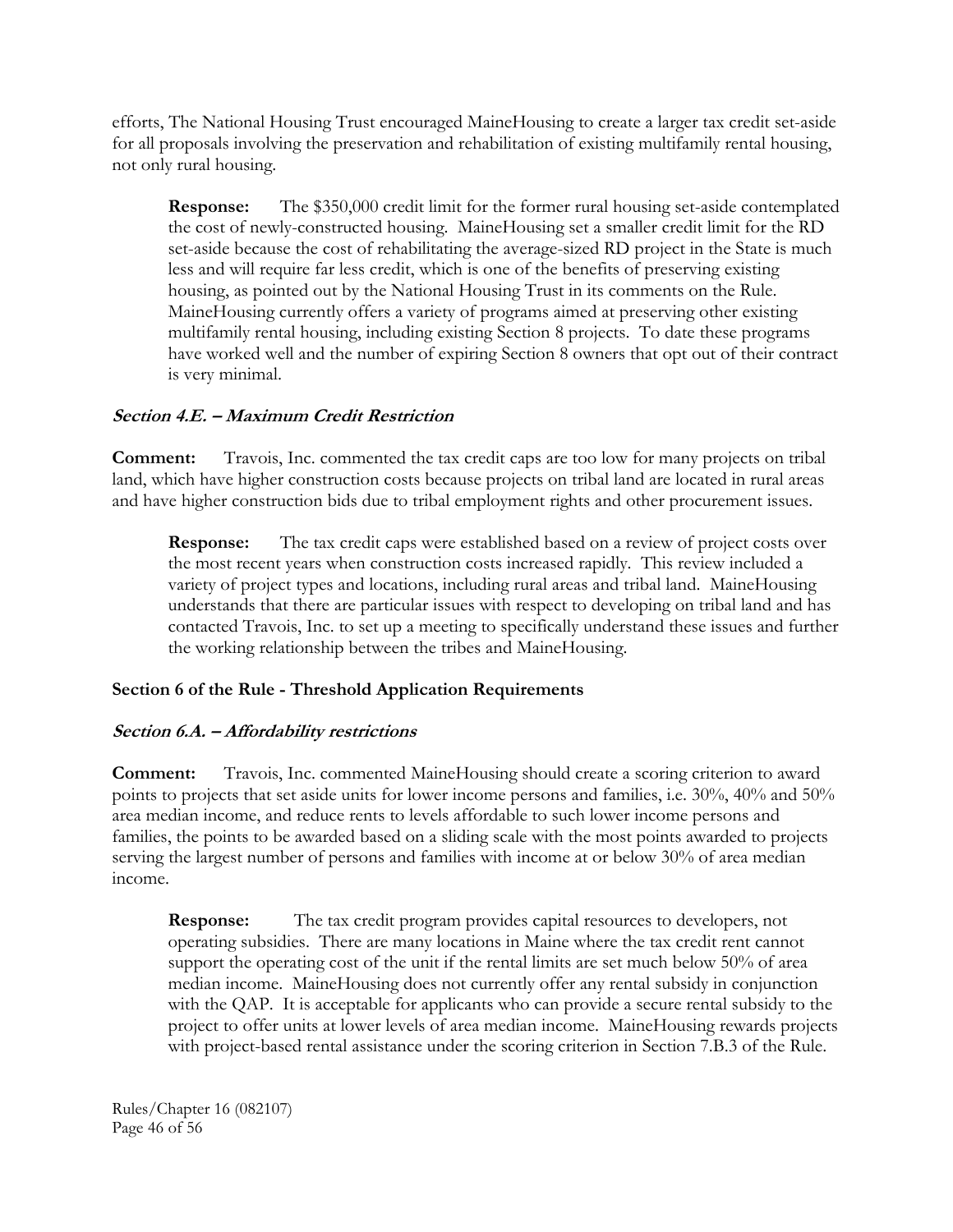efforts, The National Housing Trust encouraged MaineHousing to create a larger tax credit set-aside for all proposals involving the preservation and rehabilitation of existing multifamily rental housing, not only rural housing.

> **Response:** The $350,000 credit limit for the former rural housing set-aside contemplated the cost of newly-constructed housing. MaineHousing set a smaller credit limit for the RD set-aside because the cost of rehabilitating the average-sized RD project in the State is much less and will require far less credit, which is one of the benefits of preserving existing housing, as pointed out by the National Housing Trust in its comments on the Rule. MaineHousing currently offers a variety of programs aimed at preserving other existing multifamily rental housing, including existing Section 8 projects. To date these programs have worked well and the number of expiring Section 8 owners that opt out of their contract is very minimal.

***Section 4.E. – Maximum Credit Restriction***

**Comment:** Travois, Inc. commented the tax credit caps are too low for many projects on tribal land, which have higher construction costs because projects on tribal land are located in rural areas and have higher construction bids due to tribal employment rights and other procurement issues.

> **Response:** The tax credit caps were established based on a review of project costs over the most recent years when construction costs increased rapidly. This review included a variety of project types and locations, including rural areas and tribal land. MaineHousing understands that there are particular issues with respect to developing on tribal land and has contacted Travois, Inc. to set up a meeting to specifically understand these issues and further the working relationship between the tribes and MaineHousing.

**Section 6 of the Rule - Threshold Application Requirements**

***Section 6.A. – Affordability restrictions***

**Comment:** Travois, Inc. commented MaineHousing should create a scoring criterion to award points to projects that set aside units for lower income persons and families, i.e. 30%, 40% and 50% area median income, and reduce rents to levels affordable to such lower income persons and families, the points to be awarded based on a sliding scale with the most points awarded to projects serving the largest number of persons and families with income at or below 30% of area median income.

> **Response:** The tax credit program provides capital resources to developers, not operating subsidies. There are many locations in Maine where the tax credit rent cannot support the operating cost of the unit if the rental limits are set much below 50% of area median income. MaineHousing does not currently offer any rental subsidy in conjunction with the QAP. It is acceptable for applicants who can provide a secure rental subsidy to the project to offer units at lower levels of area median income. MaineHousing rewards projects with project-based rental assistance under the scoring criterion in Section 7.B.3 of the Rule.

Rules/Chapter 16 (082107)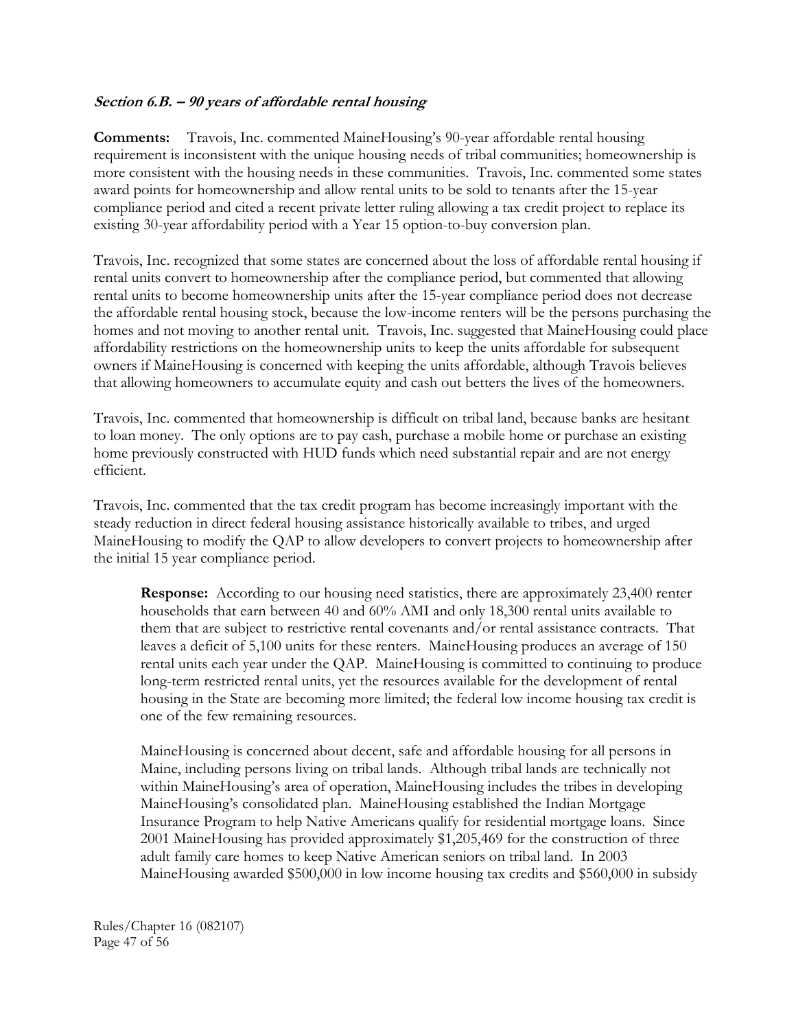***Section 6.B. – 90 years of affordable rental housing***

**Comments:** Travois, Inc. commented MaineHousing's 90-year affordable rental housing requirement is inconsistent with the unique housing needs of tribal communities; homeownership is more consistent with the housing needs in these communities. Travois, Inc. commented some states award points for homeownership and allow rental units to be sold to tenants after the 15-year compliance period and cited a recent private letter ruling allowing a tax credit project to replace its existing 30-year affordability period with a Year 15 option-to-buy conversion plan.

Travois, Inc. recognized that some states are concerned about the loss of affordable rental housing if rental units convert to homeownership after the compliance period, but commented that allowing rental units to become homeownership units after the 15-year compliance period does not decrease the affordable rental housing stock, because the low-income renters will be the persons purchasing the homes and not moving to another rental unit. Travois, Inc. suggested that MaineHousing could place affordability restrictions on the homeownership units to keep the units affordable for subsequent owners if MaineHousing is concerned with keeping the units affordable, although Travois believes that allowing homeowners to accumulate equity and cash out betters the lives of the homeowners.

Travois, Inc. commented that homeownership is difficult on tribal land, because banks are hesitant to loan money. The only options are to pay cash, purchase a mobile home or purchase an existing home previously constructed with HUD funds which need substantial repair and are not energy efficient.

Travois, Inc. commented that the tax credit program has become increasingly important with the steady reduction in direct federal housing assistance historically available to tribes, and urged MaineHousing to modify the QAP to allow developers to convert projects to homeownership after the initial 15 year compliance period.

> **Response:** According to our housing need statistics, there are approximately 23,400 renter households that earn between 40 and 60% AMI and only 18,300 rental units available to them that are subject to restrictive rental covenants and/or rental assistance contracts. That leaves a deficit of 5,100 units for these renters. MaineHousing produces an average of 150 rental units each year under the QAP. MaineHousing is committed to continuing to produce long-term restricted rental units, yet the resources available for the development of rental housing in the State are becoming more limited; the federal low income housing tax credit is one of the few remaining resources.
>
> MaineHousing is concerned about decent, safe and affordable housing for all persons in Maine, including persons living on tribal lands. Although tribal lands are technically not within MaineHousing's area of operation, MaineHousing includes the tribes in developing MaineHousing's consolidated plan. MaineHousing established the Indian Mortgage Insurance Program to help Native Americans qualify for residential mortgage loans. Since 2001 MaineHousing has provided approximately $1,205,469 for the construction of three adult family care homes to keep Native American seniors on tribal land. In 2003 MaineHousing awarded $500,000 in low income housing tax credits and $560,000 in subsidy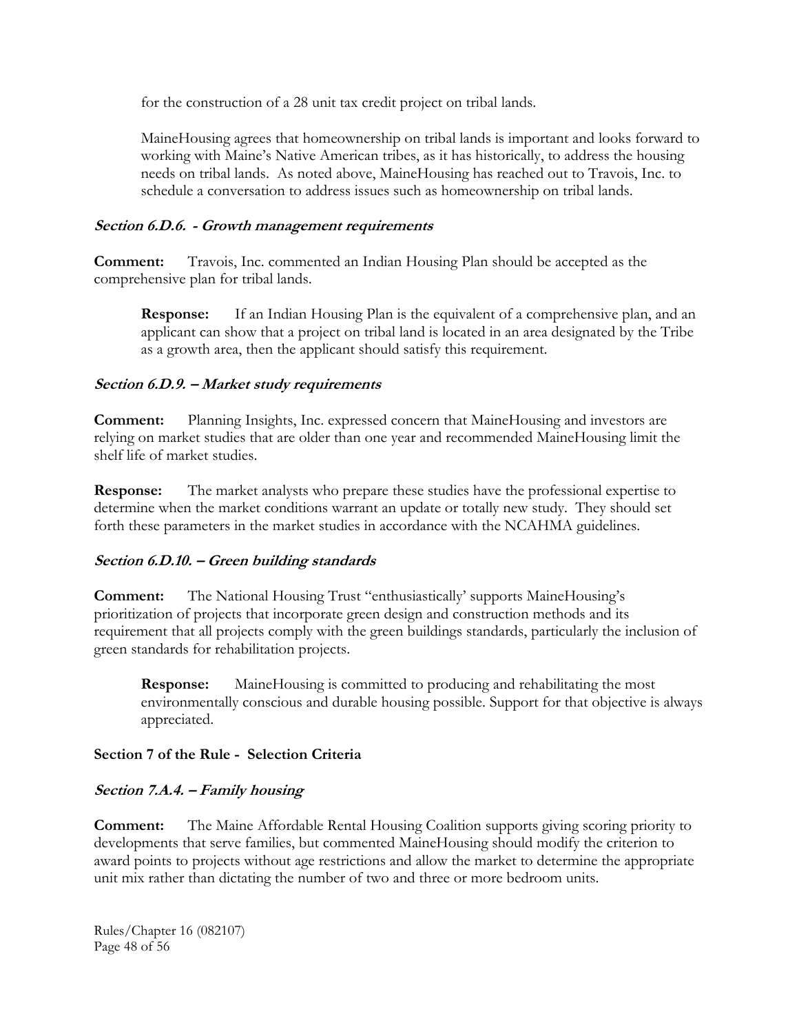for the construction of a 28 unit tax credit project on tribal lands.

MaineHousing agrees that homeownership on tribal lands is important and looks forward to working with Maine's Native American tribes, as it has historically, to address the housing needs on tribal lands. As noted above, MaineHousing has reached out to Travois, Inc. to schedule a conversation to address issues such as homeownership on tribal lands.

***Section 6.D.6. - Growth management requirements***

**Comment:** Travois, Inc. commented an Indian Housing Plan should be accepted as the comprehensive plan for tribal lands.

**Response:** If an Indian Housing Plan is the equivalent of a comprehensive plan, and an applicant can show that a project on tribal land is located in an area designated by the Tribe as a growth area, then the applicant should satisfy this requirement.

***Section 6.D.9. – Market study requirements***

**Comment:** Planning Insights, Inc. expressed concern that MaineHousing and investors are relying on market studies that are older than one year and recommended MaineHousing limit the shelf life of market studies.

**Response:** The market analysts who prepare these studies have the professional expertise to determine when the market conditions warrant an update or totally new study. They should set forth these parameters in the market studies in accordance with the NCAHMA guidelines.

***Section 6.D.10. – Green building standards***

**Comment:** The National Housing Trust "enthusiastically' supports MaineHousing's prioritization of projects that incorporate green design and construction methods and its requirement that all projects comply with the green buildings standards, particularly the inclusion of green standards for rehabilitation projects.

**Response:** MaineHousing is committed to producing and rehabilitating the most environmentally conscious and durable housing possible. Support for that objective is always appreciated.

**Section 7 of the Rule - Selection Criteria**

***Section 7.A.4. – Family housing***

**Comment:** The Maine Affordable Rental Housing Coalition supports giving scoring priority to developments that serve families, but commented MaineHousing should modify the criterion to award points to projects without age restrictions and allow the market to determine the appropriate unit mix rather than dictating the number of two and three or more bedroom units.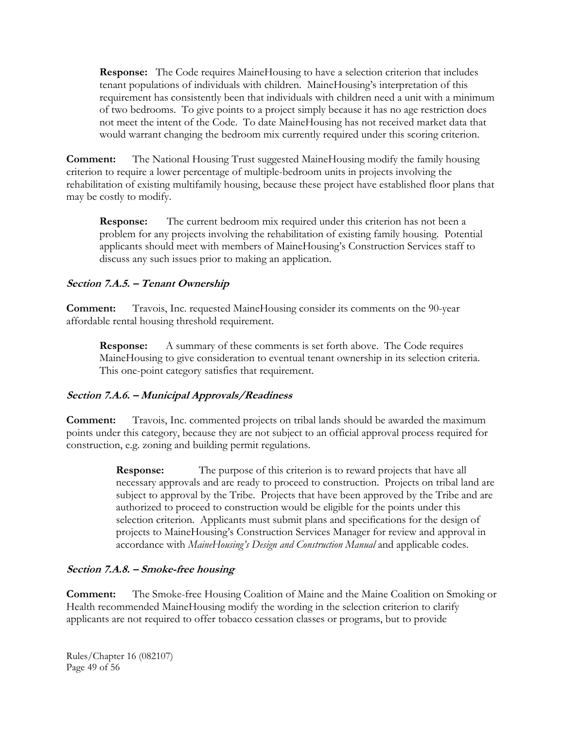**Response:** The Code requires MaineHousing to have a selection criterion that includes tenant populations of individuals with children. MaineHousing's interpretation of this requirement has consistently been that individuals with children need a unit with a minimum of two bedrooms. To give points to a project simply because it has no age restriction does not meet the intent of the Code. To date MaineHousing has not received market data that would warrant changing the bedroom mix currently required under this scoring criterion.

**Comment:** The National Housing Trust suggested MaineHousing modify the family housing criterion to require a lower percentage of multiple-bedroom units in projects involving the rehabilitation of existing multifamily housing, because these project have established floor plans that may be costly to modify.

**Response:** The current bedroom mix required under this criterion has not been a problem for any projects involving the rehabilitation of existing family housing. Potential applicants should meet with members of MaineHousing's Construction Services staff to discuss any such issues prior to making an application.

### *Section 7.A.5. – Tenant Ownership*

**Comment:** Travois, Inc. requested MaineHousing consider its comments on the 90-year affordable rental housing threshold requirement.

**Response:** A summary of these comments is set forth above. The Code requires MaineHousing to give consideration to eventual tenant ownership in its selection criteria. This one-point category satisfies that requirement.

### *Section 7.A.6. – Municipal Approvals/Readiness*

**Comment:** Travois, Inc. commented projects on tribal lands should be awarded the maximum points under this category, because they are not subject to an official approval process required for construction, e.g. zoning and building permit regulations.

**Response:** The purpose of this criterion is to reward projects that have all necessary approvals and are ready to proceed to construction. Projects on tribal land are subject to approval by the Tribe. Projects that have been approved by the Tribe and are authorized to proceed to construction would be eligible for the points under this selection criterion. Applicants must submit plans and specifications for the design of projects to MaineHousing's Construction Services Manager for review and approval in accordance with *MaineHousing's Design and Construction Manual* and applicable codes.

### *Section 7.A.8. – Smoke-free housing*

**Comment:** The Smoke-free Housing Coalition of Maine and the Maine Coalition on Smoking or Health recommended MaineHousing modify the wording in the selection criterion to clarify applicants are not required to offer tobacco cessation classes or programs, but to provide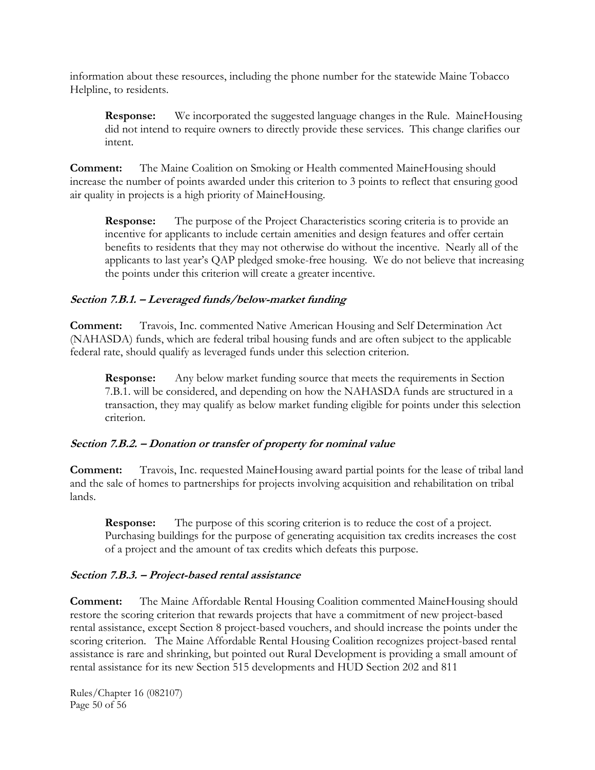information about these resources, including the phone number for the statewide Maine Tobacco Helpline, to residents.

> **Response:** We incorporated the suggested language changes in the Rule. MaineHousing did not intend to require owners to directly provide these services. This change clarifies our intent.

**Comment:** The Maine Coalition on Smoking or Health commented MaineHousing should increase the number of points awarded under this criterion to 3 points to reflect that ensuring good air quality in projects is a high priority of MaineHousing.

> **Response:** The purpose of the Project Characteristics scoring criteria is to provide an incentive for applicants to include certain amenities and design features and offer certain benefits to residents that they may not otherwise do without the incentive. Nearly all of the applicants to last year's QAP pledged smoke-free housing. We do not believe that increasing the points under this criterion will create a greater incentive.

### *Section 7.B.1. – Leveraged funds/below-market funding*

**Comment:** Travois, Inc. commented Native American Housing and Self Determination Act (NAHASDA) funds, which are federal tribal housing funds and are often subject to the applicable federal rate, should qualify as leveraged funds under this selection criterion.

> **Response:** Any below market funding source that meets the requirements in Section 7.B.1. will be considered, and depending on how the NAHASDA funds are structured in a transaction, they may qualify as below market funding eligible for points under this selection criterion.

### *Section 7.B.2. – Donation or transfer of property for nominal value*

**Comment:** Travois, Inc. requested MaineHousing award partial points for the lease of tribal land and the sale of homes to partnerships for projects involving acquisition and rehabilitation on tribal lands.

> **Response:** The purpose of this scoring criterion is to reduce the cost of a project. Purchasing buildings for the purpose of generating acquisition tax credits increases the cost of a project and the amount of tax credits which defeats this purpose.

### *Section 7.B.3. – Project-based rental assistance*

**Comment:** The Maine Affordable Rental Housing Coalition commented MaineHousing should restore the scoring criterion that rewards projects that have a commitment of new project-based rental assistance, except Section 8 project-based vouchers, and should increase the points under the scoring criterion. The Maine Affordable Rental Housing Coalition recognizes project-based rental assistance is rare and shrinking, but pointed out Rural Development is providing a small amount of rental assistance for its new Section 515 developments and HUD Section 202 and 811

Rules/Chapter 16 (082107)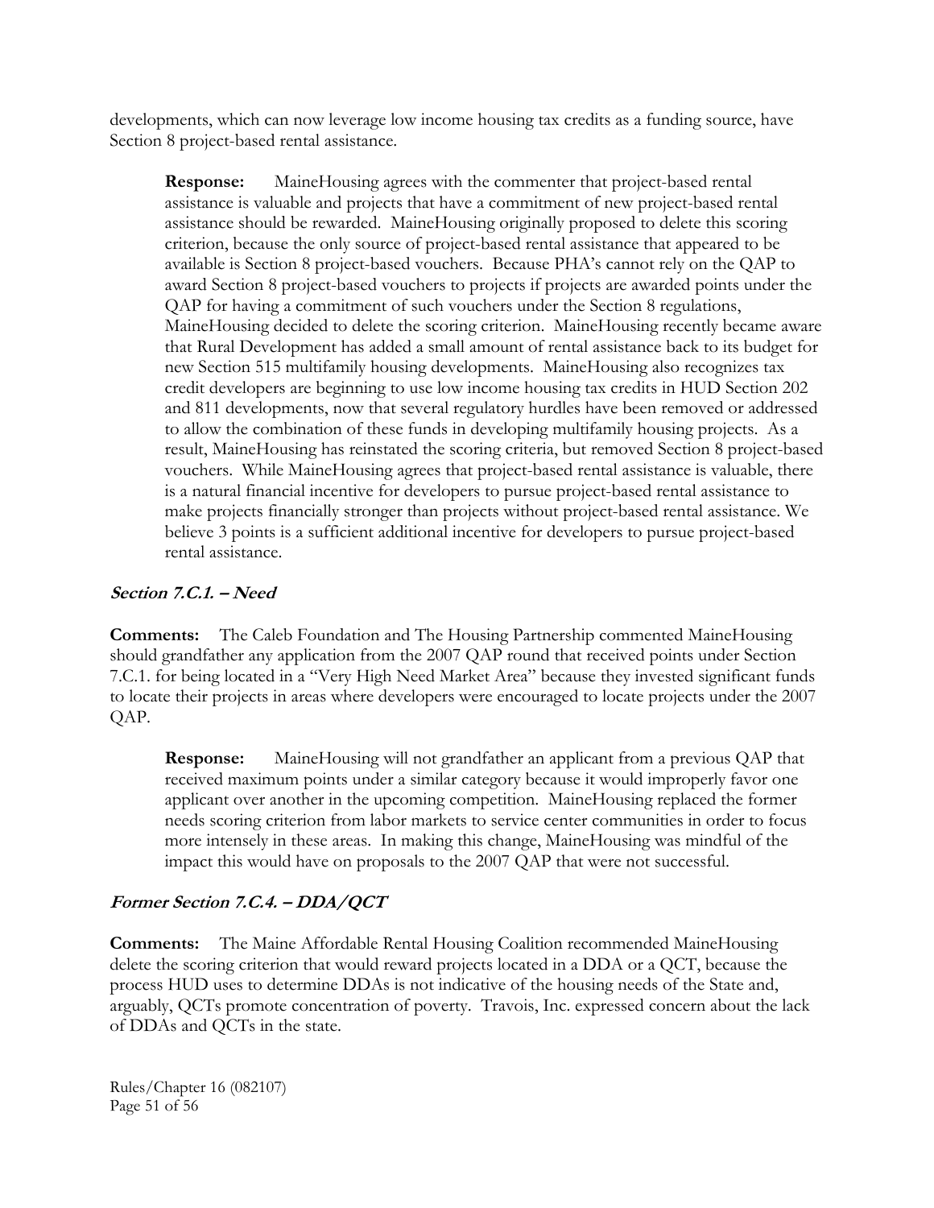developments, which can now leverage low income housing tax credits as a funding source, have Section 8 project-based rental assistance.

> **Response:** MaineHousing agrees with the commenter that project-based rental assistance is valuable and projects that have a commitment of new project-based rental assistance should be rewarded. MaineHousing originally proposed to delete this scoring criterion, because the only source of project-based rental assistance that appeared to be available is Section 8 project-based vouchers. Because PHA's cannot rely on the QAP to award Section 8 project-based vouchers to projects if projects are awarded points under the QAP for having a commitment of such vouchers under the Section 8 regulations, MaineHousing decided to delete the scoring criterion. MaineHousing recently became aware that Rural Development has added a small amount of rental assistance back to its budget for new Section 515 multifamily housing developments. MaineHousing also recognizes tax credit developers are beginning to use low income housing tax credits in HUD Section 202 and 811 developments, now that several regulatory hurdles have been removed or addressed to allow the combination of these funds in developing multifamily housing projects. As a result, MaineHousing has reinstated the scoring criteria, but removed Section 8 project-based vouchers. While MaineHousing agrees that project-based rental assistance is valuable, there is a natural financial incentive for developers to pursue project-based rental assistance to make projects financially stronger than projects without project-based rental assistance. We believe 3 points is a sufficient additional incentive for developers to pursue project-based rental assistance.

### *Section 7.C.1. – Need*

**Comments:** The Caleb Foundation and The Housing Partnership commented MaineHousing should grandfather any application from the 2007 QAP round that received points under Section 7.C.1. for being located in a "Very High Need Market Area" because they invested significant funds to locate their projects in areas where developers were encouraged to locate projects under the 2007 QAP.

> **Response:** MaineHousing will not grandfather an applicant from a previous QAP that received maximum points under a similar category because it would improperly favor one applicant over another in the upcoming competition. MaineHousing replaced the former needs scoring criterion from labor markets to service center communities in order to focus more intensely in these areas. In making this change, MaineHousing was mindful of the impact this would have on proposals to the 2007 QAP that were not successful.

### *Former Section 7.C.4. – DDA/QCT*

**Comments:** The Maine Affordable Rental Housing Coalition recommended MaineHousing delete the scoring criterion that would reward projects located in a DDA or a QCT, because the process HUD uses to determine DDAs is not indicative of the housing needs of the State and, arguably, QCTs promote concentration of poverty. Travois, Inc. expressed concern about the lack of DDAs and QCTs in the state.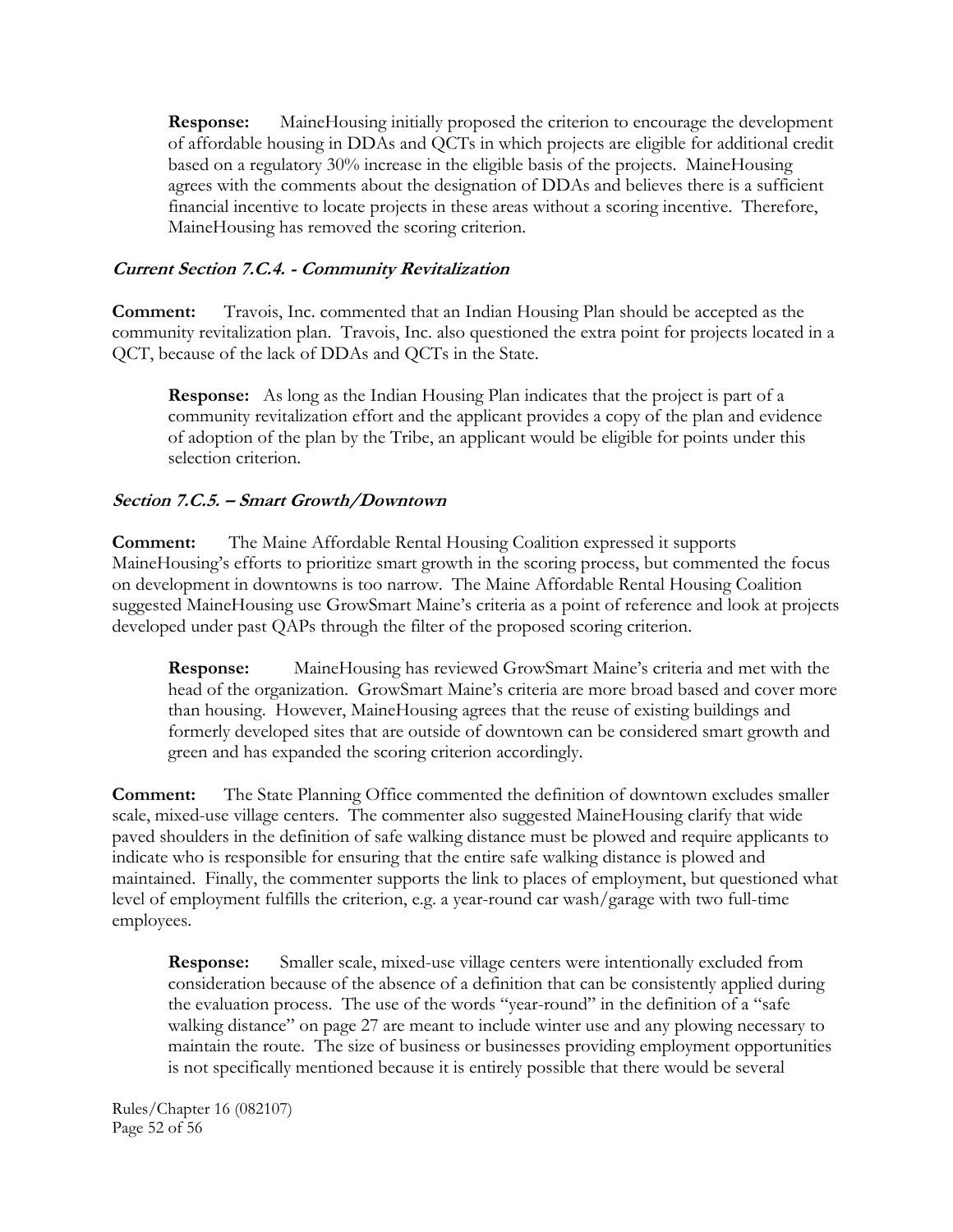**Response:** MaineHousing initially proposed the criterion to encourage the development of affordable housing in DDAs and QCTs in which projects are eligible for additional credit based on a regulatory 30% increase in the eligible basis of the projects. MaineHousing agrees with the comments about the designation of DDAs and believes there is a sufficient financial incentive to locate projects in these areas without a scoring incentive. Therefore, MaineHousing has removed the scoring criterion.

### *Current Section 7.C.4. - Community Revitalization*

**Comment:** Travois, Inc. commented that an Indian Housing Plan should be accepted as the community revitalization plan. Travois, Inc. also questioned the extra point for projects located in a QCT, because of the lack of DDAs and QCTs in the State.

**Response:** As long as the Indian Housing Plan indicates that the project is part of a community revitalization effort and the applicant provides a copy of the plan and evidence of adoption of the plan by the Tribe, an applicant would be eligible for points under this selection criterion.

### *Section 7.C.5. – Smart Growth/Downtown*

**Comment:** The Maine Affordable Rental Housing Coalition expressed it supports MaineHousing's efforts to prioritize smart growth in the scoring process, but commented the focus on development in downtowns is too narrow. The Maine Affordable Rental Housing Coalition suggested MaineHousing use GrowSmart Maine's criteria as a point of reference and look at projects developed under past QAPs through the filter of the proposed scoring criterion.

**Response:** MaineHousing has reviewed GrowSmart Maine's criteria and met with the head of the organization. GrowSmart Maine's criteria are more broad based and cover more than housing. However, MaineHousing agrees that the reuse of existing buildings and formerly developed sites that are outside of downtown can be considered smart growth and green and has expanded the scoring criterion accordingly.

**Comment:** The State Planning Office commented the definition of downtown excludes smaller scale, mixed-use village centers. The commenter also suggested MaineHousing clarify that wide paved shoulders in the definition of safe walking distance must be plowed and require applicants to indicate who is responsible for ensuring that the entire safe walking distance is plowed and maintained. Finally, the commenter supports the link to places of employment, but questioned what level of employment fulfills the criterion, e.g. a year-round car wash/garage with two full-time employees.

**Response:** Smaller scale, mixed-use village centers were intentionally excluded from consideration because of the absence of a definition that can be consistently applied during the evaluation process. The use of the words "year-round" in the definition of a "safe walking distance" on page 27 are meant to include winter use and any plowing necessary to maintain the route. The size of business or businesses providing employment opportunities is not specifically mentioned because it is entirely possible that there would be several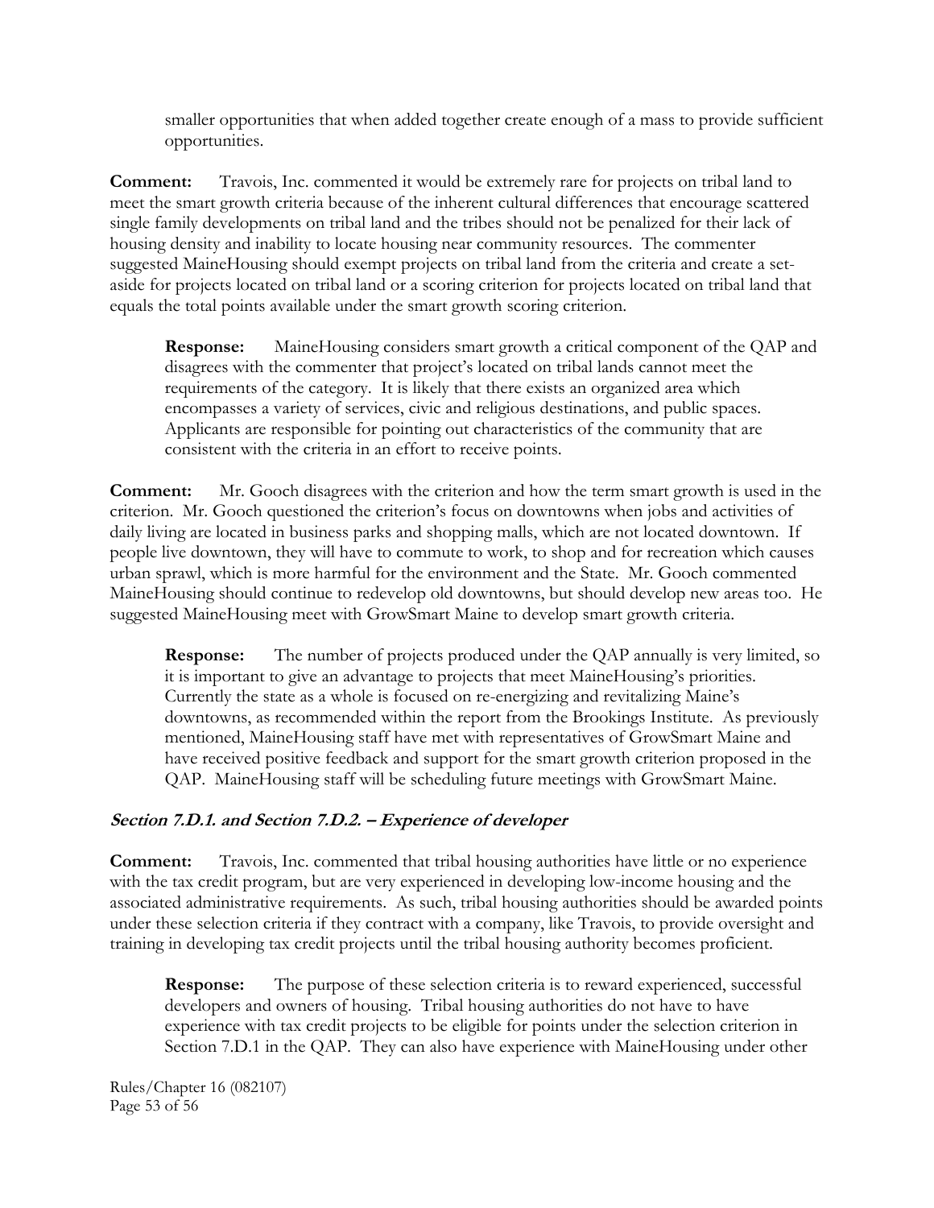smaller opportunities that when added together create enough of a mass to provide sufficient opportunities.

**Comment:** Travois, Inc. commented it would be extremely rare for projects on tribal land to meet the smart growth criteria because of the inherent cultural differences that encourage scattered single family developments on tribal land and the tribes should not be penalized for their lack of housing density and inability to locate housing near community resources. The commenter suggested MaineHousing should exempt projects on tribal land from the criteria and create a set-aside for projects located on tribal land or a scoring criterion for projects located on tribal land that equals the total points available under the smart growth scoring criterion.

> **Response:** MaineHousing considers smart growth a critical component of the QAP and disagrees with the commenter that project's located on tribal lands cannot meet the requirements of the category. It is likely that there exists an organized area which encompasses a variety of services, civic and religious destinations, and public spaces. Applicants are responsible for pointing out characteristics of the community that are consistent with the criteria in an effort to receive points.

**Comment:** Mr. Gooch disagrees with the criterion and how the term smart growth is used in the criterion. Mr. Gooch questioned the criterion's focus on downtowns when jobs and activities of daily living are located in business parks and shopping malls, which are not located downtown. If people live downtown, they will have to commute to work, to shop and for recreation which causes urban sprawl, which is more harmful for the environment and the State. Mr. Gooch commented MaineHousing should continue to redevelop old downtowns, but should develop new areas too. He suggested MaineHousing meet with GrowSmart Maine to develop smart growth criteria.

> **Response:** The number of projects produced under the QAP annually is very limited, so it is important to give an advantage to projects that meet MaineHousing's priorities. Currently the state as a whole is focused on re-energizing and revitalizing Maine's downtowns, as recommended within the report from the Brookings Institute. As previously mentioned, MaineHousing staff have met with representatives of GrowSmart Maine and have received positive feedback and support for the smart growth criterion proposed in the QAP. MaineHousing staff will be scheduling future meetings with GrowSmart Maine.

### *Section 7.D.1. and Section 7.D.2. – Experience of developer*

**Comment:** Travois, Inc. commented that tribal housing authorities have little or no experience with the tax credit program, but are very experienced in developing low-income housing and the associated administrative requirements. As such, tribal housing authorities should be awarded points under these selection criteria if they contract with a company, like Travois, to provide oversight and training in developing tax credit projects until the tribal housing authority becomes proficient.

> **Response:** The purpose of these selection criteria is to reward experienced, successful developers and owners of housing. Tribal housing authorities do not have to have experience with tax credit projects to be eligible for points under the selection criterion in Section 7.D.1 in the QAP. They can also have experience with MaineHousing under other

Rules/Chapter 16 (082107)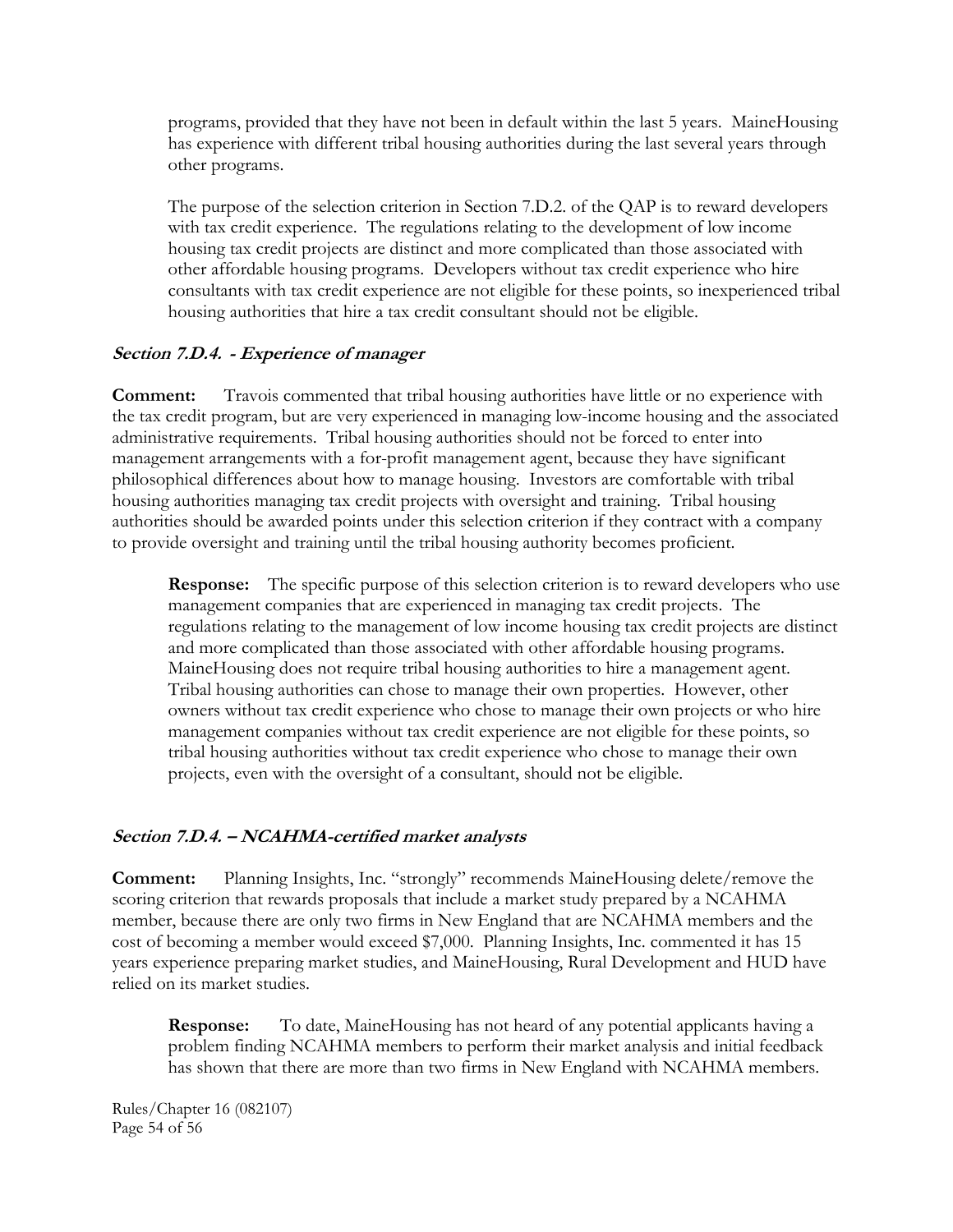programs, provided that they have not been in default within the last 5 years. MaineHousing has experience with different tribal housing authorities during the last several years through other programs.

The purpose of the selection criterion in Section 7.D.2. of the QAP is to reward developers with tax credit experience. The regulations relating to the development of low income housing tax credit projects are distinct and more complicated than those associated with other affordable housing programs. Developers without tax credit experience who hire consultants with tax credit experience are not eligible for these points, so inexperienced tribal housing authorities that hire a tax credit consultant should not be eligible.

### *Section 7.D.4. - Experience of manager*

**Comment:** Travois commented that tribal housing authorities have little or no experience with the tax credit program, but are very experienced in managing low-income housing and the associated administrative requirements. Tribal housing authorities should not be forced to enter into management arrangements with a for-profit management agent, because they have significant philosophical differences about how to manage housing. Investors are comfortable with tribal housing authorities managing tax credit projects with oversight and training. Tribal housing authorities should be awarded points under this selection criterion if they contract with a company to provide oversight and training until the tribal housing authority becomes proficient.

**Response:** The specific purpose of this selection criterion is to reward developers who use management companies that are experienced in managing tax credit projects. The regulations relating to the management of low income housing tax credit projects are distinct and more complicated than those associated with other affordable housing programs. MaineHousing does not require tribal housing authorities to hire a management agent. Tribal housing authorities can chose to manage their own properties. However, other owners without tax credit experience who chose to manage their own projects or who hire management companies without tax credit experience are not eligible for these points, so tribal housing authorities without tax credit experience who chose to manage their own projects, even with the oversight of a consultant, should not be eligible.

### *Section 7.D.4. – NCAHMA-certified market analysts*

**Comment:** Planning Insights, Inc. "strongly" recommends MaineHousing delete/remove the scoring criterion that rewards proposals that include a market study prepared by a NCAHMA member, because there are only two firms in New England that are NCAHMA members and the cost of becoming a member would exceed $7,000. Planning Insights, Inc. commented it has 15 years experience preparing market studies, and MaineHousing, Rural Development and HUD have relied on its market studies.

**Response:** To date, MaineHousing has not heard of any potential applicants having a problem finding NCAHMA members to perform their market analysis and initial feedback has shown that there are more than two firms in New England with NCAHMA members.

Rules/Chapter 16 (082107)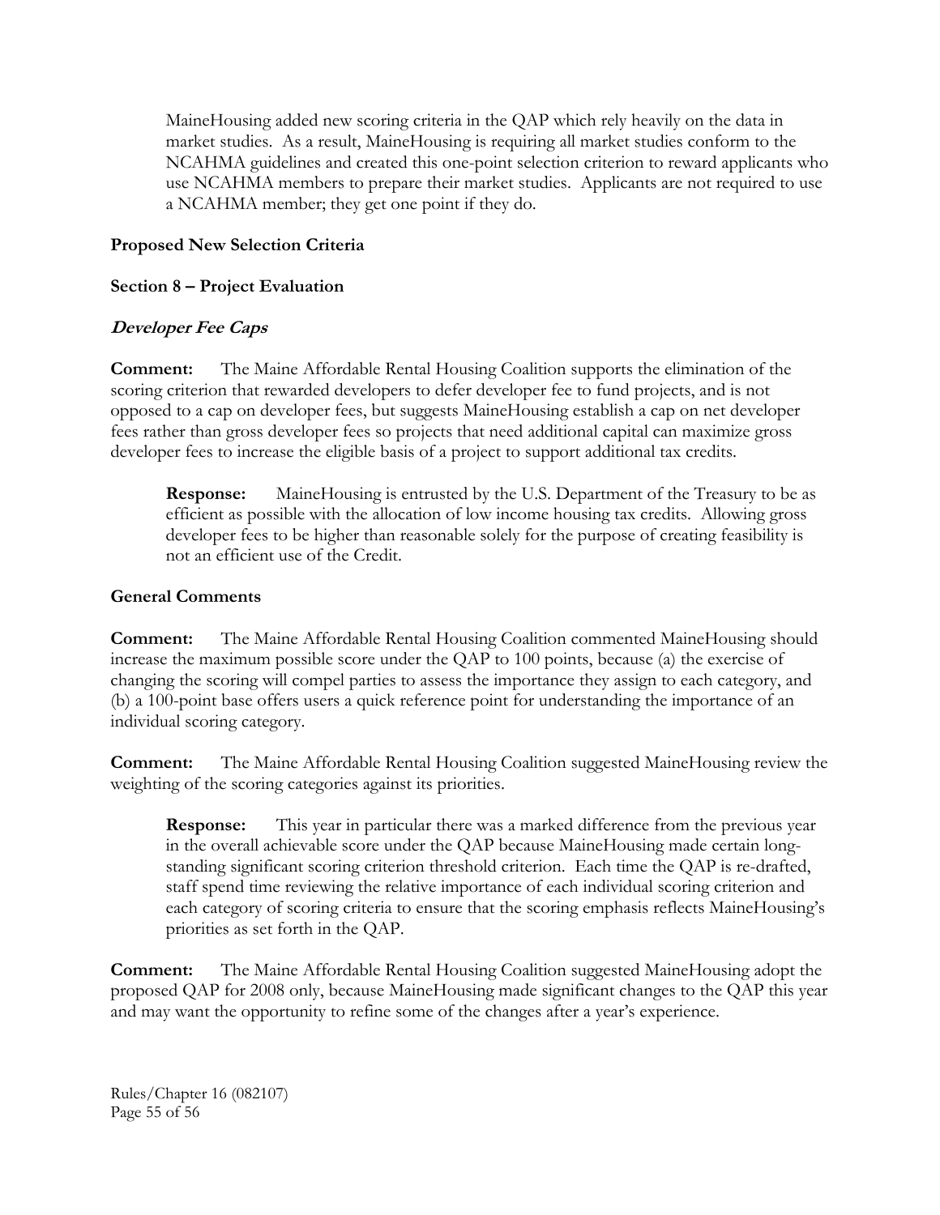MaineHousing added new scoring criteria in the QAP which rely heavily on the data in market studies. As a result, MaineHousing is requiring all market studies conform to the NCAHMA guidelines and created this one-point selection criterion to reward applicants who use NCAHMA members to prepare their market studies. Applicants are not required to use a NCAHMA member; they get one point if they do.

**Proposed New Selection Criteria**

**Section 8 – Project Evaluation**

***Developer Fee Caps***

**Comment:** The Maine Affordable Rental Housing Coalition supports the elimination of the scoring criterion that rewarded developers to defer developer fee to fund projects, and is not opposed to a cap on developer fees, but suggests MaineHousing establish a cap on net developer fees rather than gross developer fees so projects that need additional capital can maximize gross developer fees to increase the eligible basis of a project to support additional tax credits.

> **Response:** MaineHousing is entrusted by the U.S. Department of the Treasury to be as efficient as possible with the allocation of low income housing tax credits. Allowing gross developer fees to be higher than reasonable solely for the purpose of creating feasibility is not an efficient use of the Credit.

**General Comments**

**Comment:** The Maine Affordable Rental Housing Coalition commented MaineHousing should increase the maximum possible score under the QAP to 100 points, because (a) the exercise of changing the scoring will compel parties to assess the importance they assign to each category, and (b) a 100-point base offers users a quick reference point for understanding the importance of an individual scoring category.

**Comment:** The Maine Affordable Rental Housing Coalition suggested MaineHousing review the weighting of the scoring categories against its priorities.

> **Response:** This year in particular there was a marked difference from the previous year in the overall achievable score under the QAP because MaineHousing made certain long-standing significant scoring criterion threshold criterion. Each time the QAP is re-drafted, staff spend time reviewing the relative importance of each individual scoring criterion and each category of scoring criteria to ensure that the scoring emphasis reflects MaineHousing's priorities as set forth in the QAP.

**Comment:** The Maine Affordable Rental Housing Coalition suggested MaineHousing adopt the proposed QAP for 2008 only, because MaineHousing made significant changes to the QAP this year and may want the opportunity to refine some of the changes after a year's experience.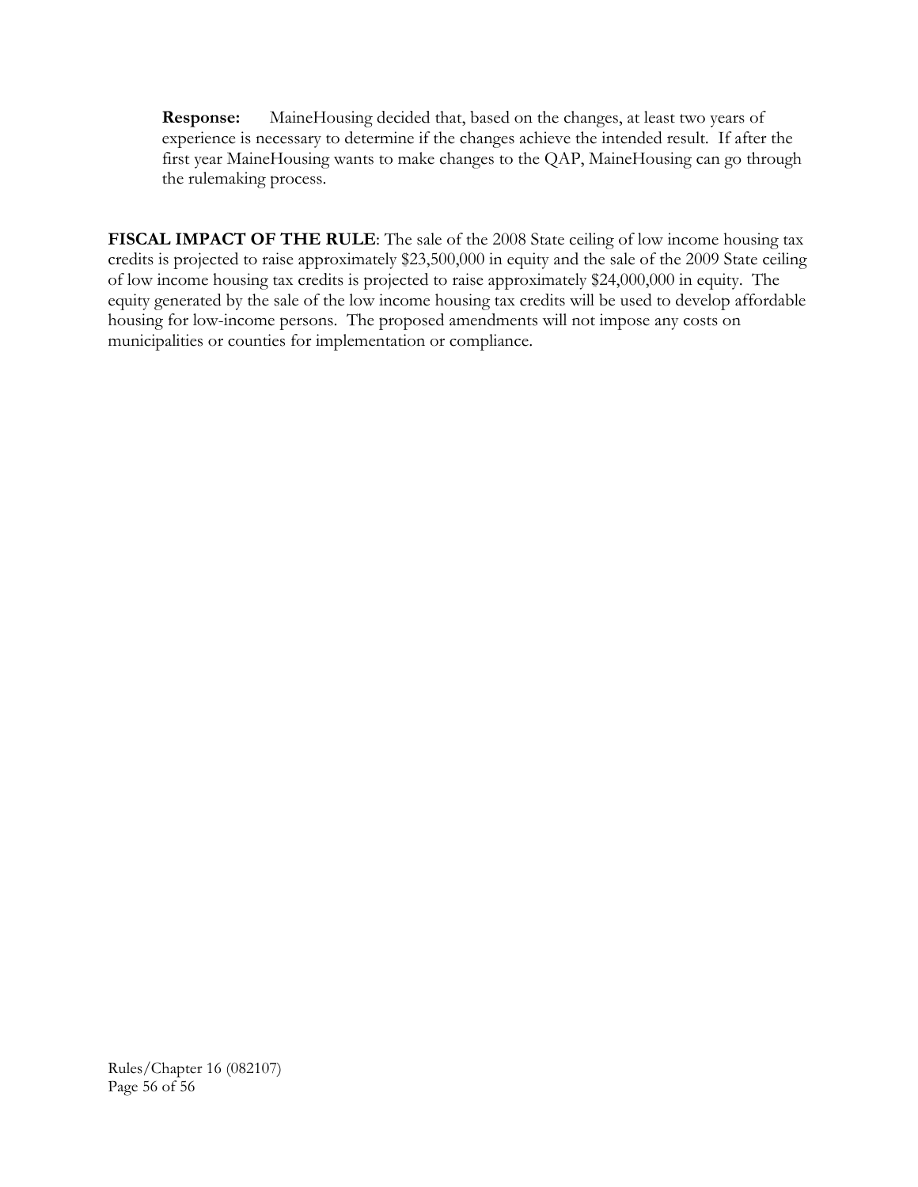**Response:** MaineHousing decided that, based on the changes, at least two years of experience is necessary to determine if the changes achieve the intended result. If after the first year MaineHousing wants to make changes to the QAP, MaineHousing can go through the rulemaking process.

**FISCAL IMPACT OF THE RULE**: The sale of the 2008 State ceiling of low income housing tax credits is projected to raise approximately $23,500,000 in equity and the sale of the 2009 State ceiling of low income housing tax credits is projected to raise approximately $24,000,000 in equity. The equity generated by the sale of the low income housing tax credits will be used to develop affordable housing for low-income persons. The proposed amendments will not impose any costs on municipalities or counties for implementation or compliance.